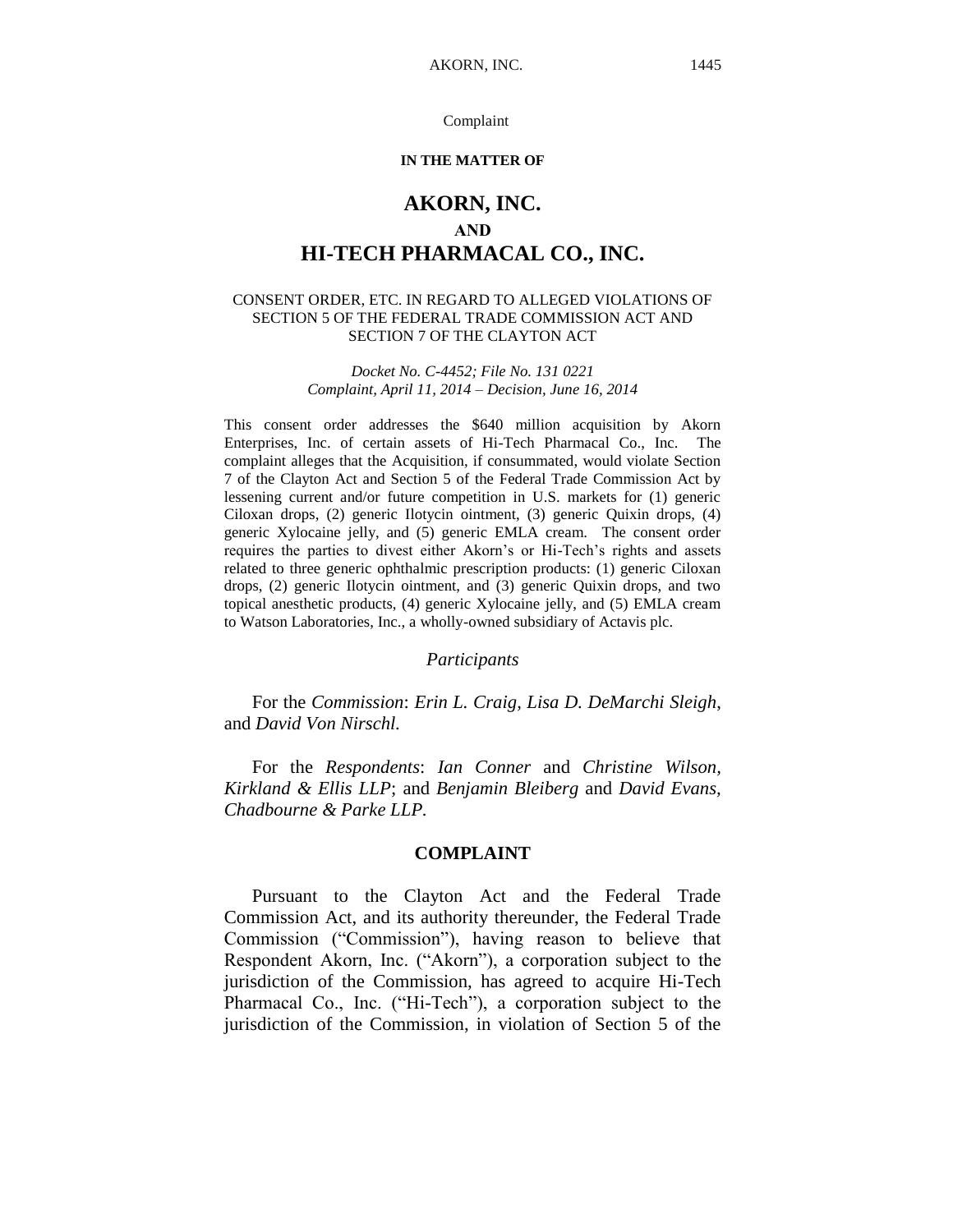Complaint

**IN THE MATTER OF**

# AKORN, INC.
## AND
# HI-TECH PHARMACAL CO., INC.

CONSENT ORDER, ETC. IN REGARD TO ALLEGED VIOLATIONS OF SECTION 5 OF THE FEDERAL TRADE COMMISSION ACT AND SECTION 7 OF THE CLAYTON ACT

*Docket No. C-4452; File No. 131 0221*
*Complaint, April 11, 2014 – Decision, June 16, 2014*

This consent order addresses the $640 million acquisition by Akorn Enterprises, Inc. of certain assets of Hi-Tech Pharmacal Co., Inc. The complaint alleges that the Acquisition, if consummated, would violate Section 7 of the Clayton Act and Section 5 of the Federal Trade Commission Act by lessening current and/or future competition in U.S. markets for (1) generic Ciloxan drops, (2) generic Ilotycin ointment, (3) generic Quixin drops, (4) generic Xylocaine jelly, and (5) generic EMLA cream. The consent order requires the parties to divest either Akorn's or Hi-Tech's rights and assets related to three generic ophthalmic prescription products: (1) generic Ciloxan drops, (2) generic Ilotycin ointment, and (3) generic Quixin drops, and two topical anesthetic products, (4) generic Xylocaine jelly, and (5) EMLA cream to Watson Laboratories, Inc., a wholly-owned subsidiary of Actavis plc.

*Participants*

For the *Commission*: *Erin L. Craig*, *Lisa D. DeMarchi Sleigh*, and *David Von Nirschl.*

For the *Respondents*: *Ian Conner* and *Christine Wilson, Kirkland & Ellis LLP*; and *Benjamin Bleiberg* and *David Evans, Chadbourne & Parke LLP.*

## COMPLAINT

Pursuant to the Clayton Act and the Federal Trade Commission Act, and its authority thereunder, the Federal Trade Commission ("Commission"), having reason to believe that Respondent Akorn, Inc. ("Akorn"), a corporation subject to the jurisdiction of the Commission, has agreed to acquire Hi-Tech Pharmacal Co., Inc. ("Hi-Tech"), a corporation subject to the jurisdiction of the Commission, in violation of Section 5 of the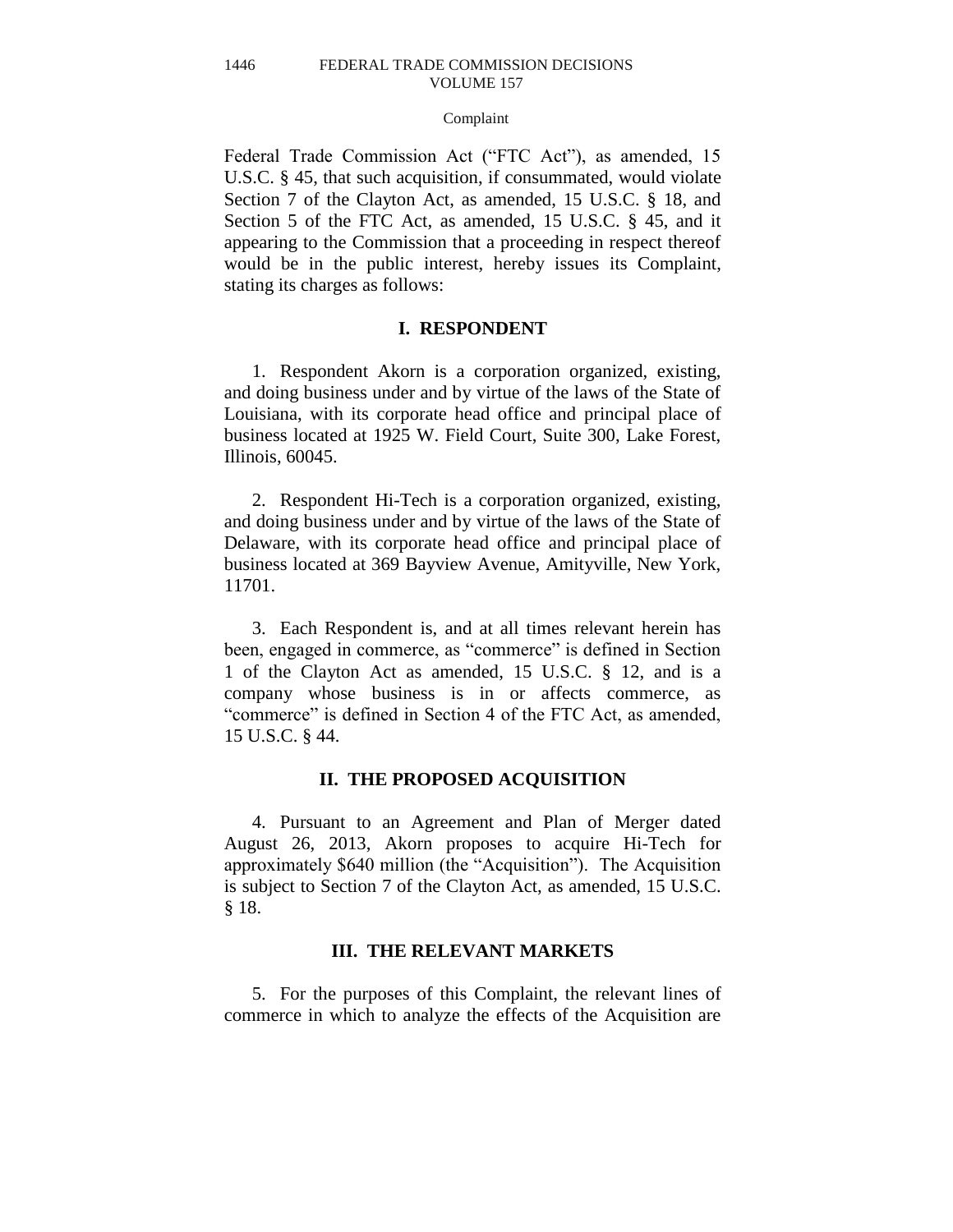Federal Trade Commission Act ("FTC Act"), as amended, 15 U.S.C. § 45, that such acquisition, if consummated, would violate Section 7 of the Clayton Act, as amended, 15 U.S.C. § 18, and Section 5 of the FTC Act, as amended, 15 U.S.C. § 45, and it appearing to the Commission that a proceeding in respect thereof would be in the public interest, hereby issues its Complaint, stating its charges as follows:

## I. RESPONDENT

1. Respondent Akorn is a corporation organized, existing, and doing business under and by virtue of the laws of the State of Louisiana, with its corporate head office and principal place of business located at 1925 W. Field Court, Suite 300, Lake Forest, Illinois, 60045.

2. Respondent Hi-Tech is a corporation organized, existing, and doing business under and by virtue of the laws of the State of Delaware, with its corporate head office and principal place of business located at 369 Bayview Avenue, Amityville, New York, 11701.

3. Each Respondent is, and at all times relevant herein has been, engaged in commerce, as "commerce" is defined in Section 1 of the Clayton Act as amended, 15 U.S.C. § 12, and is a company whose business is in or affects commerce, as "commerce" is defined in Section 4 of the FTC Act, as amended, 15 U.S.C. § 44.

## II. THE PROPOSED ACQUISITION

4. Pursuant to an Agreement and Plan of Merger dated August 26, 2013, Akorn proposes to acquire Hi-Tech for approximately $640 million (the "Acquisition"). The Acquisition is subject to Section 7 of the Clayton Act, as amended, 15 U.S.C. § 18.

## III. THE RELEVANT MARKETS

5. For the purposes of this Complaint, the relevant lines of commerce in which to analyze the effects of the Acquisition are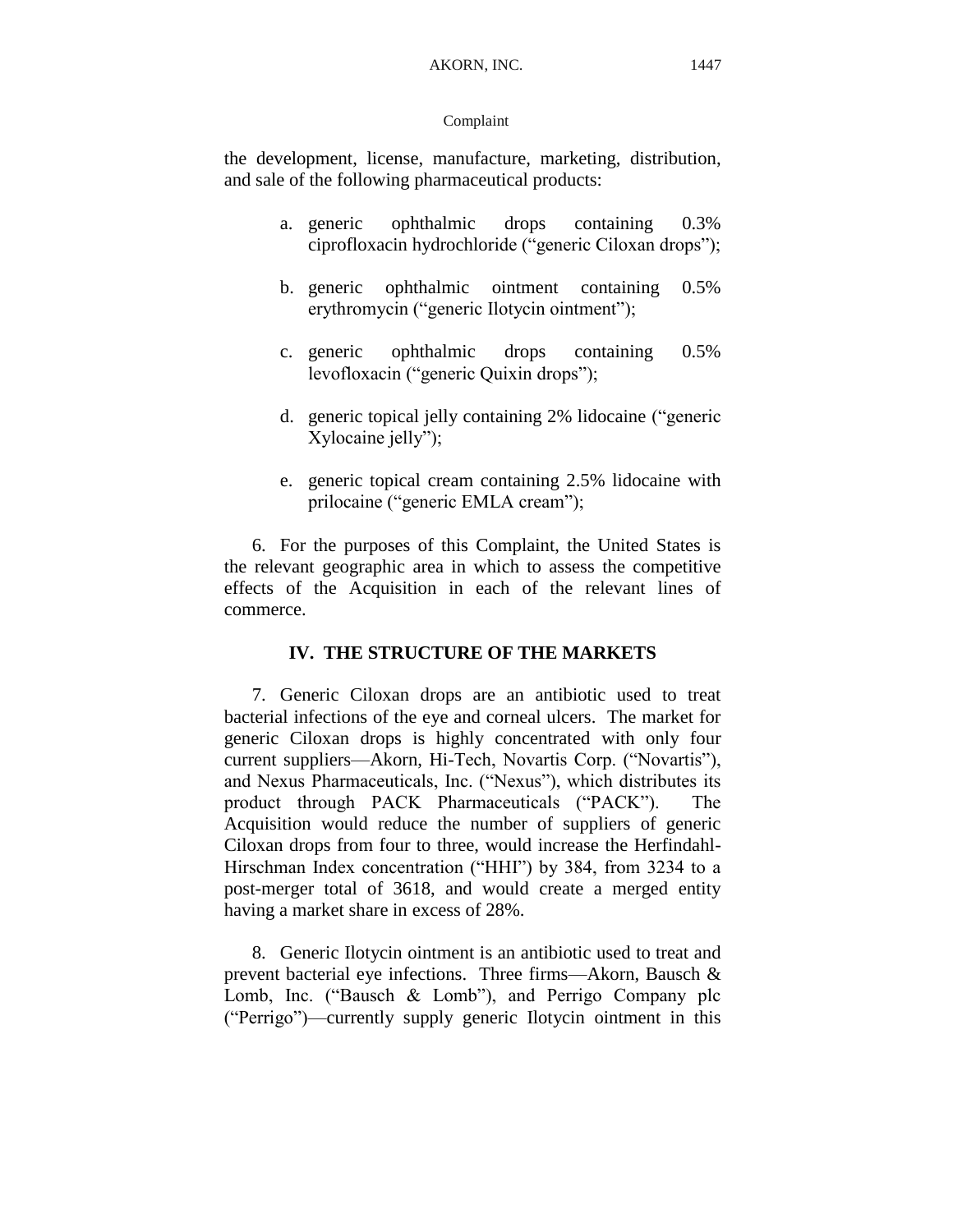the development, license, manufacture, marketing, distribution, and sale of the following pharmaceutical products:

a. generic ophthalmic drops containing 0.3% ciprofloxacin hydrochloride ("generic Ciloxan drops");

b. generic ophthalmic ointment containing 0.5% erythromycin ("generic Ilotycin ointment");

c. generic ophthalmic drops containing 0.5% levofloxacin ("generic Quixin drops");

d. generic topical jelly containing 2% lidocaine ("generic Xylocaine jelly");

e. generic topical cream containing 2.5% lidocaine with prilocaine ("generic EMLA cream");

6. For the purposes of this Complaint, the United States is the relevant geographic area in which to assess the competitive effects of the Acquisition in each of the relevant lines of commerce.

## IV. THE STRUCTURE OF THE MARKETS

7. Generic Ciloxan drops are an antibiotic used to treat bacterial infections of the eye and corneal ulcers. The market for generic Ciloxan drops is highly concentrated with only four current suppliers—Akorn, Hi-Tech, Novartis Corp. ("Novartis"), and Nexus Pharmaceuticals, Inc. ("Nexus"), which distributes its product through PACK Pharmaceuticals ("PACK"). The Acquisition would reduce the number of suppliers of generic Ciloxan drops from four to three, would increase the Herfindahl-Hirschman Index concentration ("HHI") by 384, from 3234 to a post-merger total of 3618, and would create a merged entity having a market share in excess of 28%.

8. Generic Ilotycin ointment is an antibiotic used to treat and prevent bacterial eye infections. Three firms—Akorn, Bausch & Lomb, Inc. ("Bausch & Lomb"), and Perrigo Company plc ("Perrigo")—currently supply generic Ilotycin ointment in this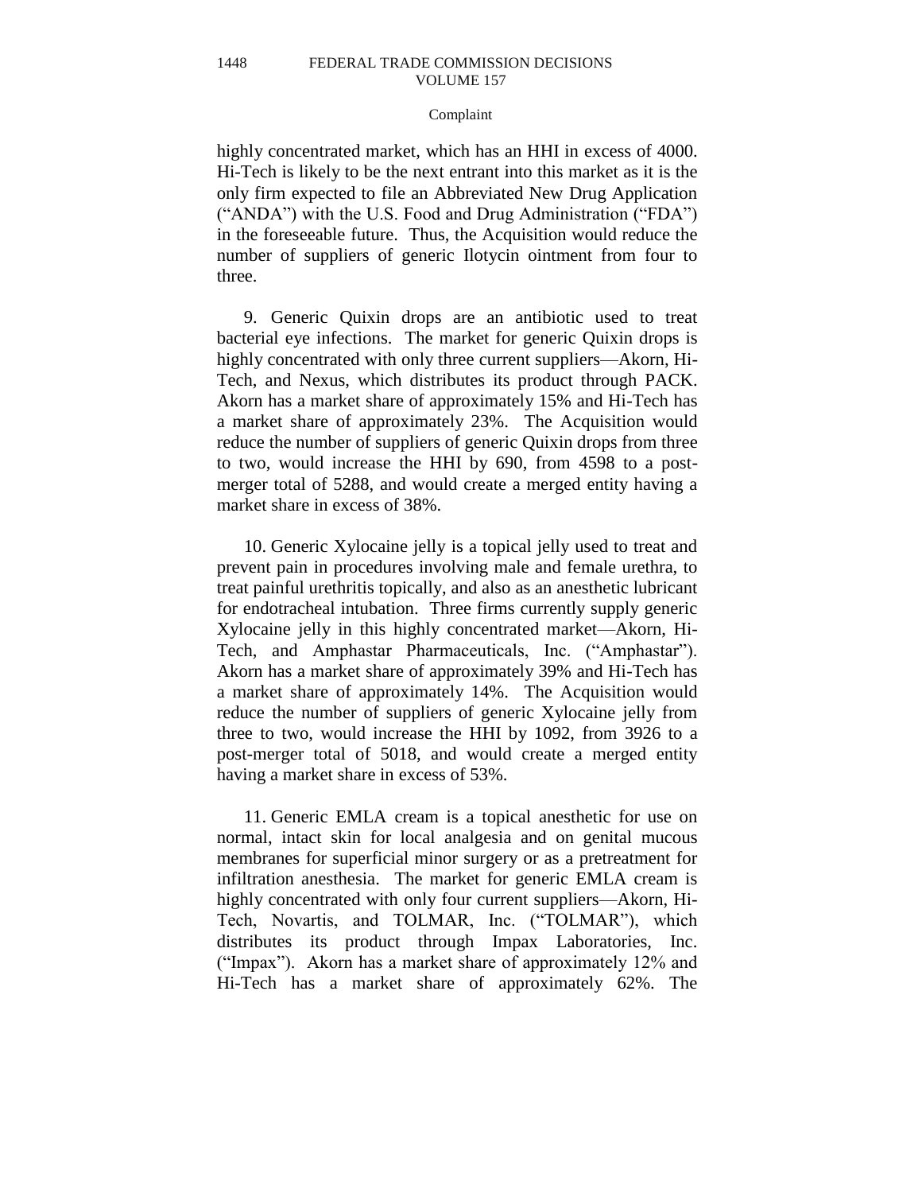highly concentrated market, which has an HHI in excess of 4000. Hi-Tech is likely to be the next entrant into this market as it is the only firm expected to file an Abbreviated New Drug Application ("ANDA") with the U.S. Food and Drug Administration ("FDA") in the foreseeable future. Thus, the Acquisition would reduce the number of suppliers of generic Ilotycin ointment from four to three.

9. Generic Quixin drops are an antibiotic used to treat bacterial eye infections. The market for generic Quixin drops is highly concentrated with only three current suppliers—Akorn, Hi-Tech, and Nexus, which distributes its product through PACK. Akorn has a market share of approximately 15% and Hi-Tech has a market share of approximately 23%. The Acquisition would reduce the number of suppliers of generic Quixin drops from three to two, would increase the HHI by 690, from 4598 to a post-merger total of 5288, and would create a merged entity having a market share in excess of 38%.

10. Generic Xylocaine jelly is a topical jelly used to treat and prevent pain in procedures involving male and female urethra, to treat painful urethritis topically, and also as an anesthetic lubricant for endotracheal intubation. Three firms currently supply generic Xylocaine jelly in this highly concentrated market—Akorn, Hi-Tech, and Amphastar Pharmaceuticals, Inc. ("Amphastar"). Akorn has a market share of approximately 39% and Hi-Tech has a market share of approximately 14%. The Acquisition would reduce the number of suppliers of generic Xylocaine jelly from three to two, would increase the HHI by 1092, from 3926 to a post-merger total of 5018, and would create a merged entity having a market share in excess of 53%.

11. Generic EMLA cream is a topical anesthetic for use on normal, intact skin for local analgesia and on genital mucous membranes for superficial minor surgery or as a pretreatment for infiltration anesthesia. The market for generic EMLA cream is highly concentrated with only four current suppliers—Akorn, Hi-Tech, Novartis, and TOLMAR, Inc. ("TOLMAR"), which distributes its product through Impax Laboratories, Inc. ("Impax"). Akorn has a market share of approximately 12% and Hi-Tech has a market share of approximately 62%. The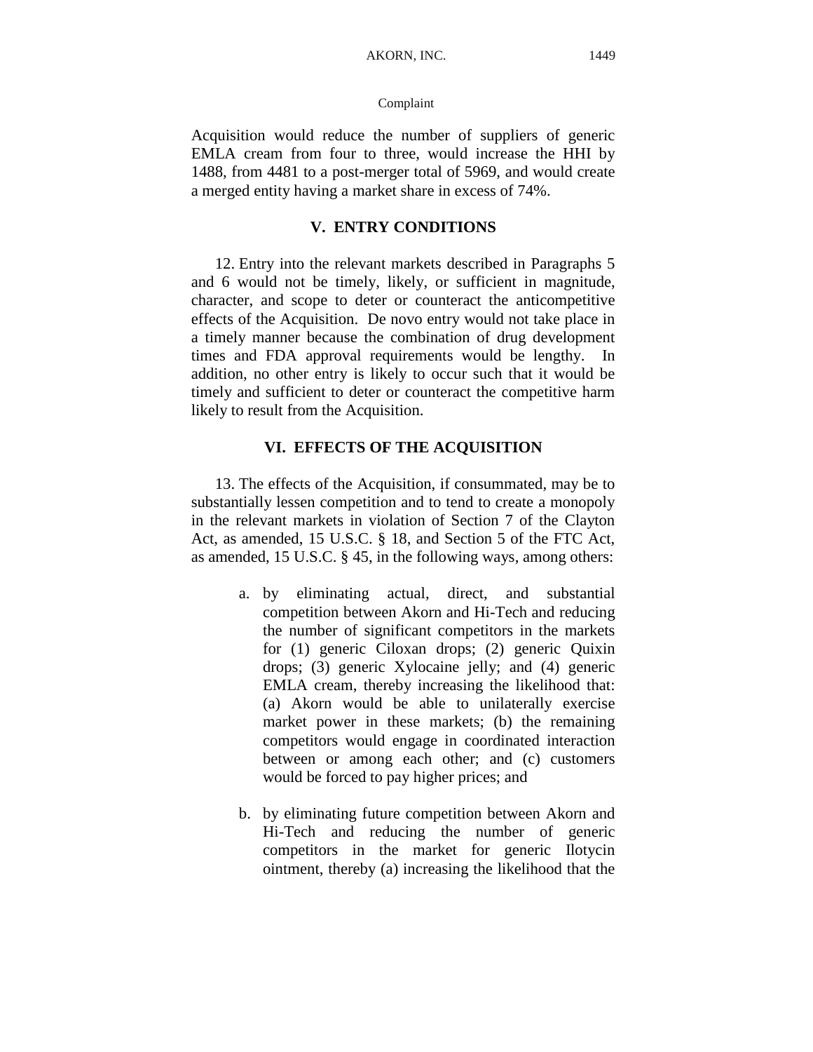Acquisition would reduce the number of suppliers of generic EMLA cream from four to three, would increase the HHI by 1488, from 4481 to a post-merger total of 5969, and would create a merged entity having a market share in excess of 74%.

## V. ENTRY CONDITIONS

12. Entry into the relevant markets described in Paragraphs 5 and 6 would not be timely, likely, or sufficient in magnitude, character, and scope to deter or counteract the anticompetitive effects of the Acquisition. De novo entry would not take place in a timely manner because the combination of drug development times and FDA approval requirements would be lengthy. In addition, no other entry is likely to occur such that it would be timely and sufficient to deter or counteract the competitive harm likely to result from the Acquisition.

## VI. EFFECTS OF THE ACQUISITION

13. The effects of the Acquisition, if consummated, may be to substantially lessen competition and to tend to create a monopoly in the relevant markets in violation of Section 7 of the Clayton Act, as amended, 15 U.S.C. § 18, and Section 5 of the FTC Act, as amended, 15 U.S.C. § 45, in the following ways, among others:

a. by eliminating actual, direct, and substantial competition between Akorn and Hi-Tech and reducing the number of significant competitors in the markets for (1) generic Ciloxan drops; (2) generic Quixin drops; (3) generic Xylocaine jelly; and (4) generic EMLA cream, thereby increasing the likelihood that: (a) Akorn would be able to unilaterally exercise market power in these markets; (b) the remaining competitors would engage in coordinated interaction between or among each other; and (c) customers would be forced to pay higher prices; and

b. by eliminating future competition between Akorn and Hi-Tech and reducing the number of generic competitors in the market for generic Ilotycin ointment, thereby (a) increasing the likelihood that the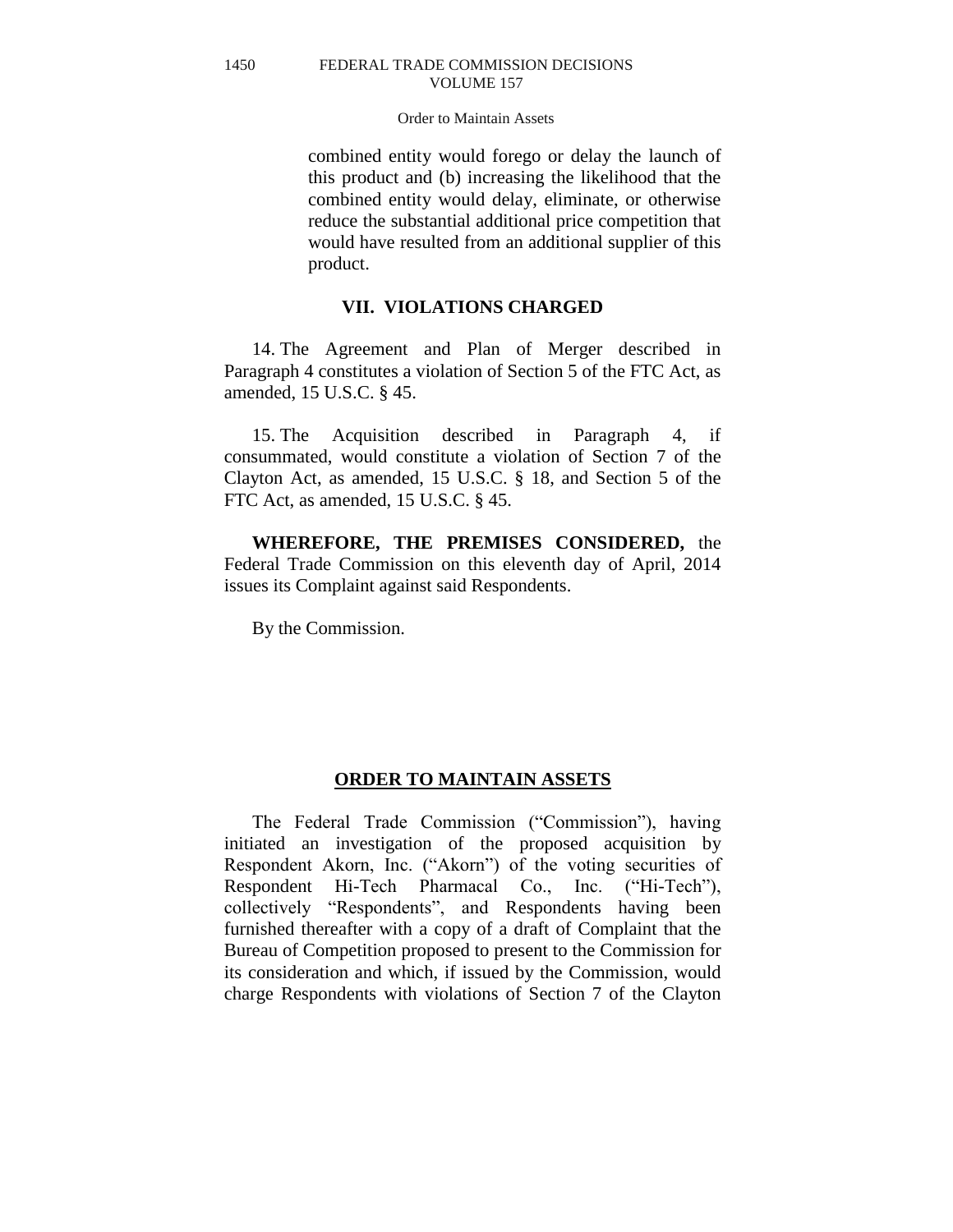combined entity would forego or delay the launch of this product and (b) increasing the likelihood that the combined entity would delay, eliminate, or otherwise reduce the substantial additional price competition that would have resulted from an additional supplier of this product.

## VII. VIOLATIONS CHARGED

14. The Agreement and Plan of Merger described in Paragraph 4 constitutes a violation of Section 5 of the FTC Act, as amended, 15 U.S.C. § 45.

15. The Acquisition described in Paragraph 4, if consummated, would constitute a violation of Section 7 of the Clayton Act, as amended, 15 U.S.C. § 18, and Section 5 of the FTC Act, as amended, 15 U.S.C. § 45.

**WHEREFORE, THE PREMISES CONSIDERED,** the Federal Trade Commission on this eleventh day of April, 2014 issues its Complaint against said Respondents.

By the Commission.

## ORDER TO MAINTAIN ASSETS

The Federal Trade Commission ("Commission"), having initiated an investigation of the proposed acquisition by Respondent Akorn, Inc. ("Akorn") of the voting securities of Respondent Hi-Tech Pharmacal Co., Inc. ("Hi-Tech"), collectively "Respondents", and Respondents having been furnished thereafter with a copy of a draft of Complaint that the Bureau of Competition proposed to present to the Commission for its consideration and which, if issued by the Commission, would charge Respondents with violations of Section 7 of the Clayton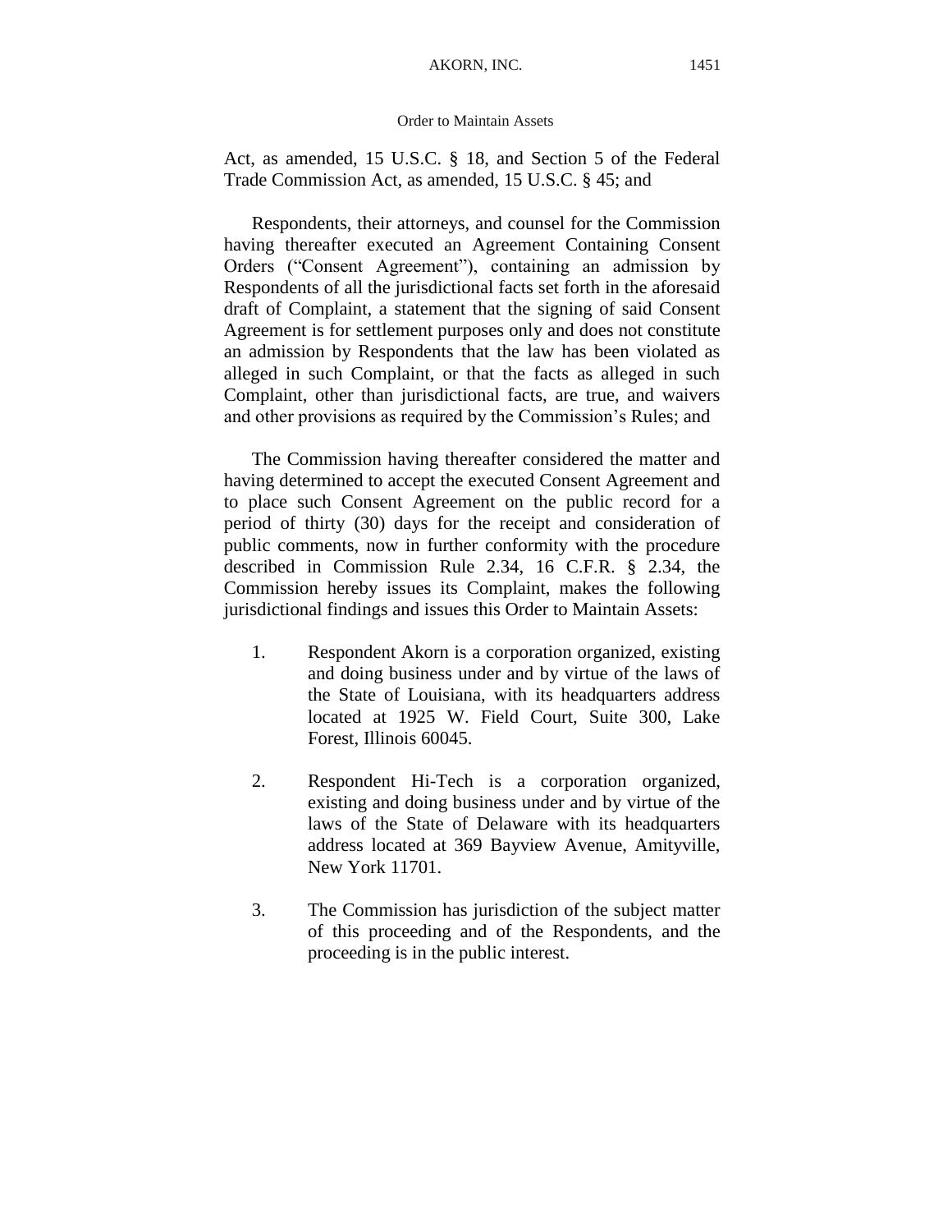Act, as amended, 15 U.S.C. § 18, and Section 5 of the Federal Trade Commission Act, as amended, 15 U.S.C. § 45; and

Respondents, their attorneys, and counsel for the Commission having thereafter executed an Agreement Containing Consent Orders ("Consent Agreement"), containing an admission by Respondents of all the jurisdictional facts set forth in the aforesaid draft of Complaint, a statement that the signing of said Consent Agreement is for settlement purposes only and does not constitute an admission by Respondents that the law has been violated as alleged in such Complaint, or that the facts as alleged in such Complaint, other than jurisdictional facts, are true, and waivers and other provisions as required by the Commission's Rules; and

The Commission having thereafter considered the matter and having determined to accept the executed Consent Agreement and to place such Consent Agreement on the public record for a period of thirty (30) days for the receipt and consideration of public comments, now in further conformity with the procedure described in Commission Rule 2.34, 16 C.F.R. § 2.34, the Commission hereby issues its Complaint, makes the following jurisdictional findings and issues this Order to Maintain Assets:

1. Respondent Akorn is a corporation organized, existing and doing business under and by virtue of the laws of the State of Louisiana, with its headquarters address located at 1925 W. Field Court, Suite 300, Lake Forest, Illinois 60045.

2. Respondent Hi-Tech is a corporation organized, existing and doing business under and by virtue of the laws of the State of Delaware with its headquarters address located at 369 Bayview Avenue, Amityville, New York 11701.

3. The Commission has jurisdiction of the subject matter of this proceeding and of the Respondents, and the proceeding is in the public interest.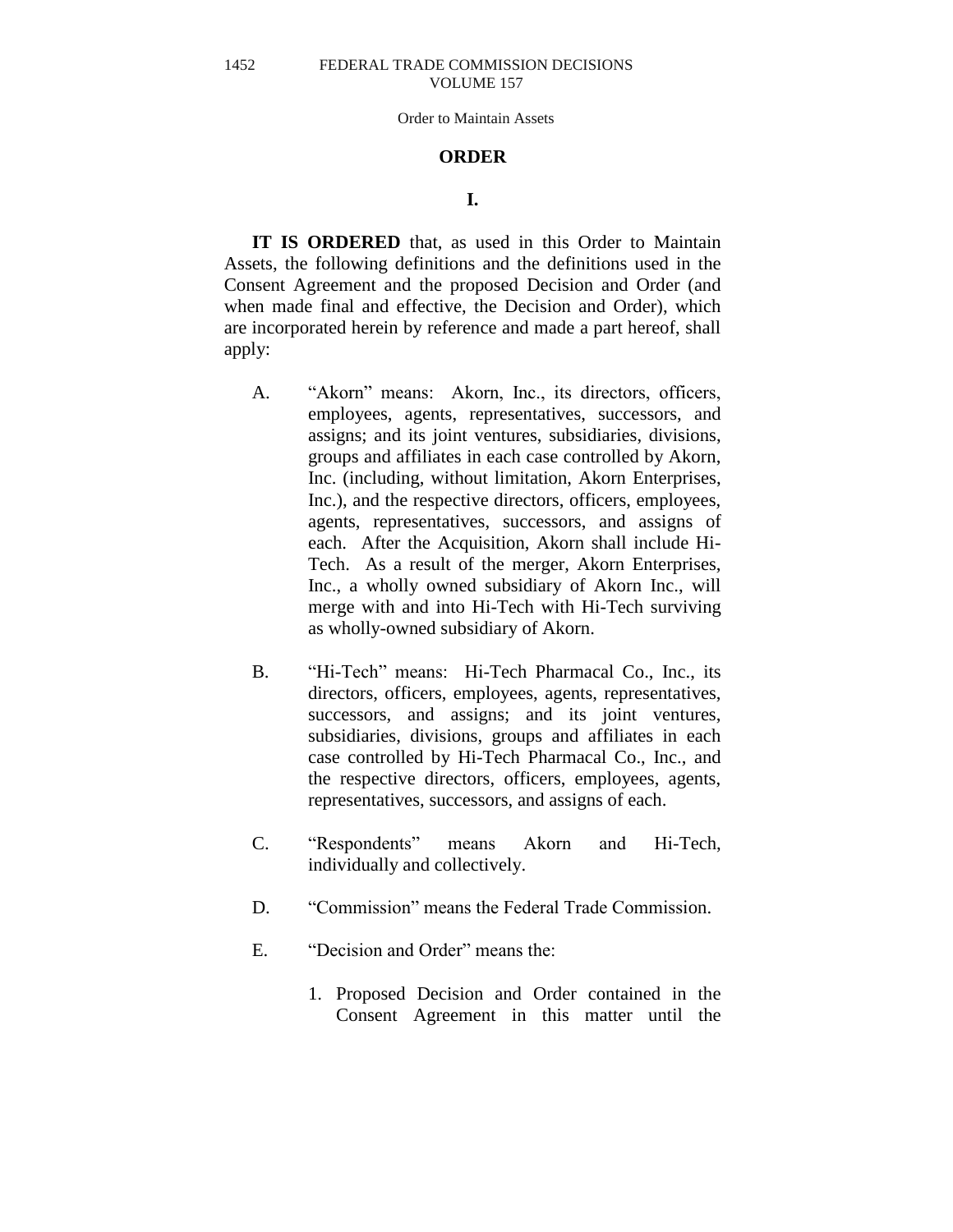## ORDER

### I.

**IT IS ORDERED** that, as used in this Order to Maintain Assets, the following definitions and the definitions used in the Consent Agreement and the proposed Decision and Order (and when made final and effective, the Decision and Order), which are incorporated herein by reference and made a part hereof, shall apply:

A. "Akorn" means: Akorn, Inc., its directors, officers, employees, agents, representatives, successors, and assigns; and its joint ventures, subsidiaries, divisions, groups and affiliates in each case controlled by Akorn, Inc. (including, without limitation, Akorn Enterprises, Inc.), and the respective directors, officers, employees, agents, representatives, successors, and assigns of each. After the Acquisition, Akorn shall include Hi-Tech. As a result of the merger, Akorn Enterprises, Inc., a wholly owned subsidiary of Akorn Inc., will merge with and into Hi-Tech with Hi-Tech surviving as wholly-owned subsidiary of Akorn.

B. "Hi-Tech" means: Hi-Tech Pharmacal Co., Inc., its directors, officers, employees, agents, representatives, successors, and assigns; and its joint ventures, subsidiaries, divisions, groups and affiliates in each case controlled by Hi-Tech Pharmacal Co., Inc., and the respective directors, officers, employees, agents, representatives, successors, and assigns of each.

C. "Respondents" means Akorn and Hi-Tech, individually and collectively.

D. "Commission" means the Federal Trade Commission.

E. "Decision and Order" means the:

1. Proposed Decision and Order contained in the Consent Agreement in this matter until the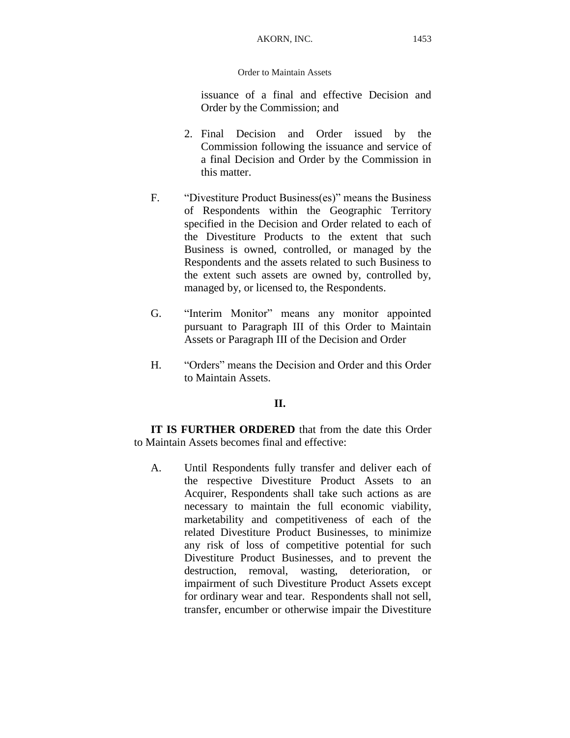issuance of a final and effective Decision and Order by the Commission; and

2. Final Decision and Order issued by the Commission following the issuance and service of a final Decision and Order by the Commission in this matter.

F. "Divestiture Product Business(es)" means the Business of Respondents within the Geographic Territory specified in the Decision and Order related to each of the Divestiture Products to the extent that such Business is owned, controlled, or managed by the Respondents and the assets related to such Business to the extent such assets are owned by, controlled by, managed by, or licensed to, the Respondents.

G. "Interim Monitor" means any monitor appointed pursuant to Paragraph III of this Order to Maintain Assets or Paragraph III of the Decision and Order

H. "Orders" means the Decision and Order and this Order to Maintain Assets.

**II.**

**IT IS FURTHER ORDERED** that from the date this Order to Maintain Assets becomes final and effective:

A. Until Respondents fully transfer and deliver each of the respective Divestiture Product Assets to an Acquirer, Respondents shall take such actions as are necessary to maintain the full economic viability, marketability and competitiveness of each of the related Divestiture Product Businesses, to minimize any risk of loss of competitive potential for such Divestiture Product Businesses, and to prevent the destruction, removal, wasting, deterioration, or impairment of such Divestiture Product Assets except for ordinary wear and tear. Respondents shall not sell, transfer, encumber or otherwise impair the Divestiture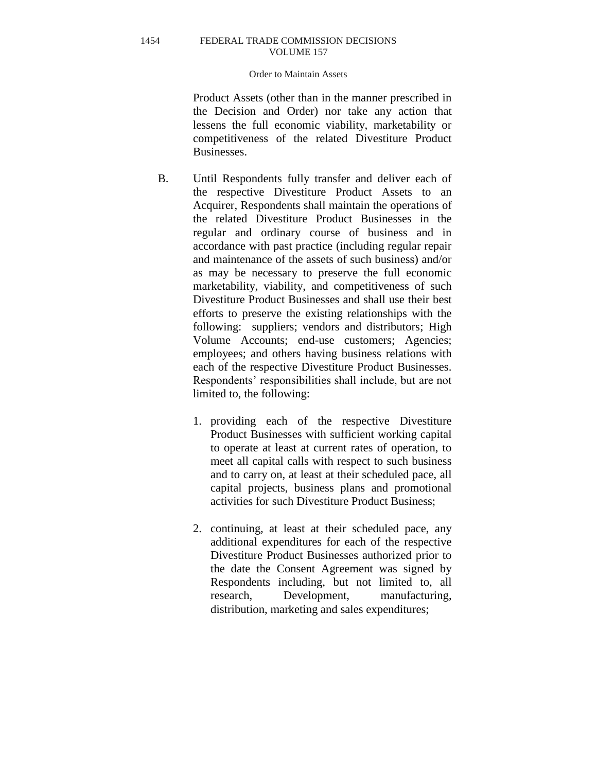Product Assets (other than in the manner prescribed in the Decision and Order) nor take any action that lessens the full economic viability, marketability or competitiveness of the related Divestiture Product Businesses.

B. Until Respondents fully transfer and deliver each of the respective Divestiture Product Assets to an Acquirer, Respondents shall maintain the operations of the related Divestiture Product Businesses in the regular and ordinary course of business and in accordance with past practice (including regular repair and maintenance of the assets of such business) and/or as may be necessary to preserve the full economic marketability, viability, and competitiveness of such Divestiture Product Businesses and shall use their best efforts to preserve the existing relationships with the following: suppliers; vendors and distributors; High Volume Accounts; end-use customers; Agencies; employees; and others having business relations with each of the respective Divestiture Product Businesses. Respondents' responsibilities shall include, but are not limited to, the following:

1. providing each of the respective Divestiture Product Businesses with sufficient working capital to operate at least at current rates of operation, to meet all capital calls with respect to such business and to carry on, at least at their scheduled pace, all capital projects, business plans and promotional activities for such Divestiture Product Business;

2. continuing, at least at their scheduled pace, any additional expenditures for each of the respective Divestiture Product Businesses authorized prior to the date the Consent Agreement was signed by Respondents including, but not limited to, all research, Development, manufacturing, distribution, marketing and sales expenditures;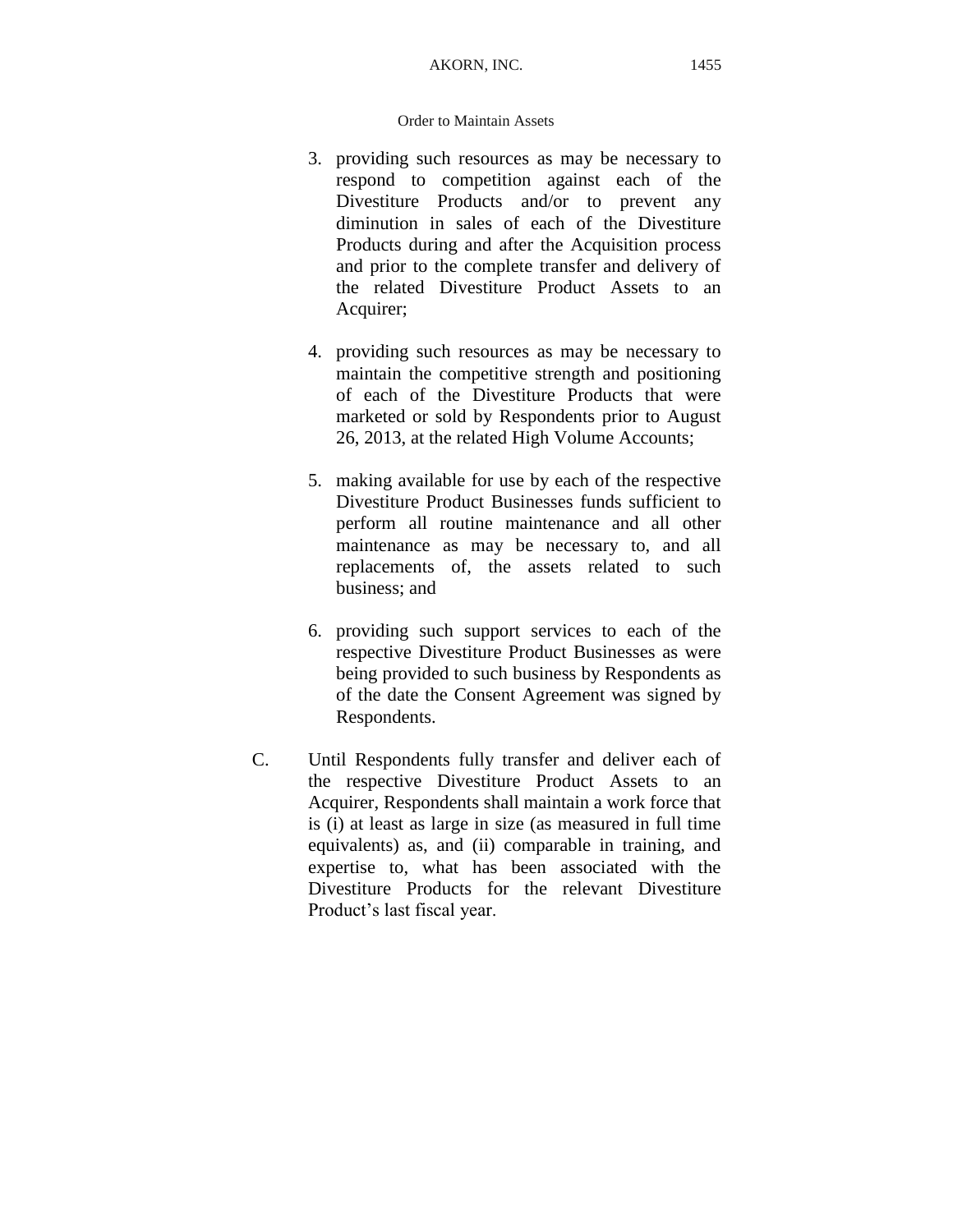3. providing such resources as may be necessary to respond to competition against each of the Divestiture Products and/or to prevent any diminution in sales of each of the Divestiture Products during and after the Acquisition process and prior to the complete transfer and delivery of the related Divestiture Product Assets to an Acquirer;

4. providing such resources as may be necessary to maintain the competitive strength and positioning of each of the Divestiture Products that were marketed or sold by Respondents prior to August 26, 2013, at the related High Volume Accounts;

5. making available for use by each of the respective Divestiture Product Businesses funds sufficient to perform all routine maintenance and all other maintenance as may be necessary to, and all replacements of, the assets related to such business; and

6. providing such support services to each of the respective Divestiture Product Businesses as were being provided to such business by Respondents as of the date the Consent Agreement was signed by Respondents.

C. Until Respondents fully transfer and deliver each of the respective Divestiture Product Assets to an Acquirer, Respondents shall maintain a work force that is (i) at least as large in size (as measured in full time equivalents) as, and (ii) comparable in training, and expertise to, what has been associated with the Divestiture Products for the relevant Divestiture Product's last fiscal year.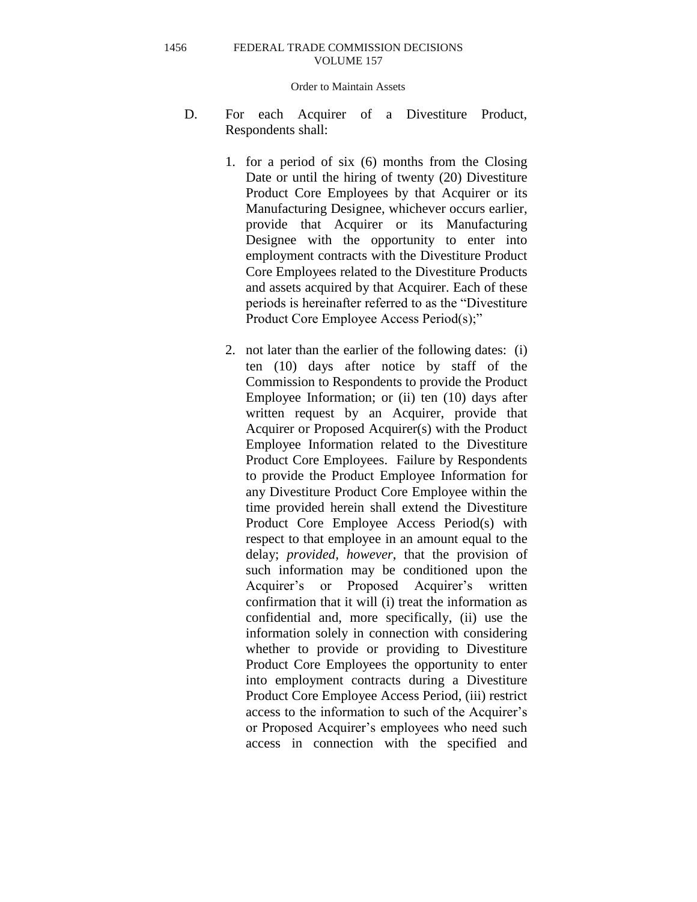D. For each Acquirer of a Divestiture Product, Respondents shall:

1. for a period of six (6) months from the Closing Date or until the hiring of twenty (20) Divestiture Product Core Employees by that Acquirer or its Manufacturing Designee, whichever occurs earlier, provide that Acquirer or its Manufacturing Designee with the opportunity to enter into employment contracts with the Divestiture Product Core Employees related to the Divestiture Products and assets acquired by that Acquirer. Each of these periods is hereinafter referred to as the "Divestiture Product Core Employee Access Period(s);"

2. not later than the earlier of the following dates: (i) ten (10) days after notice by staff of the Commission to Respondents to provide the Product Employee Information; or (ii) ten (10) days after written request by an Acquirer, provide that Acquirer or Proposed Acquirer(s) with the Product Employee Information related to the Divestiture Product Core Employees. Failure by Respondents to provide the Product Employee Information for any Divestiture Product Core Employee within the time provided herein shall extend the Divestiture Product Core Employee Access Period(s) with respect to that employee in an amount equal to the delay; *provided, however,* that the provision of such information may be conditioned upon the Acquirer's or Proposed Acquirer's written confirmation that it will (i) treat the information as confidential and, more specifically, (ii) use the information solely in connection with considering whether to provide or providing to Divestiture Product Core Employees the opportunity to enter into employment contracts during a Divestiture Product Core Employee Access Period, (iii) restrict access to the information to such of the Acquirer's or Proposed Acquirer's employees who need such access in connection with the specified and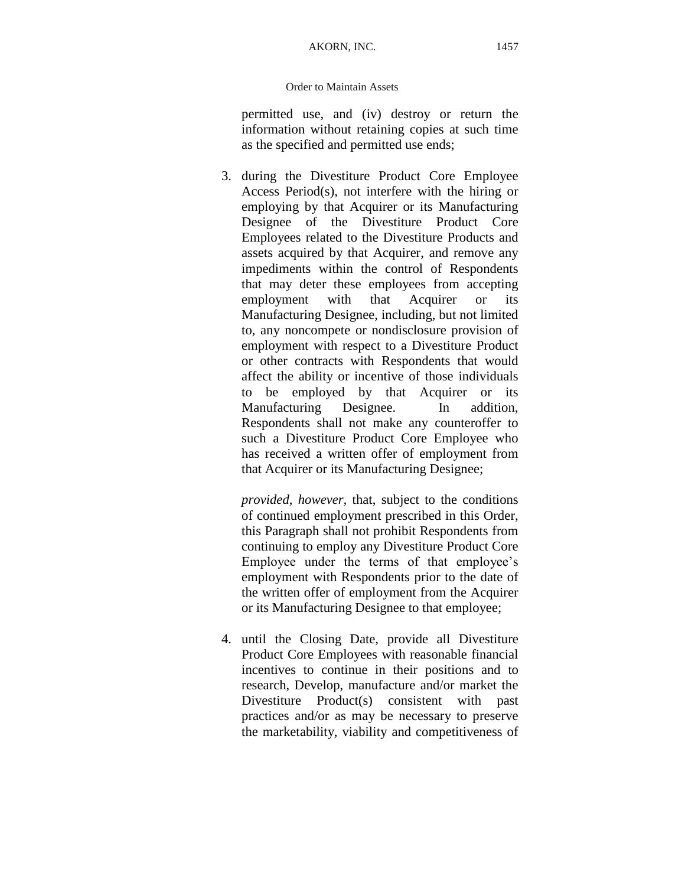permitted use, and (iv) destroy or return the information without retaining copies at such time as the specified and permitted use ends;

3. during the Divestiture Product Core Employee Access Period(s), not interfere with the hiring or employing by that Acquirer or its Manufacturing Designee of the Divestiture Product Core Employees related to the Divestiture Products and assets acquired by that Acquirer, and remove any impediments within the control of Respondents that may deter these employees from accepting employment with that Acquirer or its Manufacturing Designee, including, but not limited to, any noncompete or nondisclosure provision of employment with respect to a Divestiture Product or other contracts with Respondents that would affect the ability or incentive of those individuals to be employed by that Acquirer or its Manufacturing Designee. In addition, Respondents shall not make any counteroffer to such a Divestiture Product Core Employee who has received a written offer of employment from that Acquirer or its Manufacturing Designee;

   *provided, however*, that, subject to the conditions of continued employment prescribed in this Order, this Paragraph shall not prohibit Respondents from continuing to employ any Divestiture Product Core Employee under the terms of that employee's employment with Respondents prior to the date of the written offer of employment from the Acquirer or its Manufacturing Designee to that employee;

4. until the Closing Date, provide all Divestiture Product Core Employees with reasonable financial incentives to continue in their positions and to research, Develop, manufacture and/or market the Divestiture Product(s) consistent with past practices and/or as may be necessary to preserve the marketability, viability and competitiveness of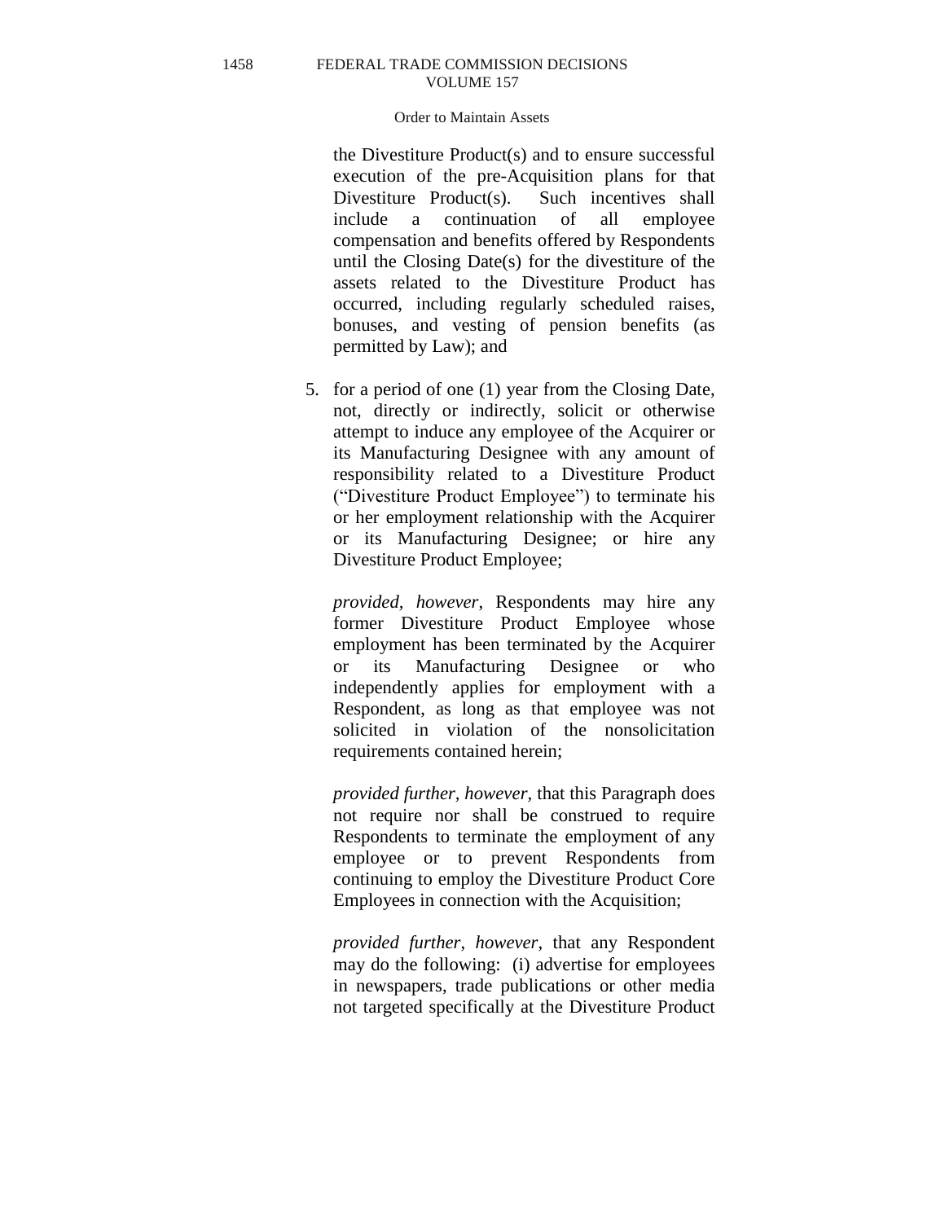the Divestiture Product(s) and to ensure successful execution of the pre-Acquisition plans for that Divestiture Product(s). Such incentives shall include a continuation of all employee compensation and benefits offered by Respondents until the Closing Date(s) for the divestiture of the assets related to the Divestiture Product has occurred, including regularly scheduled raises, bonuses, and vesting of pension benefits (as permitted by Law); and

5. for a period of one (1) year from the Closing Date, not, directly or indirectly, solicit or otherwise attempt to induce any employee of the Acquirer or its Manufacturing Designee with any amount of responsibility related to a Divestiture Product ("Divestiture Product Employee") to terminate his or her employment relationship with the Acquirer or its Manufacturing Designee; or hire any Divestiture Product Employee;

   *provided, however*, Respondents may hire any former Divestiture Product Employee whose employment has been terminated by the Acquirer or its Manufacturing Designee or who independently applies for employment with a Respondent, as long as that employee was not solicited in violation of the nonsolicitation requirements contained herein;

   *provided further, however,* that this Paragraph does not require nor shall be construed to require Respondents to terminate the employment of any employee or to prevent Respondents from continuing to employ the Divestiture Product Core Employees in connection with the Acquisition;

   *provided further*, *however*, that any Respondent may do the following: (i) advertise for employees in newspapers, trade publications or other media not targeted specifically at the Divestiture Product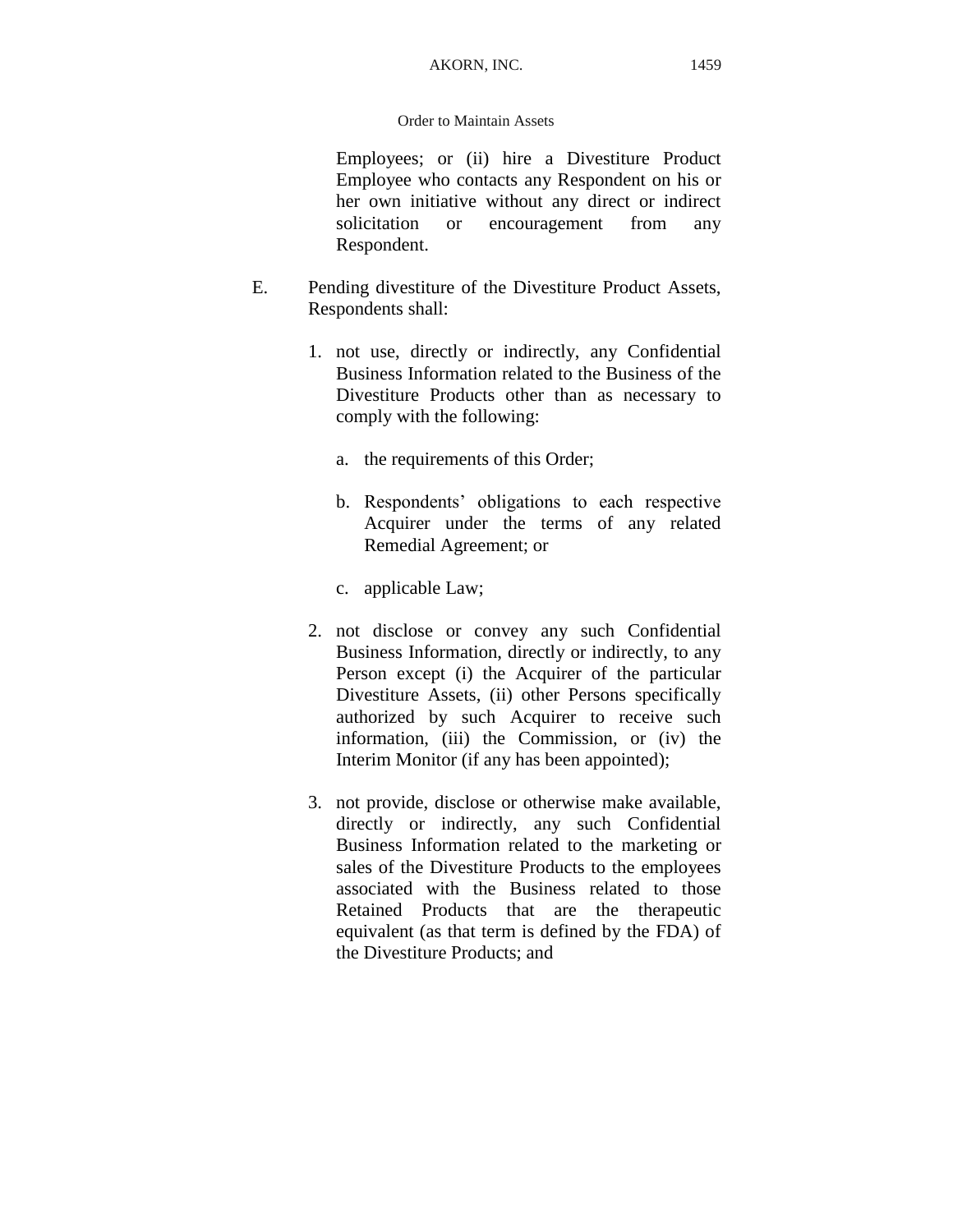Employees; or (ii) hire a Divestiture Product Employee who contacts any Respondent on his or her own initiative without any direct or indirect solicitation or encouragement from any Respondent.

E. Pending divestiture of the Divestiture Product Assets, Respondents shall:

1. not use, directly or indirectly, any Confidential Business Information related to the Business of the Divestiture Products other than as necessary to comply with the following:

    a. the requirements of this Order;

    b. Respondents' obligations to each respective Acquirer under the terms of any related Remedial Agreement; or

    c. applicable Law;

2. not disclose or convey any such Confidential Business Information, directly or indirectly, to any Person except (i) the Acquirer of the particular Divestiture Assets, (ii) other Persons specifically authorized by such Acquirer to receive such information, (iii) the Commission, or (iv) the Interim Monitor (if any has been appointed);

3. not provide, disclose or otherwise make available, directly or indirectly, any such Confidential Business Information related to the marketing or sales of the Divestiture Products to the employees associated with the Business related to those Retained Products that are the therapeutic equivalent (as that term is defined by the FDA) of the Divestiture Products; and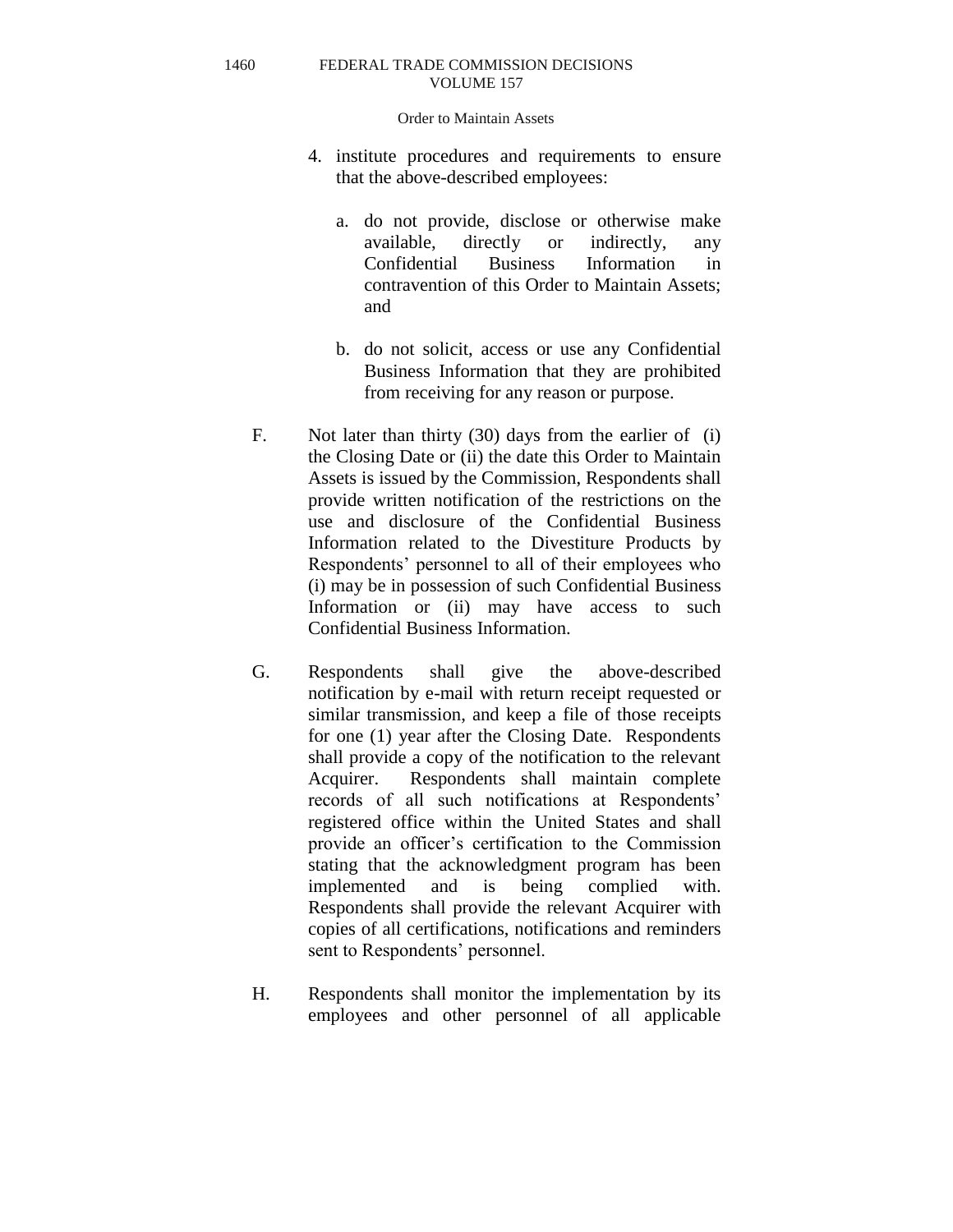4. institute procedures and requirements to ensure that the above-described employees:

   a. do not provide, disclose or otherwise make available, directly or indirectly, any Confidential Business Information in contravention of this Order to Maintain Assets; and

   b. do not solicit, access or use any Confidential Business Information that they are prohibited from receiving for any reason or purpose.

F. Not later than thirty (30) days from the earlier of (i) the Closing Date or (ii) the date this Order to Maintain Assets is issued by the Commission, Respondents shall provide written notification of the restrictions on the use and disclosure of the Confidential Business Information related to the Divestiture Products by Respondents' personnel to all of their employees who (i) may be in possession of such Confidential Business Information or (ii) may have access to such Confidential Business Information.

G. Respondents shall give the above-described notification by e-mail with return receipt requested or similar transmission, and keep a file of those receipts for one (1) year after the Closing Date. Respondents shall provide a copy of the notification to the relevant Acquirer. Respondents shall maintain complete records of all such notifications at Respondents' registered office within the United States and shall provide an officer's certification to the Commission stating that the acknowledgment program has been implemented and is being complied with. Respondents shall provide the relevant Acquirer with copies of all certifications, notifications and reminders sent to Respondents' personnel.

H. Respondents shall monitor the implementation by its employees and other personnel of all applicable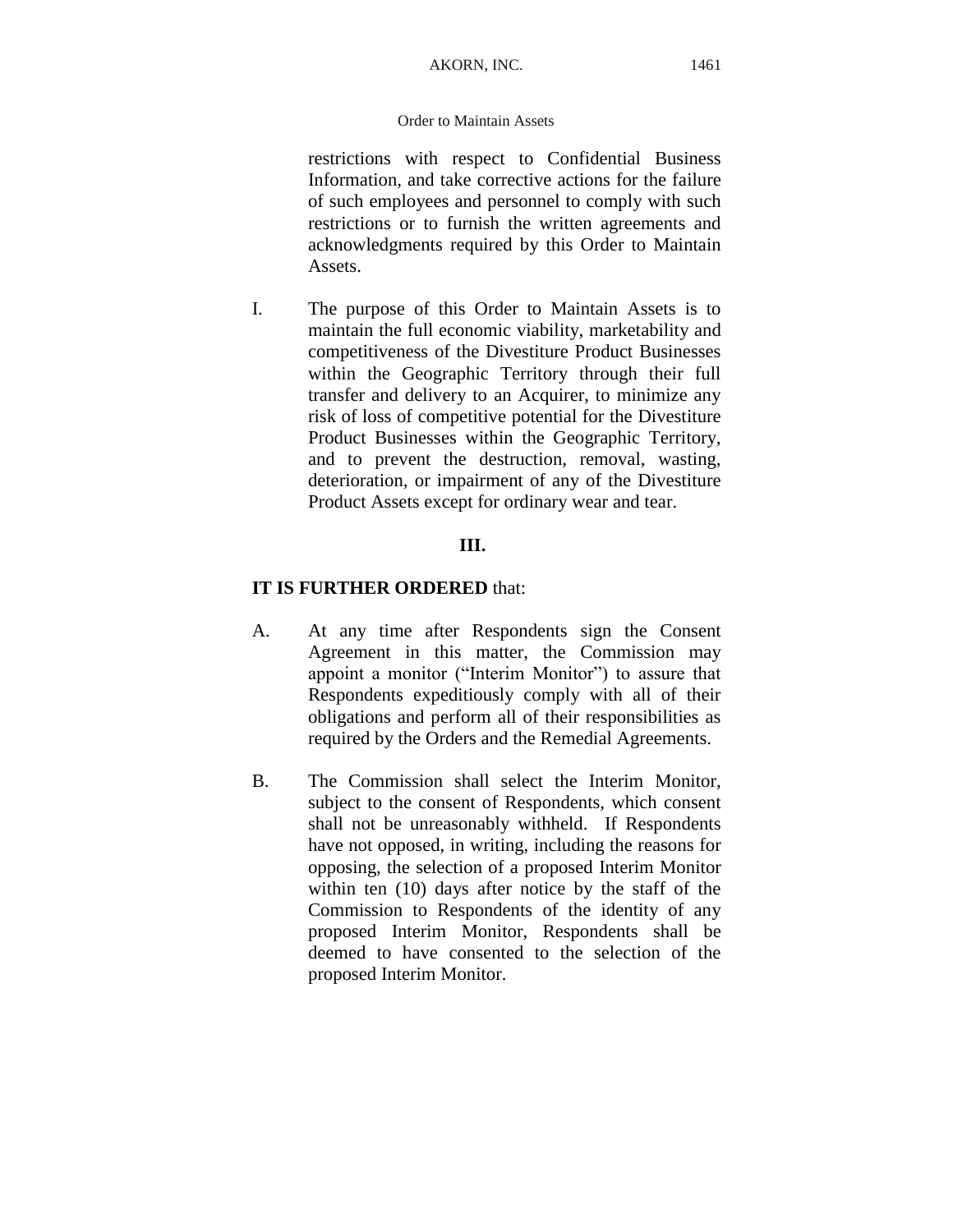restrictions with respect to Confidential Business Information, and take corrective actions for the failure of such employees and personnel to comply with such restrictions or to furnish the written agreements and acknowledgments required by this Order to Maintain Assets.

I. The purpose of this Order to Maintain Assets is to maintain the full economic viability, marketability and competitiveness of the Divestiture Product Businesses within the Geographic Territory through their full transfer and delivery to an Acquirer, to minimize any risk of loss of competitive potential for the Divestiture Product Businesses within the Geographic Territory, and to prevent the destruction, removal, wasting, deterioration, or impairment of any of the Divestiture Product Assets except for ordinary wear and tear.

**III.**

**IT IS FURTHER ORDERED** that:

A. At any time after Respondents sign the Consent Agreement in this matter, the Commission may appoint a monitor ("Interim Monitor") to assure that Respondents expeditiously comply with all of their obligations and perform all of their responsibilities as required by the Orders and the Remedial Agreements.

B. The Commission shall select the Interim Monitor, subject to the consent of Respondents, which consent shall not be unreasonably withheld. If Respondents have not opposed, in writing, including the reasons for opposing, the selection of a proposed Interim Monitor within ten (10) days after notice by the staff of the Commission to Respondents of the identity of any proposed Interim Monitor, Respondents shall be deemed to have consented to the selection of the proposed Interim Monitor.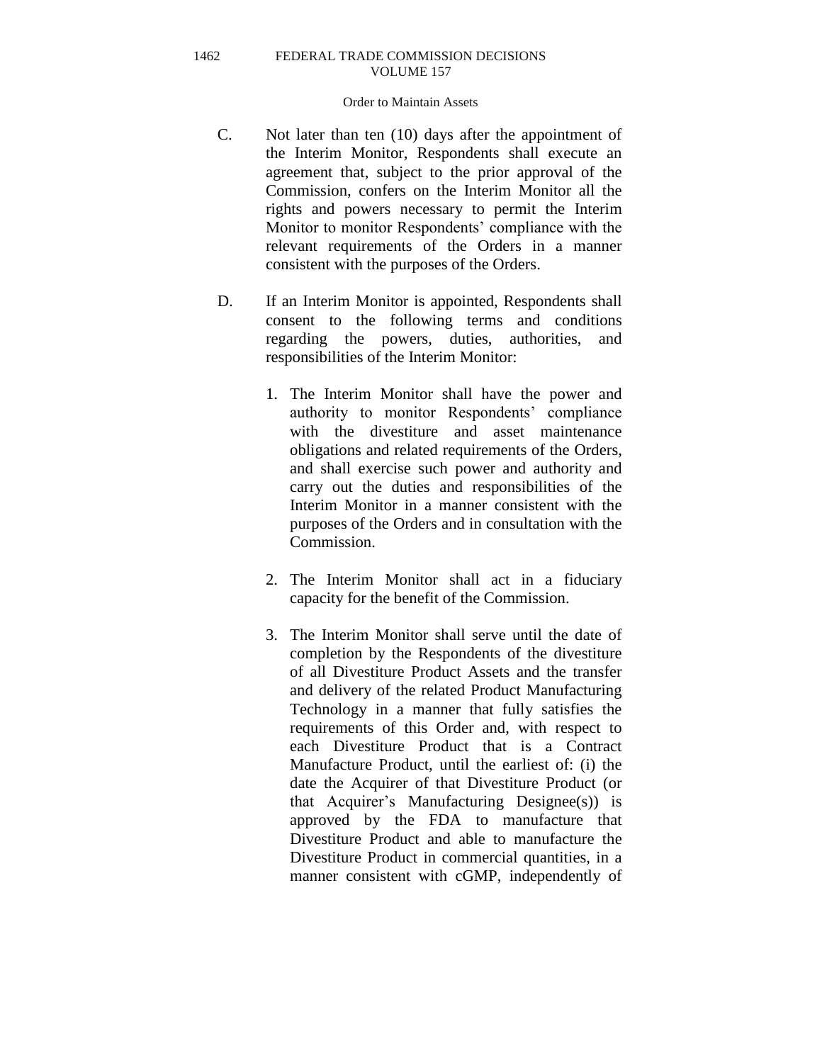C. Not later than ten (10) days after the appointment of the Interim Monitor, Respondents shall execute an agreement that, subject to the prior approval of the Commission, confers on the Interim Monitor all the rights and powers necessary to permit the Interim Monitor to monitor Respondents' compliance with the relevant requirements of the Orders in a manner consistent with the purposes of the Orders.

D. If an Interim Monitor is appointed, Respondents shall consent to the following terms and conditions regarding the powers, duties, authorities, and responsibilities of the Interim Monitor:

1. The Interim Monitor shall have the power and authority to monitor Respondents' compliance with the divestiture and asset maintenance obligations and related requirements of the Orders, and shall exercise such power and authority and carry out the duties and responsibilities of the Interim Monitor in a manner consistent with the purposes of the Orders and in consultation with the Commission.

2. The Interim Monitor shall act in a fiduciary capacity for the benefit of the Commission.

3. The Interim Monitor shall serve until the date of completion by the Respondents of the divestiture of all Divestiture Product Assets and the transfer and delivery of the related Product Manufacturing Technology in a manner that fully satisfies the requirements of this Order and, with respect to each Divestiture Product that is a Contract Manufacture Product, until the earliest of: (i) the date the Acquirer of that Divestiture Product (or that Acquirer's Manufacturing Designee(s)) is approved by the FDA to manufacture that Divestiture Product and able to manufacture the Divestiture Product in commercial quantities, in a manner consistent with cGMP, independently of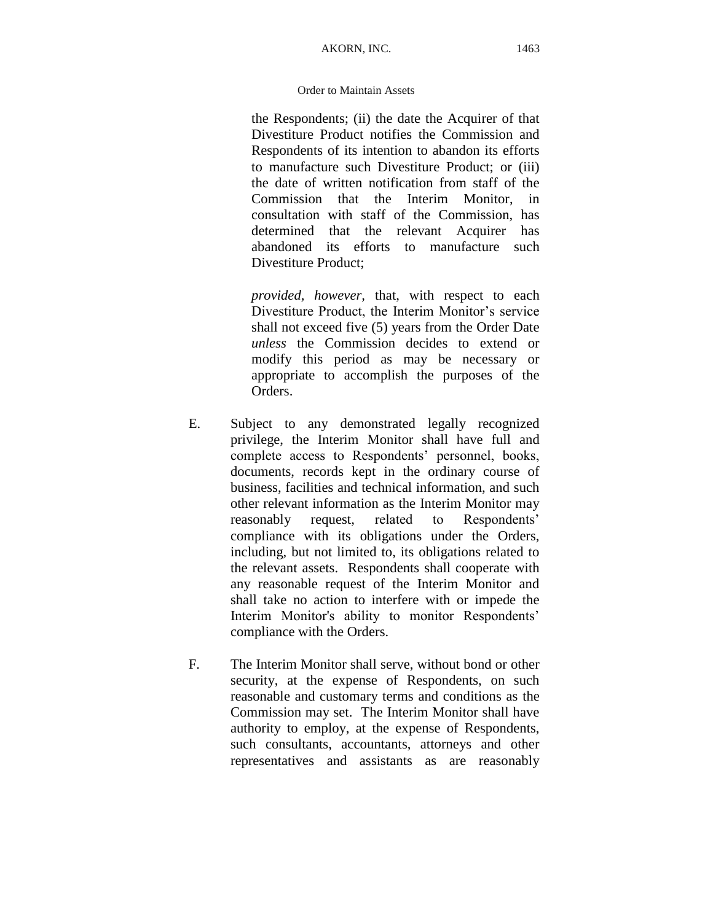the Respondents; (ii) the date the Acquirer of that Divestiture Product notifies the Commission and Respondents of its intention to abandon its efforts to manufacture such Divestiture Product; or (iii) the date of written notification from staff of the Commission that the Interim Monitor, in consultation with staff of the Commission, has determined that the relevant Acquirer has abandoned its efforts to manufacture such Divestiture Product;

*provided*, *however*, that, with respect to each Divestiture Product, the Interim Monitor's service shall not exceed five (5) years from the Order Date *unless* the Commission decides to extend or modify this period as may be necessary or appropriate to accomplish the purposes of the Orders.

E. Subject to any demonstrated legally recognized privilege, the Interim Monitor shall have full and complete access to Respondents' personnel, books, documents, records kept in the ordinary course of business, facilities and technical information, and such other relevant information as the Interim Monitor may reasonably request, related to Respondents' compliance with its obligations under the Orders, including, but not limited to, its obligations related to the relevant assets. Respondents shall cooperate with any reasonable request of the Interim Monitor and shall take no action to interfere with or impede the Interim Monitor's ability to monitor Respondents' compliance with the Orders.

F. The Interim Monitor shall serve, without bond or other security, at the expense of Respondents, on such reasonable and customary terms and conditions as the Commission may set. The Interim Monitor shall have authority to employ, at the expense of Respondents, such consultants, accountants, attorneys and other representatives and assistants as are reasonably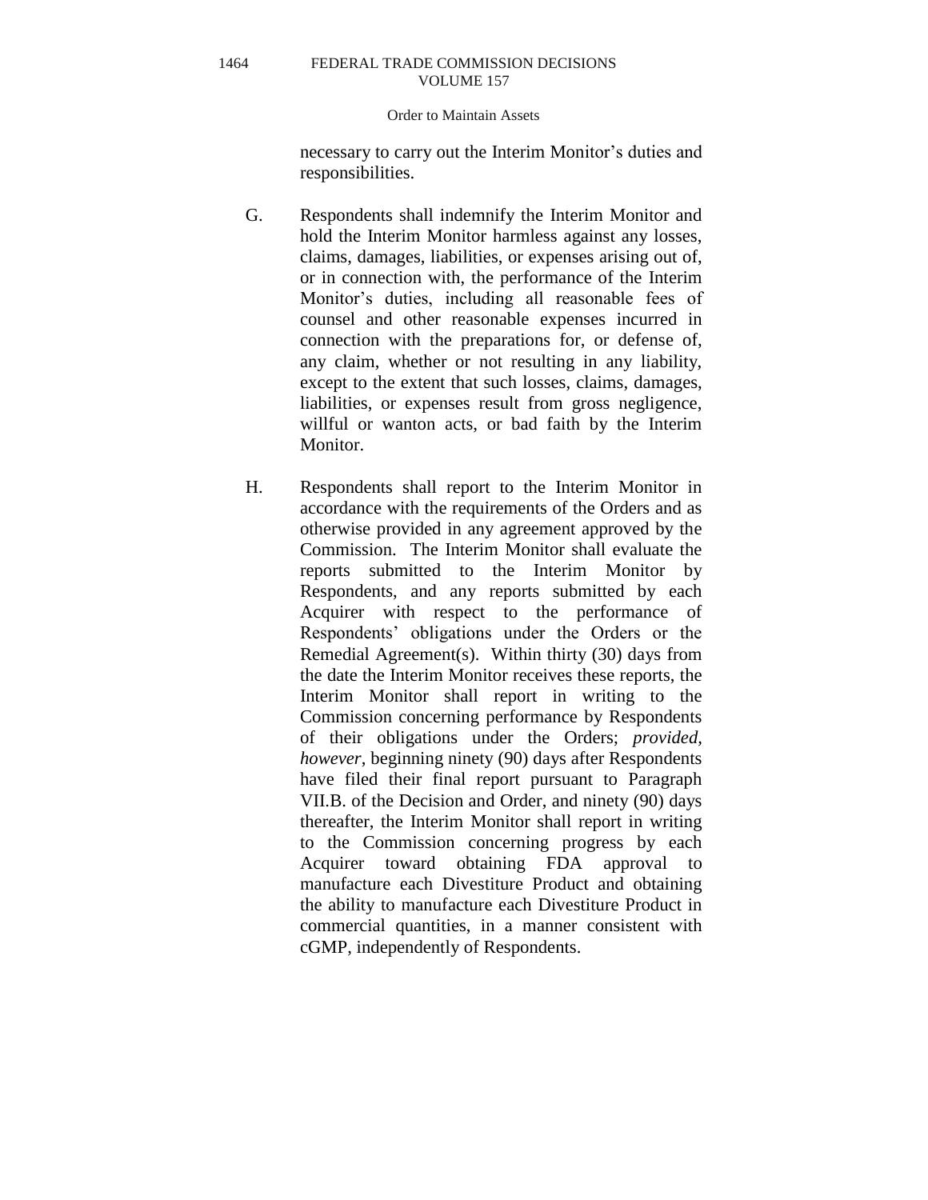necessary to carry out the Interim Monitor's duties and responsibilities.

G. Respondents shall indemnify the Interim Monitor and hold the Interim Monitor harmless against any losses, claims, damages, liabilities, or expenses arising out of, or in connection with, the performance of the Interim Monitor's duties, including all reasonable fees of counsel and other reasonable expenses incurred in connection with the preparations for, or defense of, any claim, whether or not resulting in any liability, except to the extent that such losses, claims, damages, liabilities, or expenses result from gross negligence, willful or wanton acts, or bad faith by the Interim Monitor.

H. Respondents shall report to the Interim Monitor in accordance with the requirements of the Orders and as otherwise provided in any agreement approved by the Commission. The Interim Monitor shall evaluate the reports submitted to the Interim Monitor by Respondents, and any reports submitted by each Acquirer with respect to the performance of Respondents' obligations under the Orders or the Remedial Agreement(s). Within thirty (30) days from the date the Interim Monitor receives these reports, the Interim Monitor shall report in writing to the Commission concerning performance by Respondents of their obligations under the Orders; *provided, however*, beginning ninety (90) days after Respondents have filed their final report pursuant to Paragraph VII.B. of the Decision and Order, and ninety (90) days thereafter, the Interim Monitor shall report in writing to the Commission concerning progress by each Acquirer toward obtaining FDA approval to manufacture each Divestiture Product and obtaining the ability to manufacture each Divestiture Product in commercial quantities, in a manner consistent with cGMP, independently of Respondents.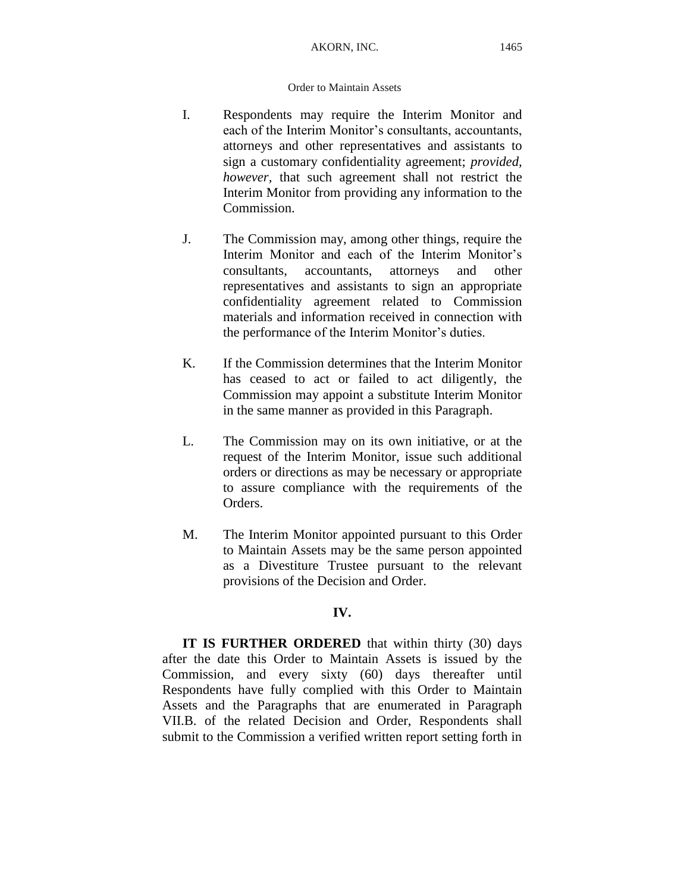I. Respondents may require the Interim Monitor and each of the Interim Monitor's consultants, accountants, attorneys and other representatives and assistants to sign a customary confidentiality agreement; *provided, however*, that such agreement shall not restrict the Interim Monitor from providing any information to the Commission.

J. The Commission may, among other things, require the Interim Monitor and each of the Interim Monitor's consultants, accountants, attorneys and other representatives and assistants to sign an appropriate confidentiality agreement related to Commission materials and information received in connection with the performance of the Interim Monitor's duties.

K. If the Commission determines that the Interim Monitor has ceased to act or failed to act diligently, the Commission may appoint a substitute Interim Monitor in the same manner as provided in this Paragraph.

L. The Commission may on its own initiative, or at the request of the Interim Monitor, issue such additional orders or directions as may be necessary or appropriate to assure compliance with the requirements of the Orders.

M. The Interim Monitor appointed pursuant to this Order to Maintain Assets may be the same person appointed as a Divestiture Trustee pursuant to the relevant provisions of the Decision and Order.

**IV.**

**IT IS FURTHER ORDERED** that within thirty (30) days after the date this Order to Maintain Assets is issued by the Commission, and every sixty (60) days thereafter until Respondents have fully complied with this Order to Maintain Assets and the Paragraphs that are enumerated in Paragraph VII.B. of the related Decision and Order, Respondents shall submit to the Commission a verified written report setting forth in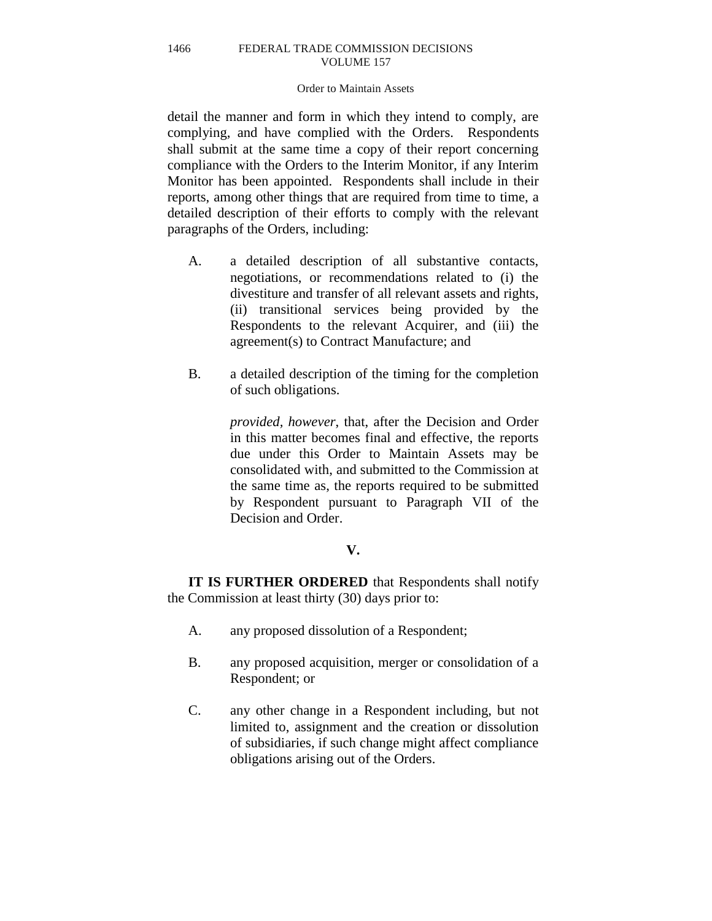detail the manner and form in which they intend to comply, are complying, and have complied with the Orders. Respondents shall submit at the same time a copy of their report concerning compliance with the Orders to the Interim Monitor, if any Interim Monitor has been appointed. Respondents shall include in their reports, among other things that are required from time to time, a detailed description of their efforts to comply with the relevant paragraphs of the Orders, including:

A. a detailed description of all substantive contacts, negotiations, or recommendations related to (i) the divestiture and transfer of all relevant assets and rights, (ii) transitional services being provided by the Respondents to the relevant Acquirer, and (iii) the agreement(s) to Contract Manufacture; and

B. a detailed description of the timing for the completion of such obligations.

*provided, however*, that, after the Decision and Order in this matter becomes final and effective, the reports due under this Order to Maintain Assets may be consolidated with, and submitted to the Commission at the same time as, the reports required to be submitted by Respondent pursuant to Paragraph VII of the Decision and Order.

**V.**

**IT IS FURTHER ORDERED** that Respondents shall notify the Commission at least thirty (30) days prior to:

A. any proposed dissolution of a Respondent;

B. any proposed acquisition, merger or consolidation of a Respondent; or

C. any other change in a Respondent including, but not limited to, assignment and the creation or dissolution of subsidiaries, if such change might affect compliance obligations arising out of the Orders.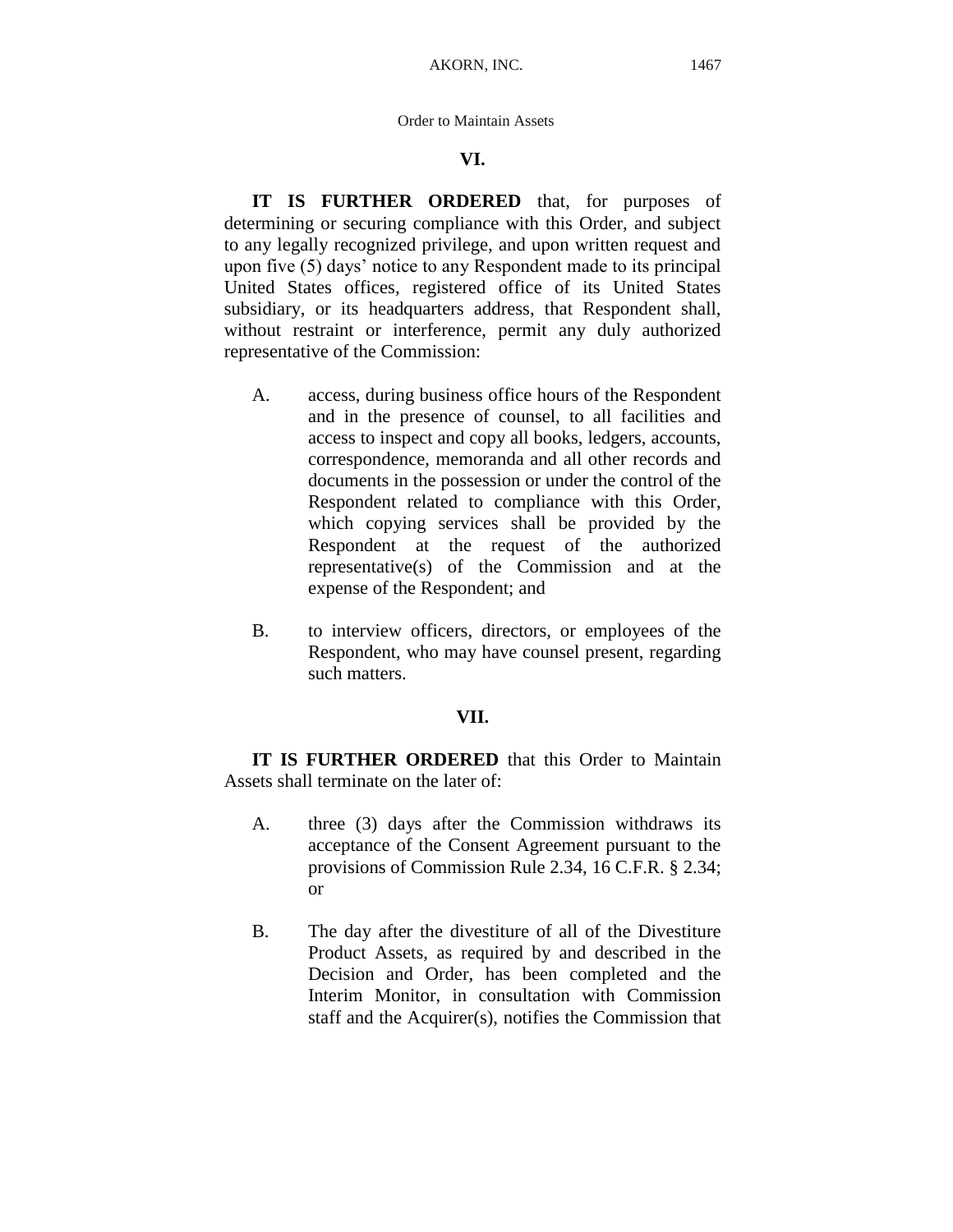## VI.

**IT IS FURTHER ORDERED** that, for purposes of determining or securing compliance with this Order, and subject to any legally recognized privilege, and upon written request and upon five (5) days' notice to any Respondent made to its principal United States offices, registered office of its United States subsidiary, or its headquarters address, that Respondent shall, without restraint or interference, permit any duly authorized representative of the Commission:

A. access, during business office hours of the Respondent and in the presence of counsel, to all facilities and access to inspect and copy all books, ledgers, accounts, correspondence, memoranda and all other records and documents in the possession or under the control of the Respondent related to compliance with this Order, which copying services shall be provided by the Respondent at the request of the authorized representative(s) of the Commission and at the expense of the Respondent; and

B. to interview officers, directors, or employees of the Respondent, who may have counsel present, regarding such matters.

## VII.

**IT IS FURTHER ORDERED** that this Order to Maintain Assets shall terminate on the later of:

A. three (3) days after the Commission withdraws its acceptance of the Consent Agreement pursuant to the provisions of Commission Rule 2.34, 16 C.F.R. § 2.34; or

B. The day after the divestiture of all of the Divestiture Product Assets, as required by and described in the Decision and Order, has been completed and the Interim Monitor, in consultation with Commission staff and the Acquirer(s), notifies the Commission that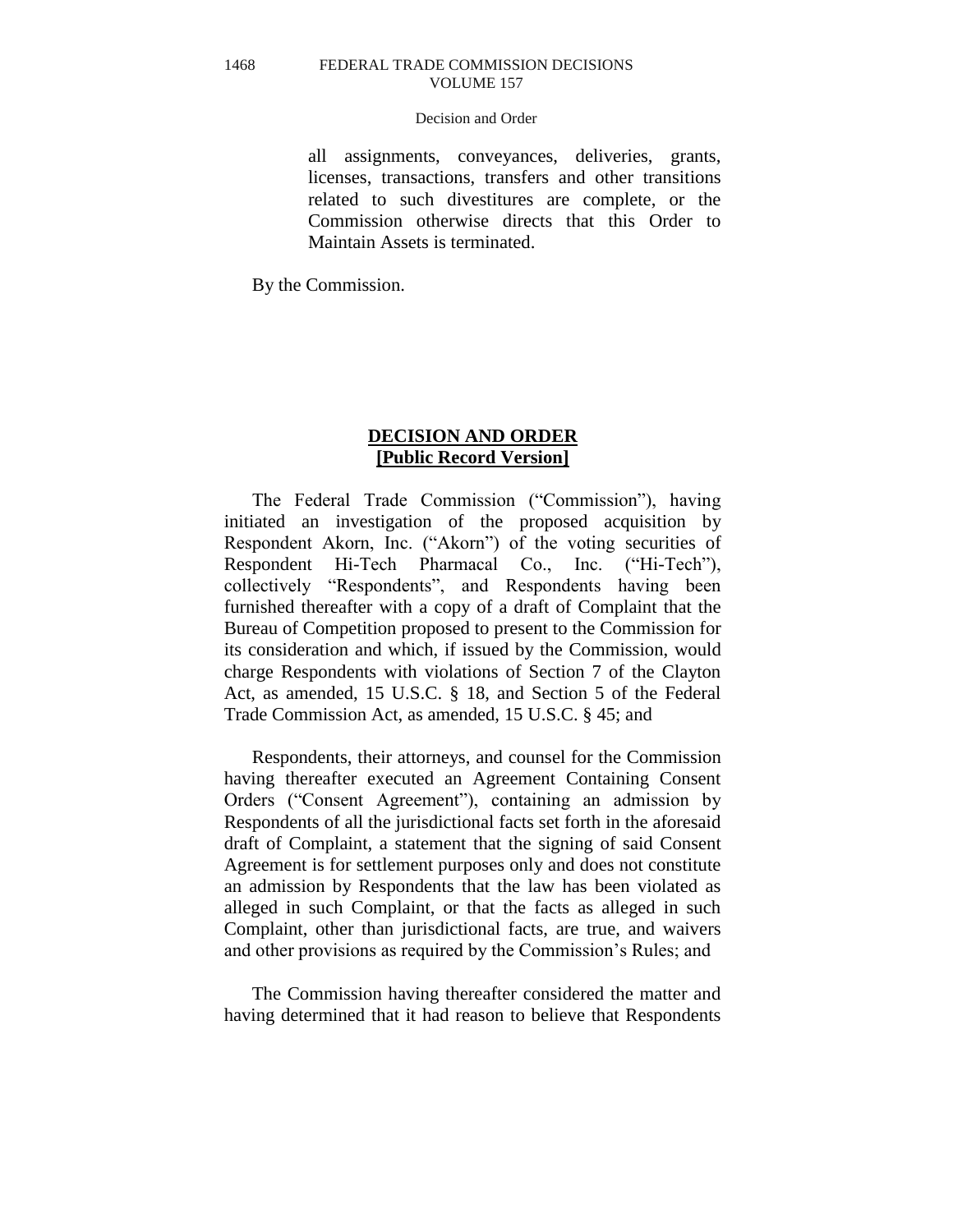all assignments, conveyances, deliveries, grants, licenses, transactions, transfers and other transitions related to such divestitures are complete, or the Commission otherwise directs that this Order to Maintain Assets is terminated.

By the Commission.

## DECISION AND ORDER
## [Public Record Version]

The Federal Trade Commission ("Commission"), having initiated an investigation of the proposed acquisition by Respondent Akorn, Inc. ("Akorn") of the voting securities of Respondent Hi-Tech Pharmacal Co., Inc. ("Hi-Tech"), collectively "Respondents", and Respondents having been furnished thereafter with a copy of a draft of Complaint that the Bureau of Competition proposed to present to the Commission for its consideration and which, if issued by the Commission, would charge Respondents with violations of Section 7 of the Clayton Act, as amended, 15 U.S.C. § 18, and Section 5 of the Federal Trade Commission Act, as amended, 15 U.S.C. § 45; and

Respondents, their attorneys, and counsel for the Commission having thereafter executed an Agreement Containing Consent Orders ("Consent Agreement"), containing an admission by Respondents of all the jurisdictional facts set forth in the aforesaid draft of Complaint, a statement that the signing of said Consent Agreement is for settlement purposes only and does not constitute an admission by Respondents that the law has been violated as alleged in such Complaint, or that the facts as alleged in such Complaint, other than jurisdictional facts, are true, and waivers and other provisions as required by the Commission's Rules; and

The Commission having thereafter considered the matter and having determined that it had reason to believe that Respondents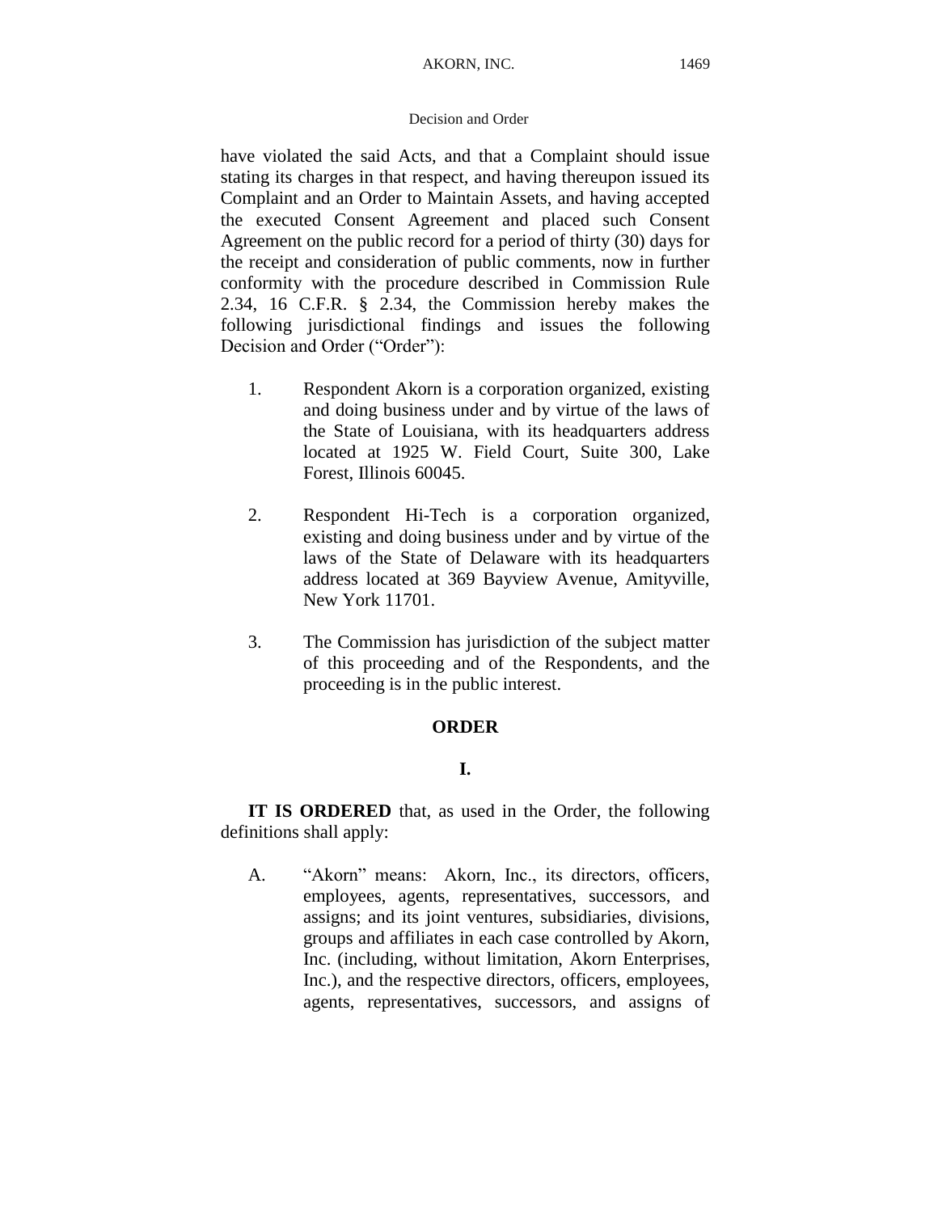have violated the said Acts, and that a Complaint should issue stating its charges in that respect, and having thereupon issued its Complaint and an Order to Maintain Assets, and having accepted the executed Consent Agreement and placed such Consent Agreement on the public record for a period of thirty (30) days for the receipt and consideration of public comments, now in further conformity with the procedure described in Commission Rule 2.34, 16 C.F.R. § 2.34, the Commission hereby makes the following jurisdictional findings and issues the following Decision and Order ("Order"):

1. Respondent Akorn is a corporation organized, existing and doing business under and by virtue of the laws of the State of Louisiana, with its headquarters address located at 1925 W. Field Court, Suite 300, Lake Forest, Illinois 60045.

2. Respondent Hi-Tech is a corporation organized, existing and doing business under and by virtue of the laws of the State of Delaware with its headquarters address located at 369 Bayview Avenue, Amityville, New York 11701.

3. The Commission has jurisdiction of the subject matter of this proceeding and of the Respondents, and the proceeding is in the public interest.

## ORDER

## I.

**IT IS ORDERED** that, as used in the Order, the following definitions shall apply:

A. "Akorn" means: Akorn, Inc., its directors, officers, employees, agents, representatives, successors, and assigns; and its joint ventures, subsidiaries, divisions, groups and affiliates in each case controlled by Akorn, Inc. (including, without limitation, Akorn Enterprises, Inc.), and the respective directors, officers, employees, agents, representatives, successors, and assigns of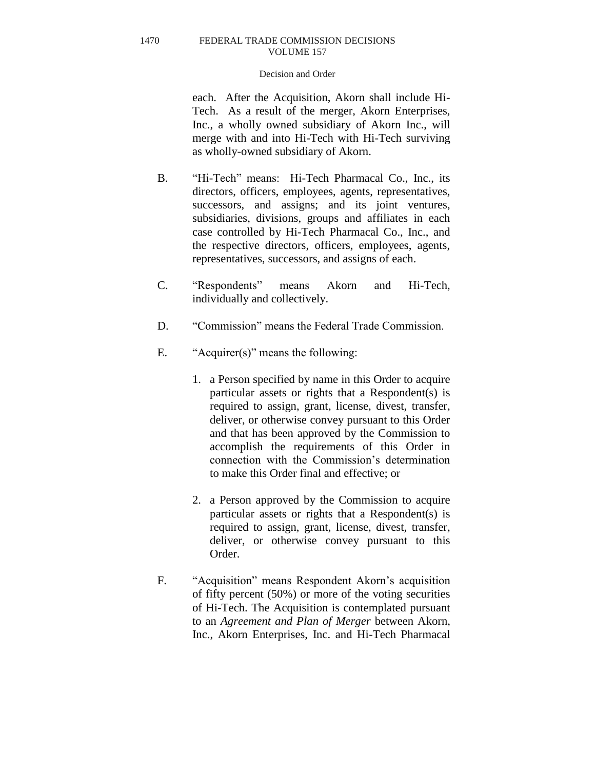each. After the Acquisition, Akorn shall include Hi-Tech. As a result of the merger, Akorn Enterprises, Inc., a wholly owned subsidiary of Akorn Inc., will merge with and into Hi-Tech with Hi-Tech surviving as wholly-owned subsidiary of Akorn.

B. "Hi-Tech" means: Hi-Tech Pharmacal Co., Inc., its directors, officers, employees, agents, representatives, successors, and assigns; and its joint ventures, subsidiaries, divisions, groups and affiliates in each case controlled by Hi-Tech Pharmacal Co., Inc., and the respective directors, officers, employees, agents, representatives, successors, and assigns of each.

C. "Respondents" means Akorn and Hi-Tech, individually and collectively.

D. "Commission" means the Federal Trade Commission.

E. "Acquirer(s)" means the following:

1. a Person specified by name in this Order to acquire particular assets or rights that a Respondent(s) is required to assign, grant, license, divest, transfer, deliver, or otherwise convey pursuant to this Order and that has been approved by the Commission to accomplish the requirements of this Order in connection with the Commission's determination to make this Order final and effective; or

2. a Person approved by the Commission to acquire particular assets or rights that a Respondent(s) is required to assign, grant, license, divest, transfer, deliver, or otherwise convey pursuant to this Order.

F. "Acquisition" means Respondent Akorn's acquisition of fifty percent (50%) or more of the voting securities of Hi-Tech. The Acquisition is contemplated pursuant to an *Agreement and Plan of Merger* between Akorn, Inc., Akorn Enterprises, Inc. and Hi-Tech Pharmacal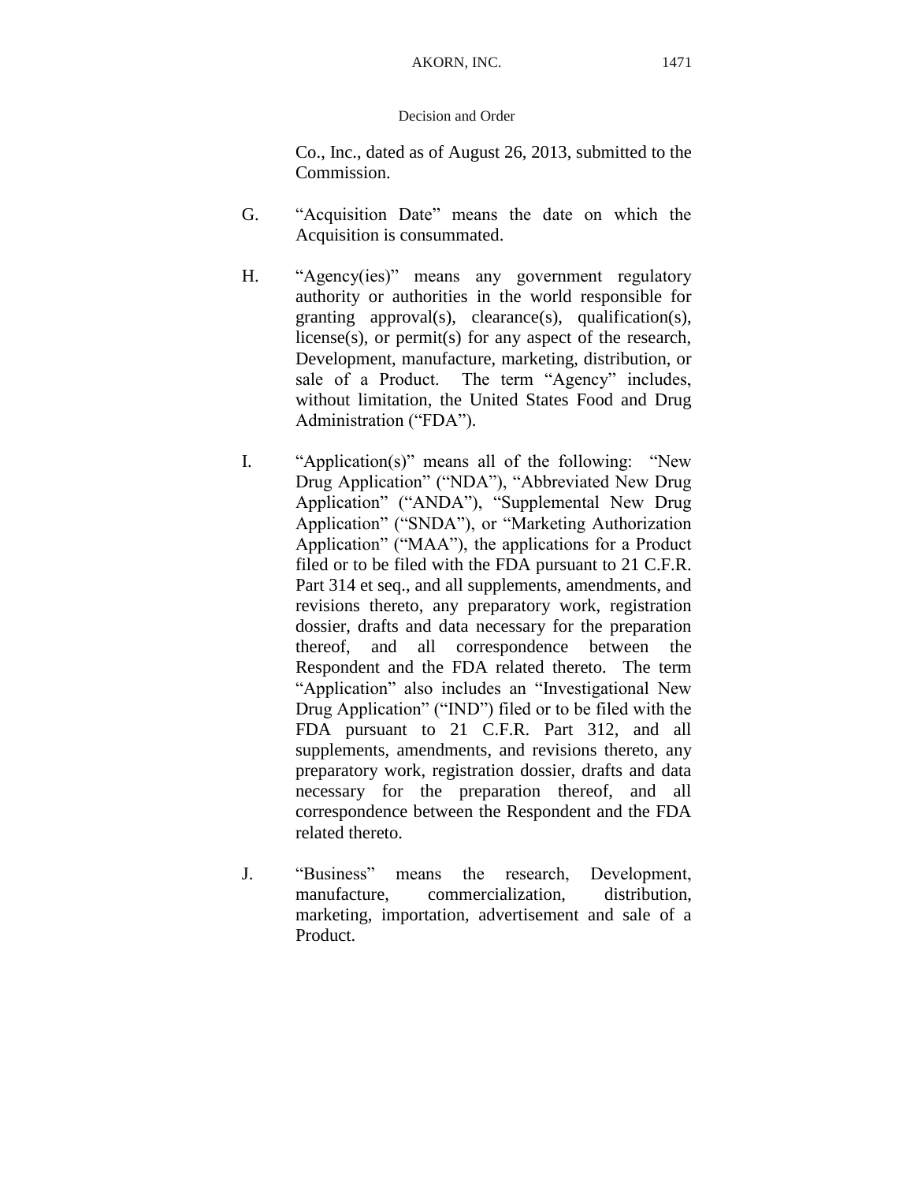Co., Inc., dated as of August 26, 2013, submitted to the Commission.

G. "Acquisition Date" means the date on which the Acquisition is consummated.

H. "Agency(ies)" means any government regulatory authority or authorities in the world responsible for granting approval(s), clearance(s), qualification(s), license(s), or permit(s) for any aspect of the research, Development, manufacture, marketing, distribution, or sale of a Product. The term "Agency" includes, without limitation, the United States Food and Drug Administration ("FDA").

I. "Application(s)" means all of the following: "New Drug Application" ("NDA"), "Abbreviated New Drug Application" ("ANDA"), "Supplemental New Drug Application" ("SNDA"), or "Marketing Authorization Application" ("MAA"), the applications for a Product filed or to be filed with the FDA pursuant to 21 C.F.R. Part 314 et seq., and all supplements, amendments, and revisions thereto, any preparatory work, registration dossier, drafts and data necessary for the preparation thereof, and all correspondence between the Respondent and the FDA related thereto. The term "Application" also includes an "Investigational New Drug Application" ("IND") filed or to be filed with the FDA pursuant to 21 C.F.R. Part 312, and all supplements, amendments, and revisions thereto, any preparatory work, registration dossier, drafts and data necessary for the preparation thereof, and all correspondence between the Respondent and the FDA related thereto.

J. "Business" means the research, Development, manufacture, commercialization, distribution, marketing, importation, advertisement and sale of a Product.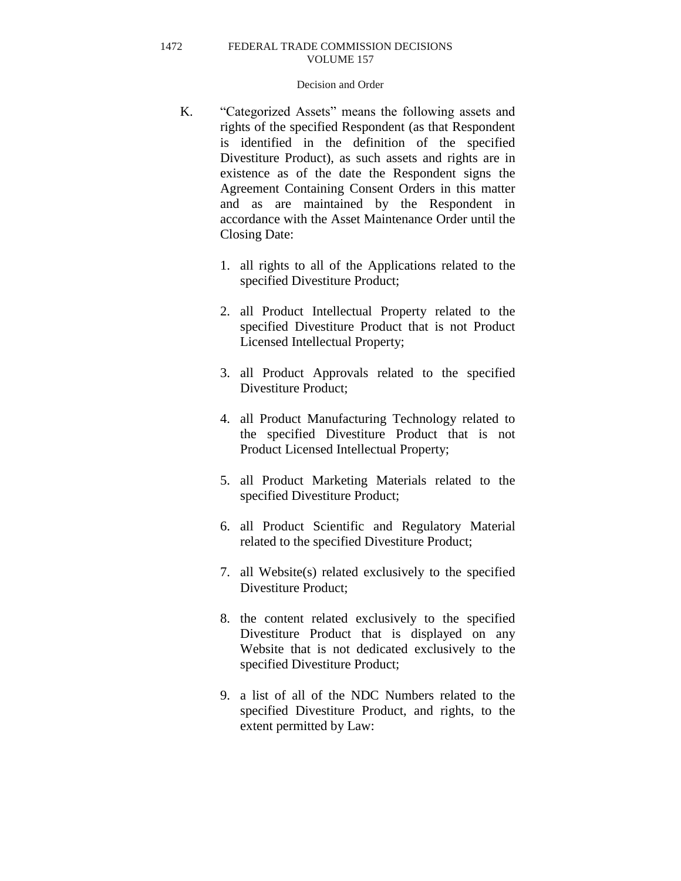K. “Categorized Assets” means the following assets and rights of the specified Respondent (as that Respondent is identified in the definition of the specified Divestiture Product), as such assets and rights are in existence as of the date the Respondent signs the Agreement Containing Consent Orders in this matter and as are maintained by the Respondent in accordance with the Asset Maintenance Order until the Closing Date:

1. all rights to all of the Applications related to the specified Divestiture Product;

2. all Product Intellectual Property related to the specified Divestiture Product that is not Product Licensed Intellectual Property;

3. all Product Approvals related to the specified Divestiture Product;

4. all Product Manufacturing Technology related to the specified Divestiture Product that is not Product Licensed Intellectual Property;

5. all Product Marketing Materials related to the specified Divestiture Product;

6. all Product Scientific and Regulatory Material related to the specified Divestiture Product;

7. all Website(s) related exclusively to the specified Divestiture Product;

8. the content related exclusively to the specified Divestiture Product that is displayed on any Website that is not dedicated exclusively to the specified Divestiture Product;

9. a list of all of the NDC Numbers related to the specified Divestiture Product, and rights, to the extent permitted by Law: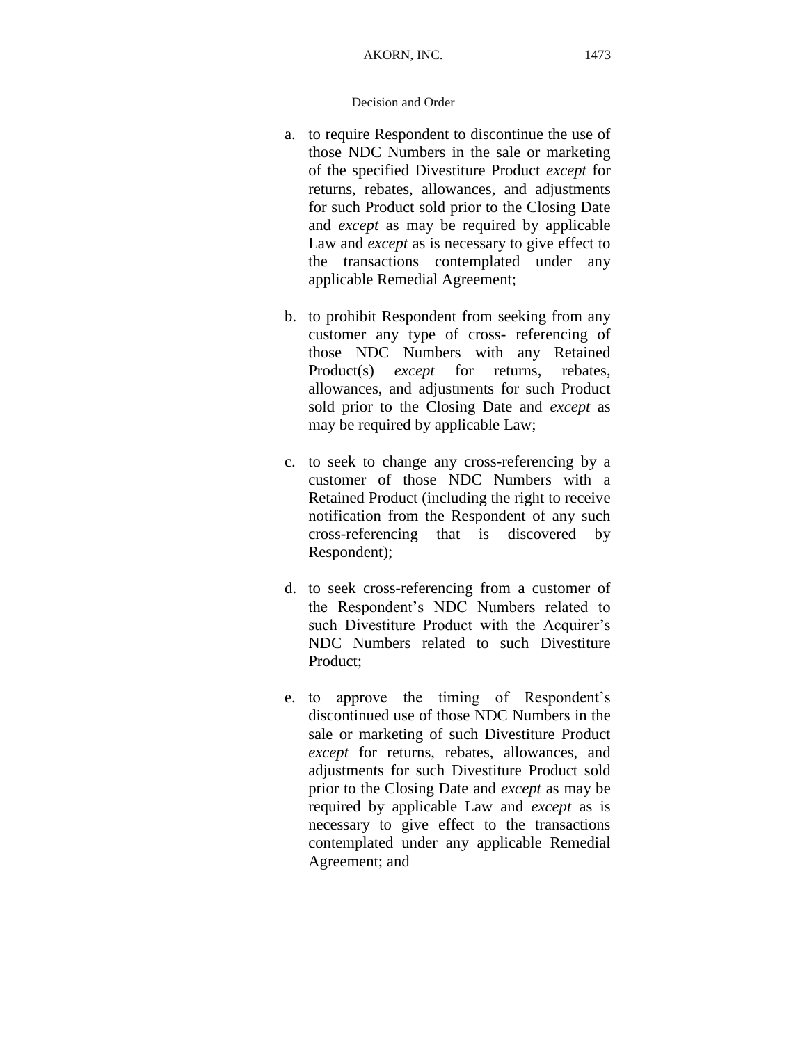a. to require Respondent to discontinue the use of those NDC Numbers in the sale or marketing of the specified Divestiture Product *except* for returns, rebates, allowances, and adjustments for such Product sold prior to the Closing Date and *except* as may be required by applicable Law and *except* as is necessary to give effect to the transactions contemplated under any applicable Remedial Agreement;

b. to prohibit Respondent from seeking from any customer any type of cross- referencing of those NDC Numbers with any Retained Product(s) *except* for returns, rebates, allowances, and adjustments for such Product sold prior to the Closing Date and *except* as may be required by applicable Law;

c. to seek to change any cross-referencing by a customer of those NDC Numbers with a Retained Product (including the right to receive notification from the Respondent of any such cross-referencing that is discovered by Respondent);

d. to seek cross-referencing from a customer of the Respondent's NDC Numbers related to such Divestiture Product with the Acquirer's NDC Numbers related to such Divestiture Product;

e. to approve the timing of Respondent's discontinued use of those NDC Numbers in the sale or marketing of such Divestiture Product *except* for returns, rebates, allowances, and adjustments for such Divestiture Product sold prior to the Closing Date and *except* as may be required by applicable Law and *except* as is necessary to give effect to the transactions contemplated under any applicable Remedial Agreement; and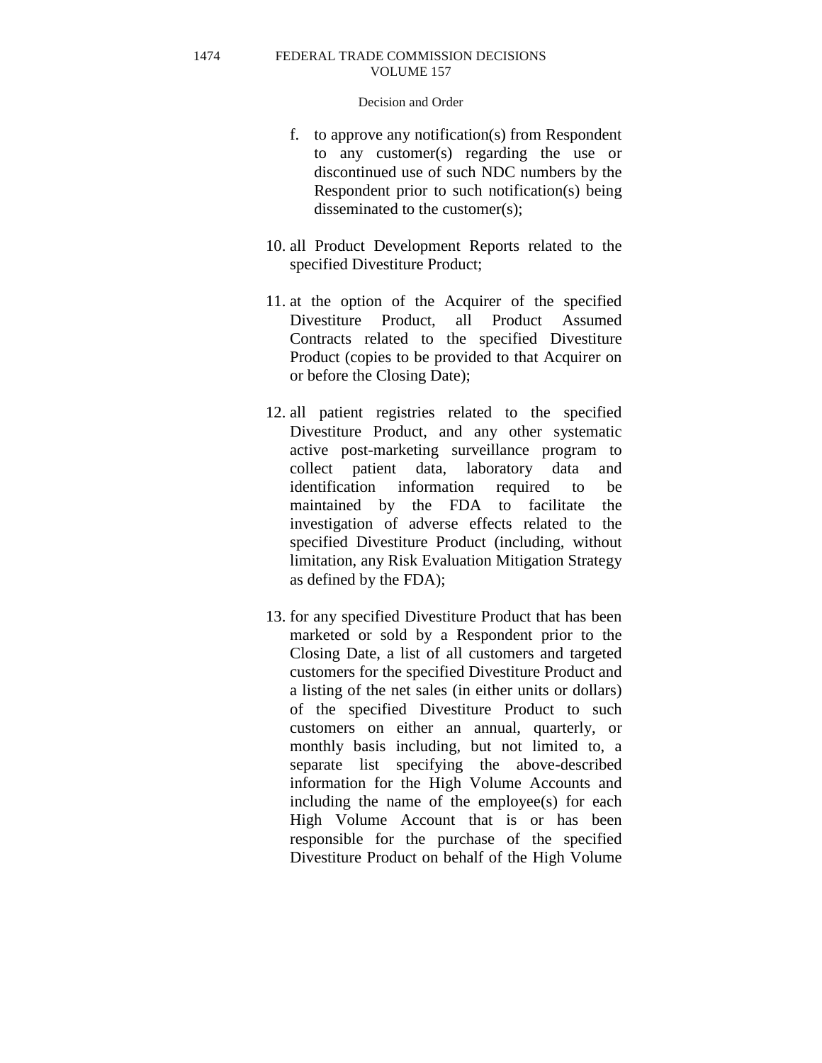f. to approve any notification(s) from Respondent to any customer(s) regarding the use or discontinued use of such NDC numbers by the Respondent prior to such notification(s) being disseminated to the customer(s);

10. all Product Development Reports related to the specified Divestiture Product;

11. at the option of the Acquirer of the specified Divestiture Product, all Product Assumed Contracts related to the specified Divestiture Product (copies to be provided to that Acquirer on or before the Closing Date);

12. all patient registries related to the specified Divestiture Product, and any other systematic active post-marketing surveillance program to collect patient data, laboratory data and identification information required to be maintained by the FDA to facilitate the investigation of adverse effects related to the specified Divestiture Product (including, without limitation, any Risk Evaluation Mitigation Strategy as defined by the FDA);

13. for any specified Divestiture Product that has been marketed or sold by a Respondent prior to the Closing Date, a list of all customers and targeted customers for the specified Divestiture Product and a listing of the net sales (in either units or dollars) of the specified Divestiture Product to such customers on either an annual, quarterly, or monthly basis including, but not limited to, a separate list specifying the above-described information for the High Volume Accounts and including the name of the employee(s) for each High Volume Account that is or has been responsible for the purchase of the specified Divestiture Product on behalf of the High Volume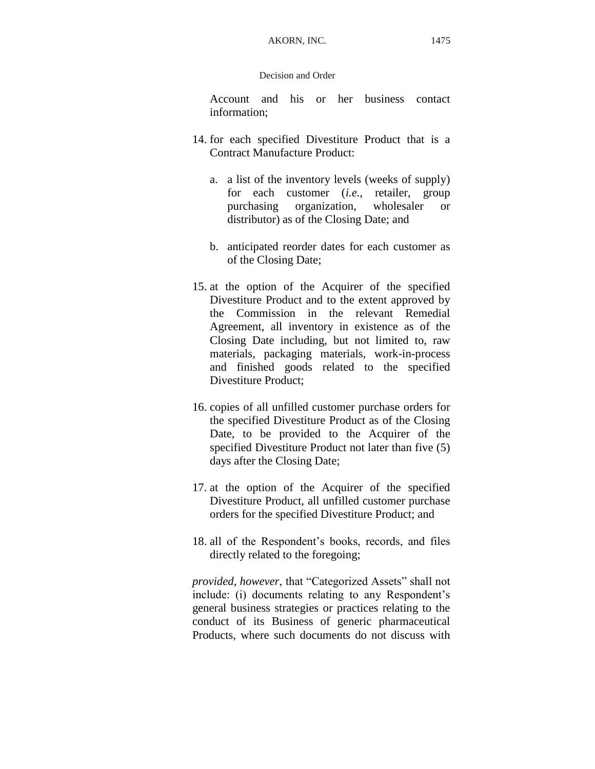Account and his or her business contact information;

14. for each specified Divestiture Product that is a Contract Manufacture Product:

    a. a list of the inventory levels (weeks of supply) for each customer (*i.e.*, retailer, group purchasing organization, wholesaler or distributor) as of the Closing Date; and

    b. anticipated reorder dates for each customer as of the Closing Date;

15. at the option of the Acquirer of the specified Divestiture Product and to the extent approved by the Commission in the relevant Remedial Agreement, all inventory in existence as of the Closing Date including, but not limited to, raw materials, packaging materials, work-in-process and finished goods related to the specified Divestiture Product;

16. copies of all unfilled customer purchase orders for the specified Divestiture Product as of the Closing Date, to be provided to the Acquirer of the specified Divestiture Product not later than five (5) days after the Closing Date;

17. at the option of the Acquirer of the specified Divestiture Product, all unfilled customer purchase orders for the specified Divestiture Product; and

18. all of the Respondent's books, records, and files directly related to the foregoing;

*provided*, *however*, that "Categorized Assets" shall not include: (i) documents relating to any Respondent's general business strategies or practices relating to the conduct of its Business of generic pharmaceutical Products, where such documents do not discuss with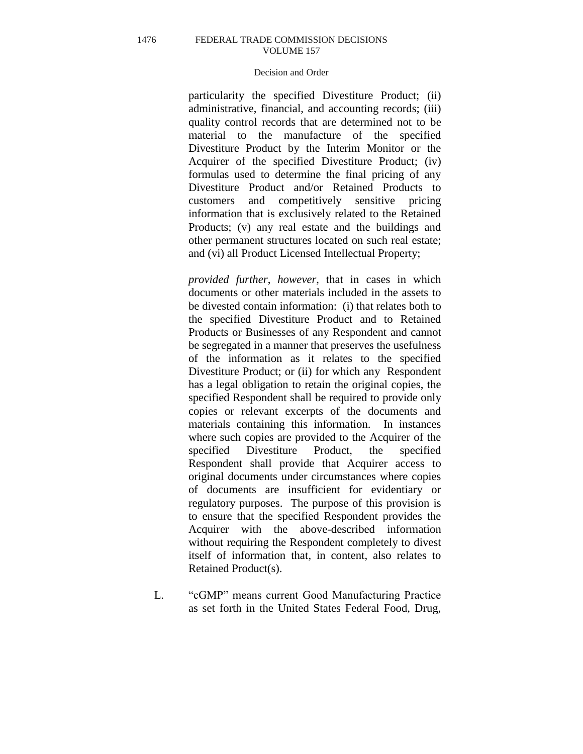particularity the specified Divestiture Product; (ii) administrative, financial, and accounting records; (iii) quality control records that are determined not to be material to the manufacture of the specified Divestiture Product by the Interim Monitor or the Acquirer of the specified Divestiture Product; (iv) formulas used to determine the final pricing of any Divestiture Product and/or Retained Products to customers and competitively sensitive pricing information that is exclusively related to the Retained Products; (v) any real estate and the buildings and other permanent structures located on such real estate; and (vi) all Product Licensed Intellectual Property;

*provided further*, *however*, that in cases in which documents or other materials included in the assets to be divested contain information: (i) that relates both to the specified Divestiture Product and to Retained Products or Businesses of any Respondent and cannot be segregated in a manner that preserves the usefulness of the information as it relates to the specified Divestiture Product; or (ii) for which any Respondent has a legal obligation to retain the original copies, the specified Respondent shall be required to provide only copies or relevant excerpts of the documents and materials containing this information. In instances where such copies are provided to the Acquirer of the specified Divestiture Product, the specified Respondent shall provide that Acquirer access to original documents under circumstances where copies of documents are insufficient for evidentiary or regulatory purposes. The purpose of this provision is to ensure that the specified Respondent provides the Acquirer with the above-described information without requiring the Respondent completely to divest itself of information that, in content, also relates to Retained Product(s).

L. "cGMP" means current Good Manufacturing Practice as set forth in the United States Federal Food, Drug,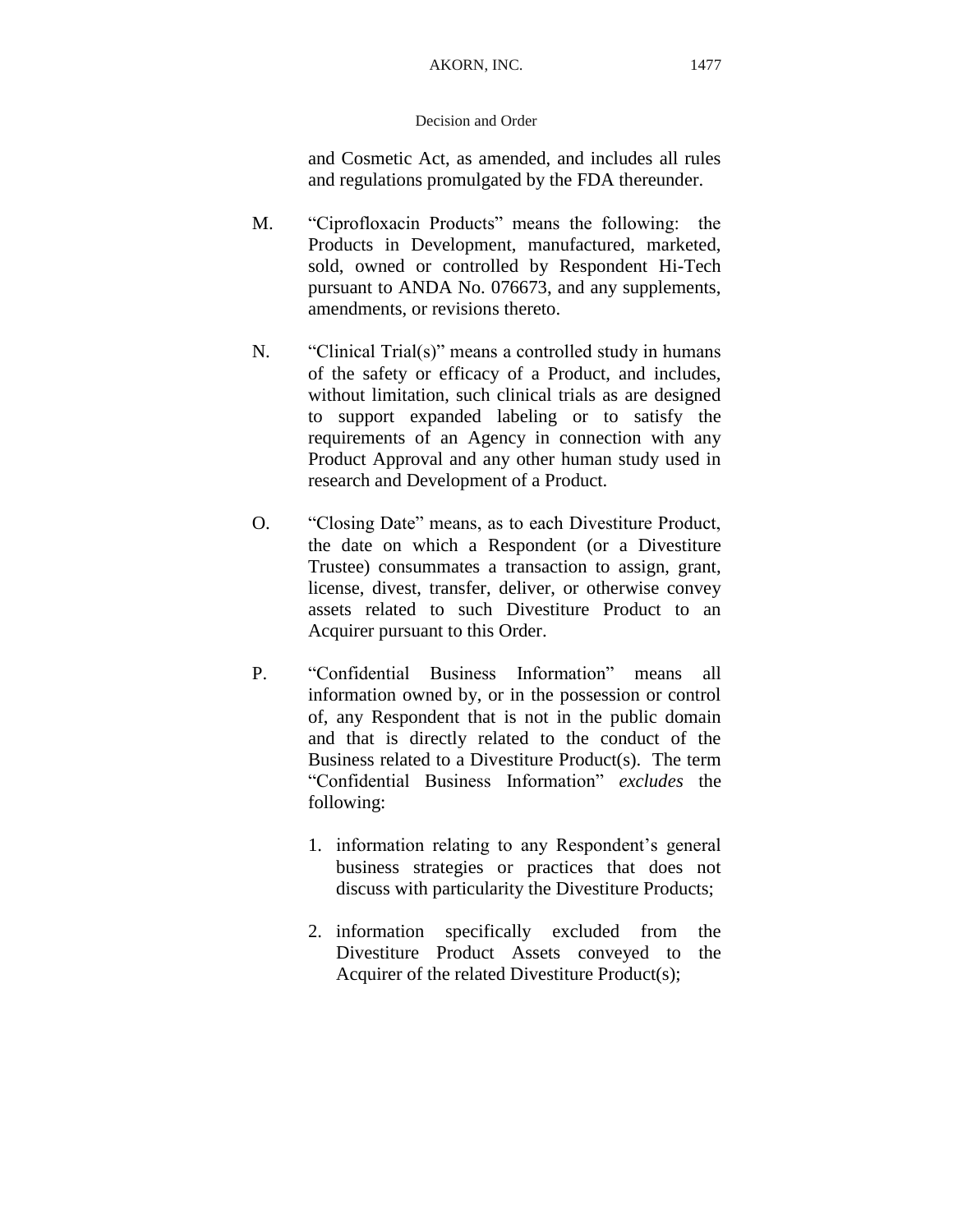and Cosmetic Act, as amended, and includes all rules and regulations promulgated by the FDA thereunder.

M. "Ciprofloxacin Products" means the following: the Products in Development, manufactured, marketed, sold, owned or controlled by Respondent Hi-Tech pursuant to ANDA No. 076673, and any supplements, amendments, or revisions thereto.

N. "Clinical Trial(s)" means a controlled study in humans of the safety or efficacy of a Product, and includes, without limitation, such clinical trials as are designed to support expanded labeling or to satisfy the requirements of an Agency in connection with any Product Approval and any other human study used in research and Development of a Product.

O. "Closing Date" means, as to each Divestiture Product, the date on which a Respondent (or a Divestiture Trustee) consummates a transaction to assign, grant, license, divest, transfer, deliver, or otherwise convey assets related to such Divestiture Product to an Acquirer pursuant to this Order.

P. "Confidential Business Information" means all information owned by, or in the possession or control of, any Respondent that is not in the public domain and that is directly related to the conduct of the Business related to a Divestiture Product(s). The term "Confidential Business Information" *excludes* the following:

1. information relating to any Respondent's general business strategies or practices that does not discuss with particularity the Divestiture Products;

2. information specifically excluded from the Divestiture Product Assets conveyed to the Acquirer of the related Divestiture Product(s);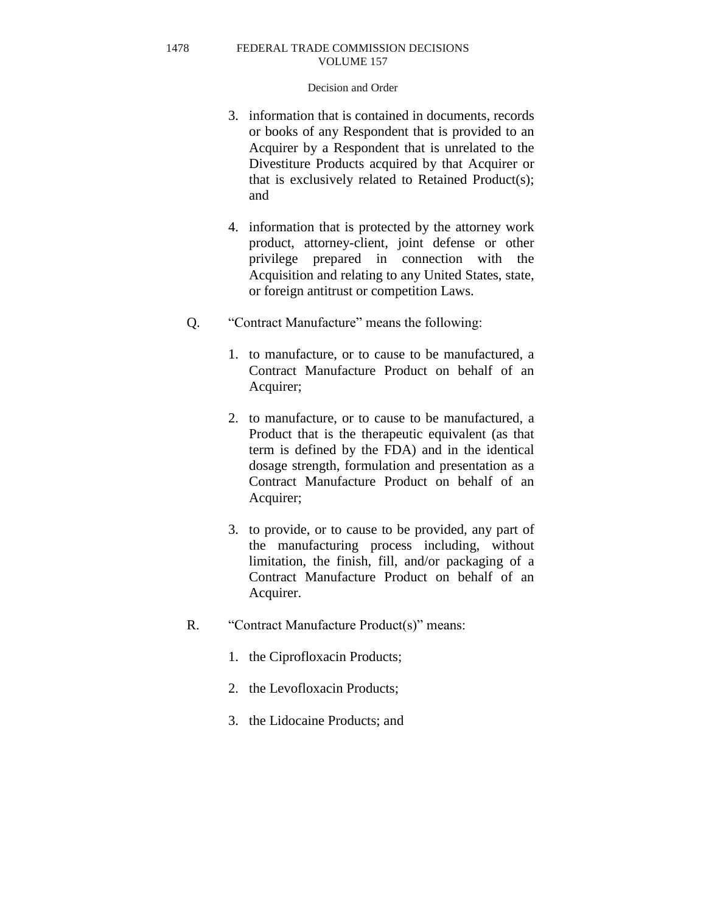3. information that is contained in documents, records or books of any Respondent that is provided to an Acquirer by a Respondent that is unrelated to the Divestiture Products acquired by that Acquirer or that is exclusively related to Retained Product(s); and

4. information that is protected by the attorney work product, attorney-client, joint defense or other privilege prepared in connection with the Acquisition and relating to any United States, state, or foreign antitrust or competition Laws.

Q. "Contract Manufacture" means the following:

1. to manufacture, or to cause to be manufactured, a Contract Manufacture Product on behalf of an Acquirer;

2. to manufacture, or to cause to be manufactured, a Product that is the therapeutic equivalent (as that term is defined by the FDA) and in the identical dosage strength, formulation and presentation as a Contract Manufacture Product on behalf of an Acquirer;

3. to provide, or to cause to be provided, any part of the manufacturing process including, without limitation, the finish, fill, and/or packaging of a Contract Manufacture Product on behalf of an Acquirer.

R. "Contract Manufacture Product(s)" means:

1. the Ciprofloxacin Products;

2. the Levofloxacin Products;

3. the Lidocaine Products; and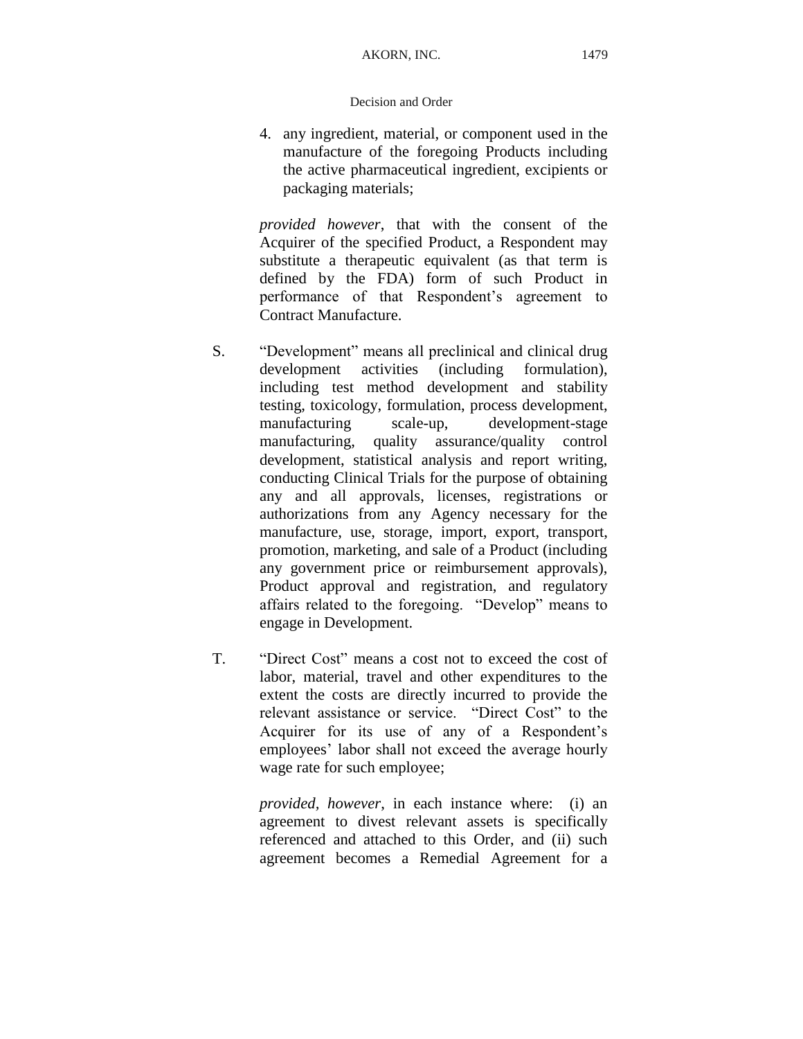4. any ingredient, material, or component used in the manufacture of the foregoing Products including the active pharmaceutical ingredient, excipients or packaging materials;

*provided however*, that with the consent of the Acquirer of the specified Product, a Respondent may substitute a therapeutic equivalent (as that term is defined by the FDA) form of such Product in performance of that Respondent's agreement to Contract Manufacture.

S. "Development" means all preclinical and clinical drug development activities (including formulation), including test method development and stability testing, toxicology, formulation, process development, manufacturing scale-up, development-stage manufacturing, quality assurance/quality control development, statistical analysis and report writing, conducting Clinical Trials for the purpose of obtaining any and all approvals, licenses, registrations or authorizations from any Agency necessary for the manufacture, use, storage, import, export, transport, promotion, marketing, and sale of a Product (including any government price or reimbursement approvals), Product approval and registration, and regulatory affairs related to the foregoing. "Develop" means to engage in Development.

T. "Direct Cost" means a cost not to exceed the cost of labor, material, travel and other expenditures to the extent the costs are directly incurred to provide the relevant assistance or service. "Direct Cost" to the Acquirer for its use of any of a Respondent's employees' labor shall not exceed the average hourly wage rate for such employee;

*provided, however*, in each instance where: (i) an agreement to divest relevant assets is specifically referenced and attached to this Order, and (ii) such agreement becomes a Remedial Agreement for a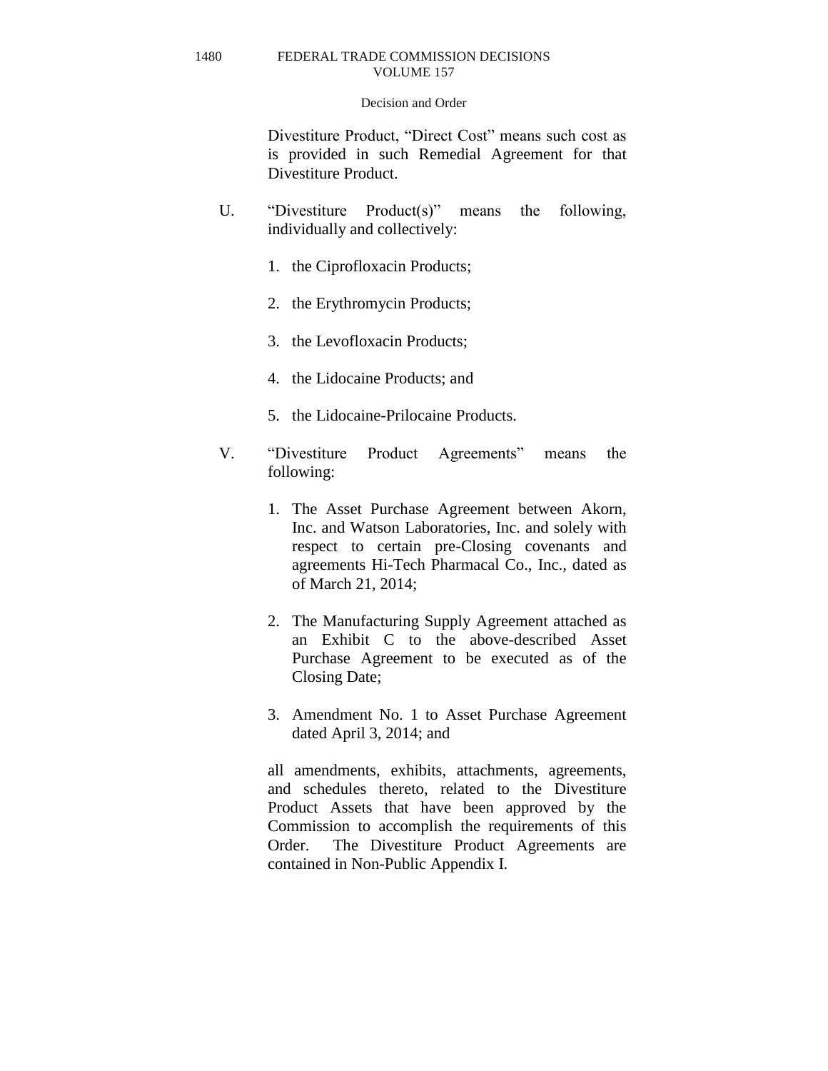Divestiture Product, "Direct Cost" means such cost as is provided in such Remedial Agreement for that Divestiture Product.

U. "Divestiture Product(s)" means the following, individually and collectively:

1. the Ciprofloxacin Products;
2. the Erythromycin Products;
3. the Levofloxacin Products;
4. the Lidocaine Products; and
5. the Lidocaine-Prilocaine Products.

V. "Divestiture Product Agreements" means the following:

1. The Asset Purchase Agreement between Akorn, Inc. and Watson Laboratories, Inc. and solely with respect to certain pre-Closing covenants and agreements Hi-Tech Pharmacal Co., Inc., dated as of March 21, 2014;
2. The Manufacturing Supply Agreement attached as an Exhibit C to the above-described Asset Purchase Agreement to be executed as of the Closing Date;
3. Amendment No. 1 to Asset Purchase Agreement dated April 3, 2014; and

all amendments, exhibits, attachments, agreements, and schedules thereto, related to the Divestiture Product Assets that have been approved by the Commission to accomplish the requirements of this Order. The Divestiture Product Agreements are contained in Non-Public Appendix I.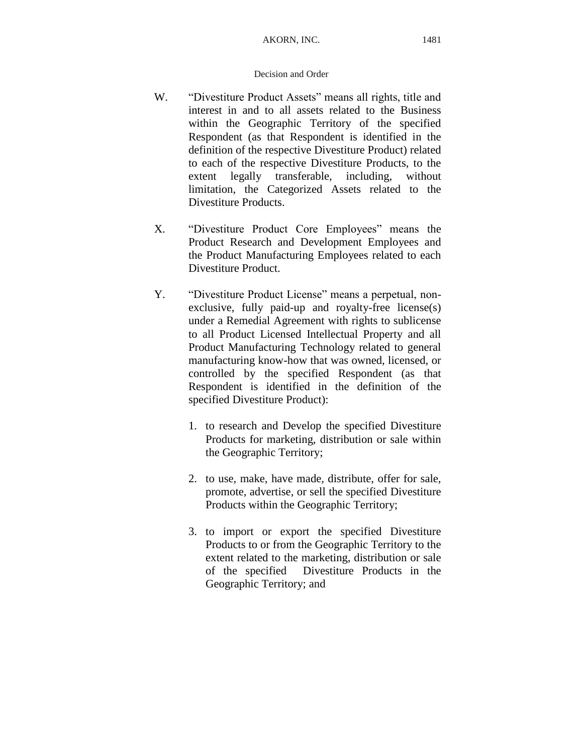W. "Divestiture Product Assets" means all rights, title and interest in and to all assets related to the Business within the Geographic Territory of the specified Respondent (as that Respondent is identified in the definition of the respective Divestiture Product) related to each of the respective Divestiture Products, to the extent legally transferable, including, without limitation, the Categorized Assets related to the Divestiture Products.

X. "Divestiture Product Core Employees" means the Product Research and Development Employees and the Product Manufacturing Employees related to each Divestiture Product.

Y. "Divestiture Product License" means a perpetual, non-exclusive, fully paid-up and royalty-free license(s) under a Remedial Agreement with rights to sublicense to all Product Licensed Intellectual Property and all Product Manufacturing Technology related to general manufacturing know-how that was owned, licensed, or controlled by the specified Respondent (as that Respondent is identified in the definition of the specified Divestiture Product):

1. to research and Develop the specified Divestiture Products for marketing, distribution or sale within the Geographic Territory;

2. to use, make, have made, distribute, offer for sale, promote, advertise, or sell the specified Divestiture Products within the Geographic Territory;

3. to import or export the specified Divestiture Products to or from the Geographic Territory to the extent related to the marketing, distribution or sale of the specified Divestiture Products in the Geographic Territory; and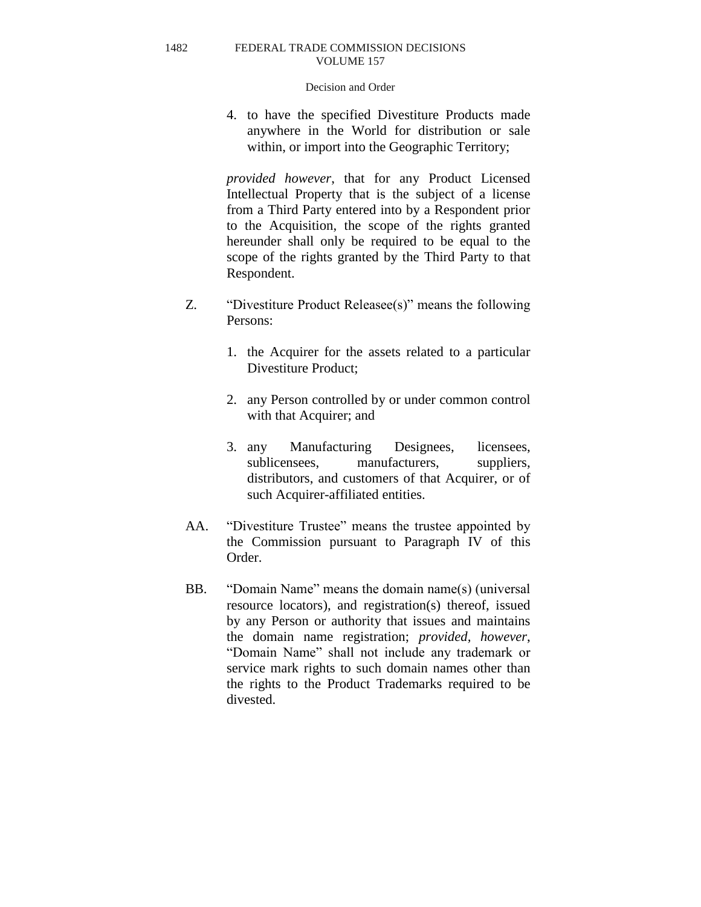4. to have the specified Divestiture Products made anywhere in the World for distribution or sale within, or import into the Geographic Territory;

*provided however*, that for any Product Licensed Intellectual Property that is the subject of a license from a Third Party entered into by a Respondent prior to the Acquisition, the scope of the rights granted hereunder shall only be required to be equal to the scope of the rights granted by the Third Party to that Respondent.

Z. "Divestiture Product Releasee(s)" means the following Persons:

1. the Acquirer for the assets related to a particular Divestiture Product;

2. any Person controlled by or under common control with that Acquirer; and

3. any Manufacturing Designees, licensees, sublicensees, manufacturers, suppliers, distributors, and customers of that Acquirer, or of such Acquirer-affiliated entities.

AA. "Divestiture Trustee" means the trustee appointed by the Commission pursuant to Paragraph IV of this Order.

BB. "Domain Name" means the domain name(s) (universal resource locators), and registration(s) thereof, issued by any Person or authority that issues and maintains the domain name registration; *provided, however*, "Domain Name" shall not include any trademark or service mark rights to such domain names other than the rights to the Product Trademarks required to be divested.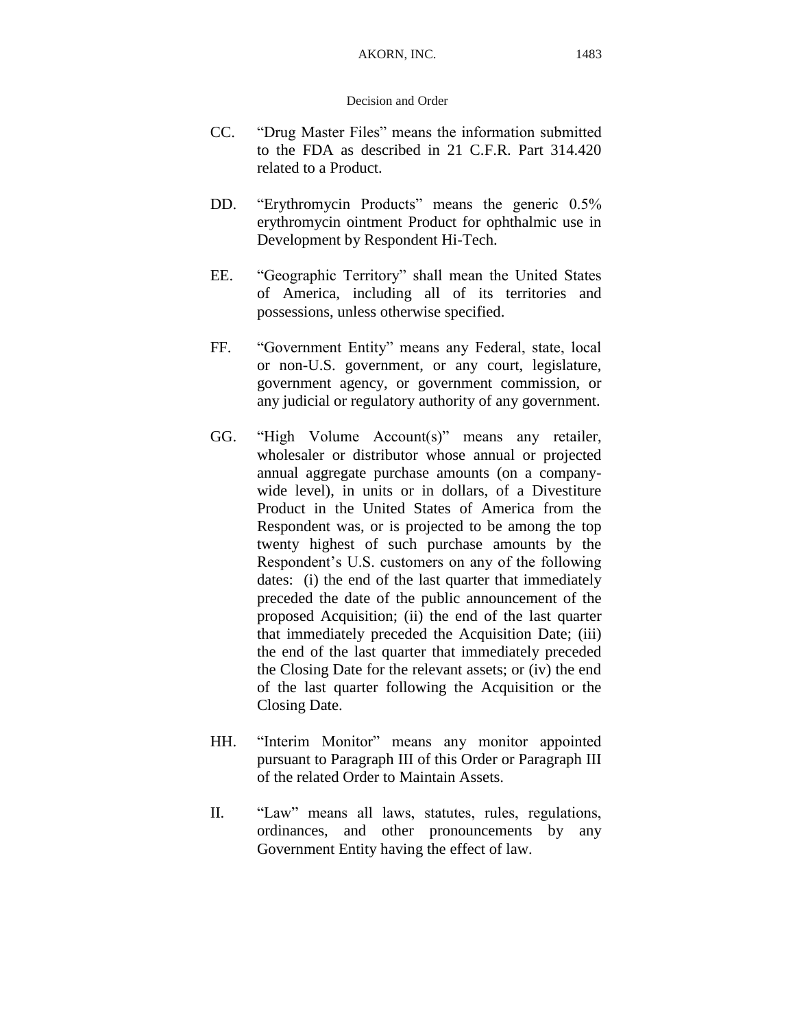CC. "Drug Master Files" means the information submitted to the FDA as described in 21 C.F.R. Part 314.420 related to a Product.

DD. "Erythromycin Products" means the generic 0.5% erythromycin ointment Product for ophthalmic use in Development by Respondent Hi-Tech.

EE. "Geographic Territory" shall mean the United States of America, including all of its territories and possessions, unless otherwise specified.

FF. "Government Entity" means any Federal, state, local or non-U.S. government, or any court, legislature, government agency, or government commission, or any judicial or regulatory authority of any government.

GG. "High Volume Account(s)" means any retailer, wholesaler or distributor whose annual or projected annual aggregate purchase amounts (on a company-wide level), in units or in dollars, of a Divestiture Product in the United States of America from the Respondent was, or is projected to be among the top twenty highest of such purchase amounts by the Respondent's U.S. customers on any of the following dates: (i) the end of the last quarter that immediately preceded the date of the public announcement of the proposed Acquisition; (ii) the end of the last quarter that immediately preceded the Acquisition Date; (iii) the end of the last quarter that immediately preceded the Closing Date for the relevant assets; or (iv) the end of the last quarter following the Acquisition or the Closing Date.

HH. "Interim Monitor" means any monitor appointed pursuant to Paragraph III of this Order or Paragraph III of the related Order to Maintain Assets.

II. "Law" means all laws, statutes, rules, regulations, ordinances, and other pronouncements by any Government Entity having the effect of law.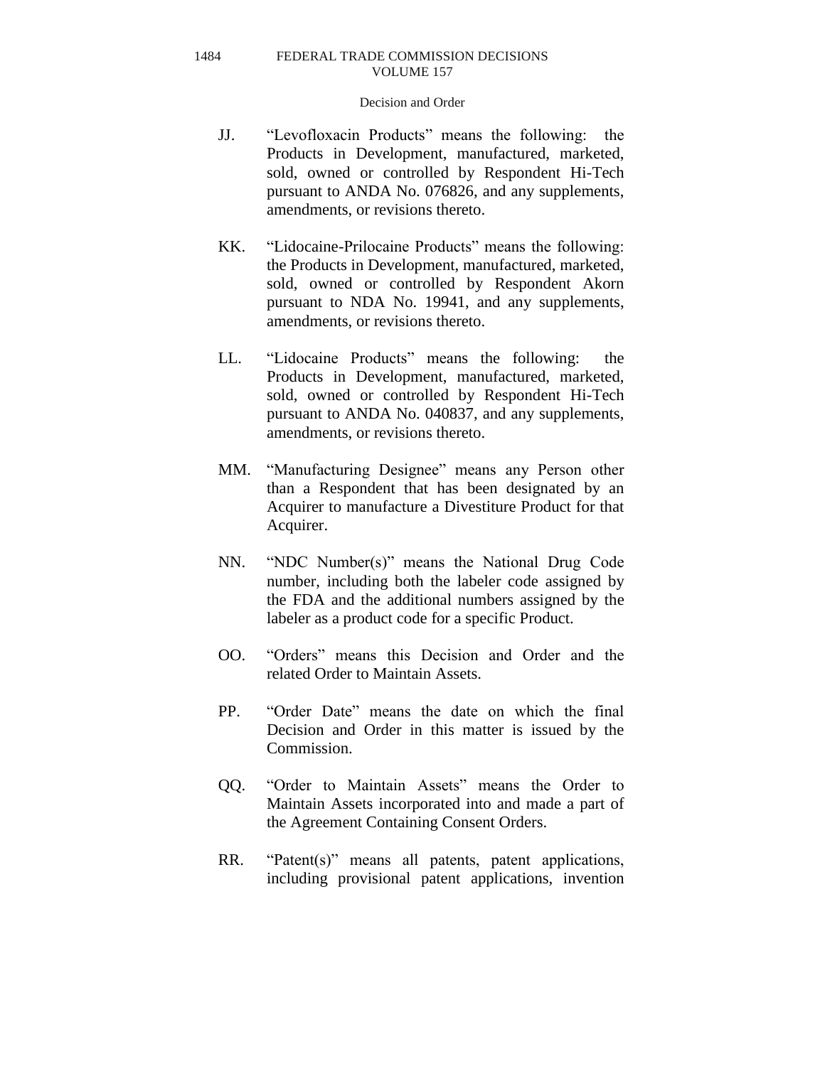JJ. "Levofloxacin Products" means the following: the Products in Development, manufactured, marketed, sold, owned or controlled by Respondent Hi-Tech pursuant to ANDA No. 076826, and any supplements, amendments, or revisions thereto.

KK. "Lidocaine-Prilocaine Products" means the following: the Products in Development, manufactured, marketed, sold, owned or controlled by Respondent Akorn pursuant to NDA No. 19941, and any supplements, amendments, or revisions thereto.

LL. "Lidocaine Products" means the following: the Products in Development, manufactured, marketed, sold, owned or controlled by Respondent Hi-Tech pursuant to ANDA No. 040837, and any supplements, amendments, or revisions thereto.

MM. "Manufacturing Designee" means any Person other than a Respondent that has been designated by an Acquirer to manufacture a Divestiture Product for that Acquirer.

NN. "NDC Number(s)" means the National Drug Code number, including both the labeler code assigned by the FDA and the additional numbers assigned by the labeler as a product code for a specific Product.

OO. "Orders" means this Decision and Order and the related Order to Maintain Assets.

PP. "Order Date" means the date on which the final Decision and Order in this matter is issued by the Commission.

QQ. "Order to Maintain Assets" means the Order to Maintain Assets incorporated into and made a part of the Agreement Containing Consent Orders.

RR. "Patent(s)" means all patents, patent applications, including provisional patent applications, invention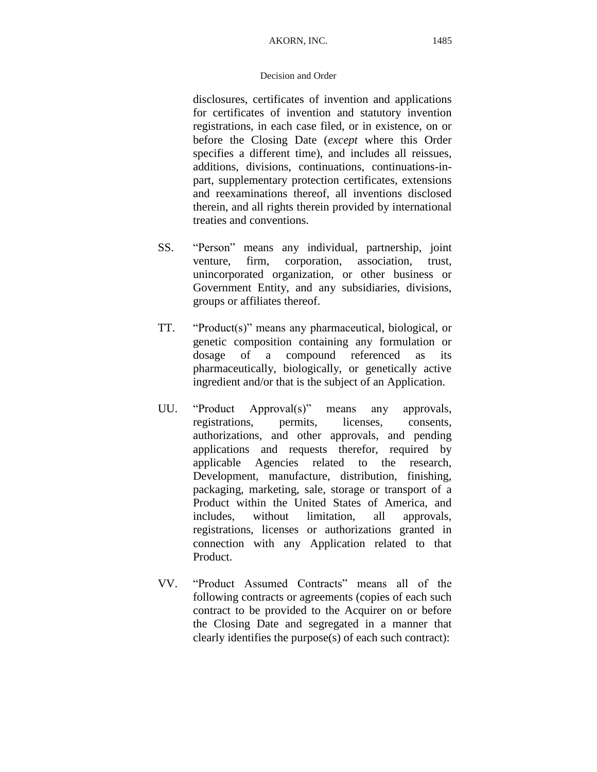disclosures, certificates of invention and applications for certificates of invention and statutory invention registrations, in each case filed, or in existence, on or before the Closing Date (*except* where this Order specifies a different time), and includes all reissues, additions, divisions, continuations, continuations-in-part, supplementary protection certificates, extensions and reexaminations thereof, all inventions disclosed therein, and all rights therein provided by international treaties and conventions.

SS. "Person" means any individual, partnership, joint venture, firm, corporation, association, trust, unincorporated organization, or other business or Government Entity, and any subsidiaries, divisions, groups or affiliates thereof.

TT. "Product(s)" means any pharmaceutical, biological, or genetic composition containing any formulation or dosage of a compound referenced as its pharmaceutically, biologically, or genetically active ingredient and/or that is the subject of an Application.

UU. "Product Approval(s)" means any approvals, registrations, permits, licenses, consents, authorizations, and other approvals, and pending applications and requests therefor, required by applicable Agencies related to the research, Development, manufacture, distribution, finishing, packaging, marketing, sale, storage or transport of a Product within the United States of America, and includes, without limitation, all approvals, registrations, licenses or authorizations granted in connection with any Application related to that Product.

VV. "Product Assumed Contracts" means all of the following contracts or agreements (copies of each such contract to be provided to the Acquirer on or before the Closing Date and segregated in a manner that clearly identifies the purpose(s) of each such contract):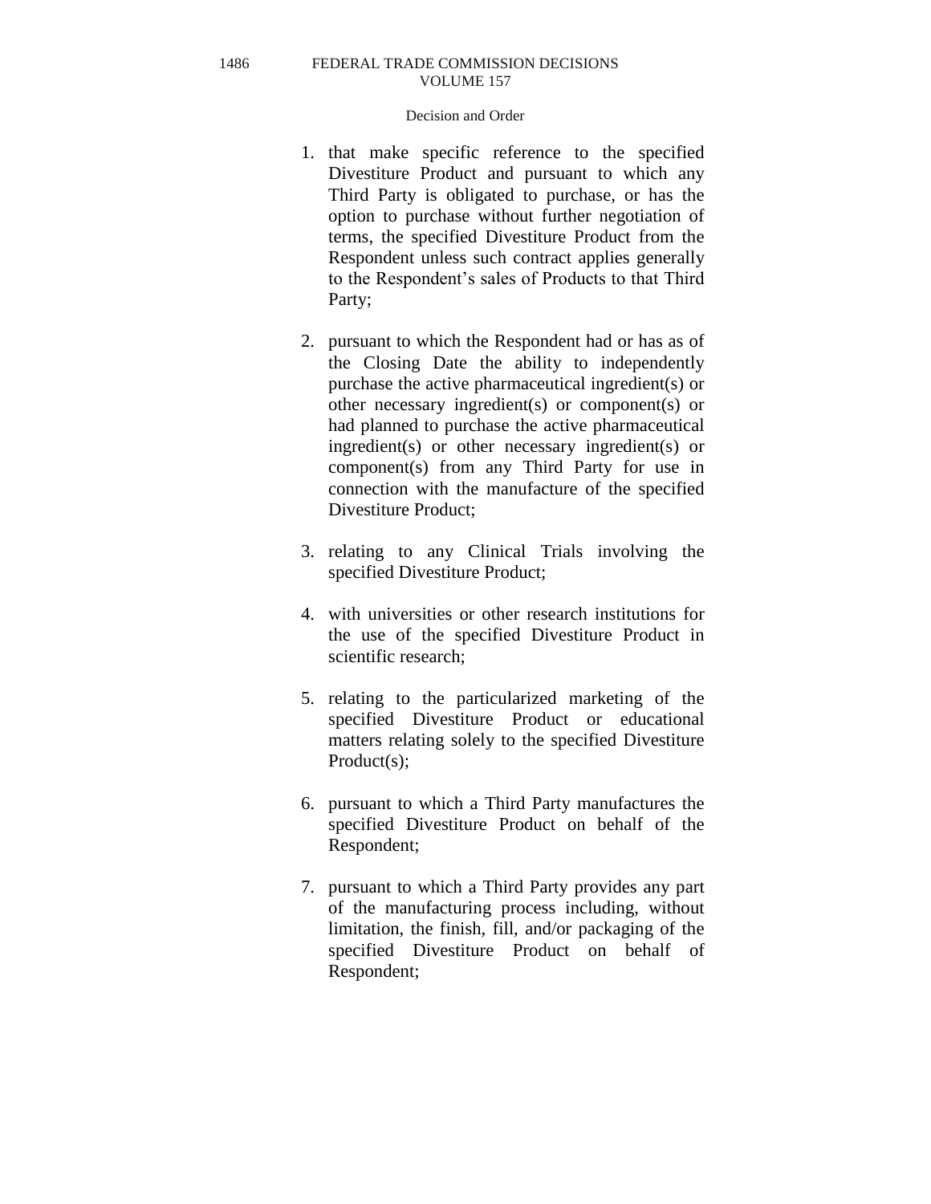1. that make specific reference to the specified Divestiture Product and pursuant to which any Third Party is obligated to purchase, or has the option to purchase without further negotiation of terms, the specified Divestiture Product from the Respondent unless such contract applies generally to the Respondent's sales of Products to that Third Party;

2. pursuant to which the Respondent had or has as of the Closing Date the ability to independently purchase the active pharmaceutical ingredient(s) or other necessary ingredient(s) or component(s) or had planned to purchase the active pharmaceutical ingredient(s) or other necessary ingredient(s) or component(s) from any Third Party for use in connection with the manufacture of the specified Divestiture Product;

3. relating to any Clinical Trials involving the specified Divestiture Product;

4. with universities or other research institutions for the use of the specified Divestiture Product in scientific research;

5. relating to the particularized marketing of the specified Divestiture Product or educational matters relating solely to the specified Divestiture Product(s);

6. pursuant to which a Third Party manufactures the specified Divestiture Product on behalf of the Respondent;

7. pursuant to which a Third Party provides any part of the manufacturing process including, without limitation, the finish, fill, and/or packaging of the specified Divestiture Product on behalf of Respondent;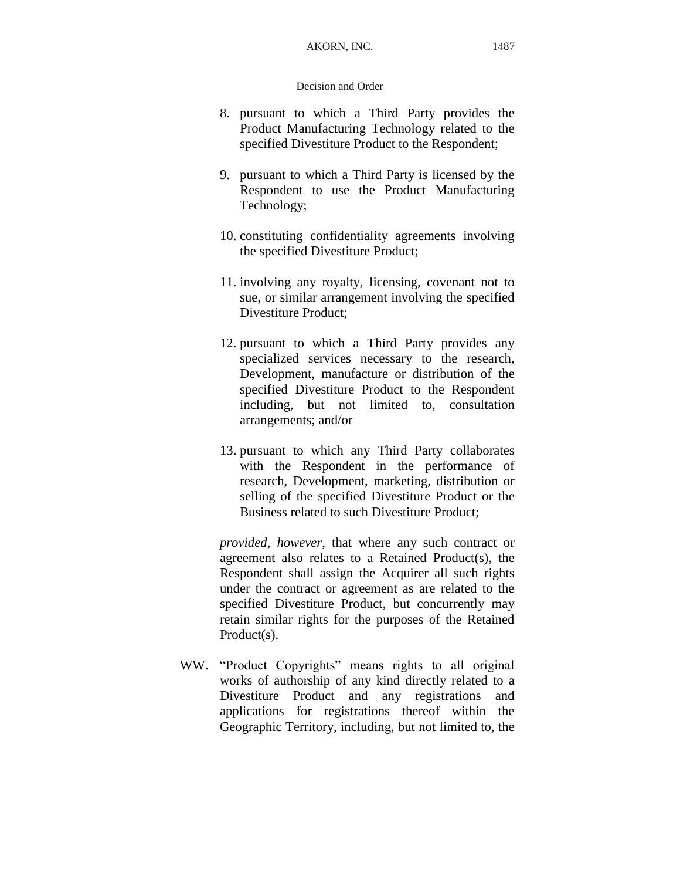8. pursuant to which a Third Party provides the Product Manufacturing Technology related to the specified Divestiture Product to the Respondent;

9. pursuant to which a Third Party is licensed by the Respondent to use the Product Manufacturing Technology;

10. constituting confidentiality agreements involving the specified Divestiture Product;

11. involving any royalty, licensing, covenant not to sue, or similar arrangement involving the specified Divestiture Product;

12. pursuant to which a Third Party provides any specialized services necessary to the research, Development, manufacture or distribution of the specified Divestiture Product to the Respondent including, but not limited to, consultation arrangements; and/or

13. pursuant to which any Third Party collaborates with the Respondent in the performance of research, Development, marketing, distribution or selling of the specified Divestiture Product or the Business related to such Divestiture Product;

*provided, however*, that where any such contract or agreement also relates to a Retained Product(s), the Respondent shall assign the Acquirer all such rights under the contract or agreement as are related to the specified Divestiture Product, but concurrently may retain similar rights for the purposes of the Retained Product(s).

WW. "Product Copyrights" means rights to all original works of authorship of any kind directly related to a Divestiture Product and any registrations and applications for registrations thereof within the Geographic Territory, including, but not limited to, the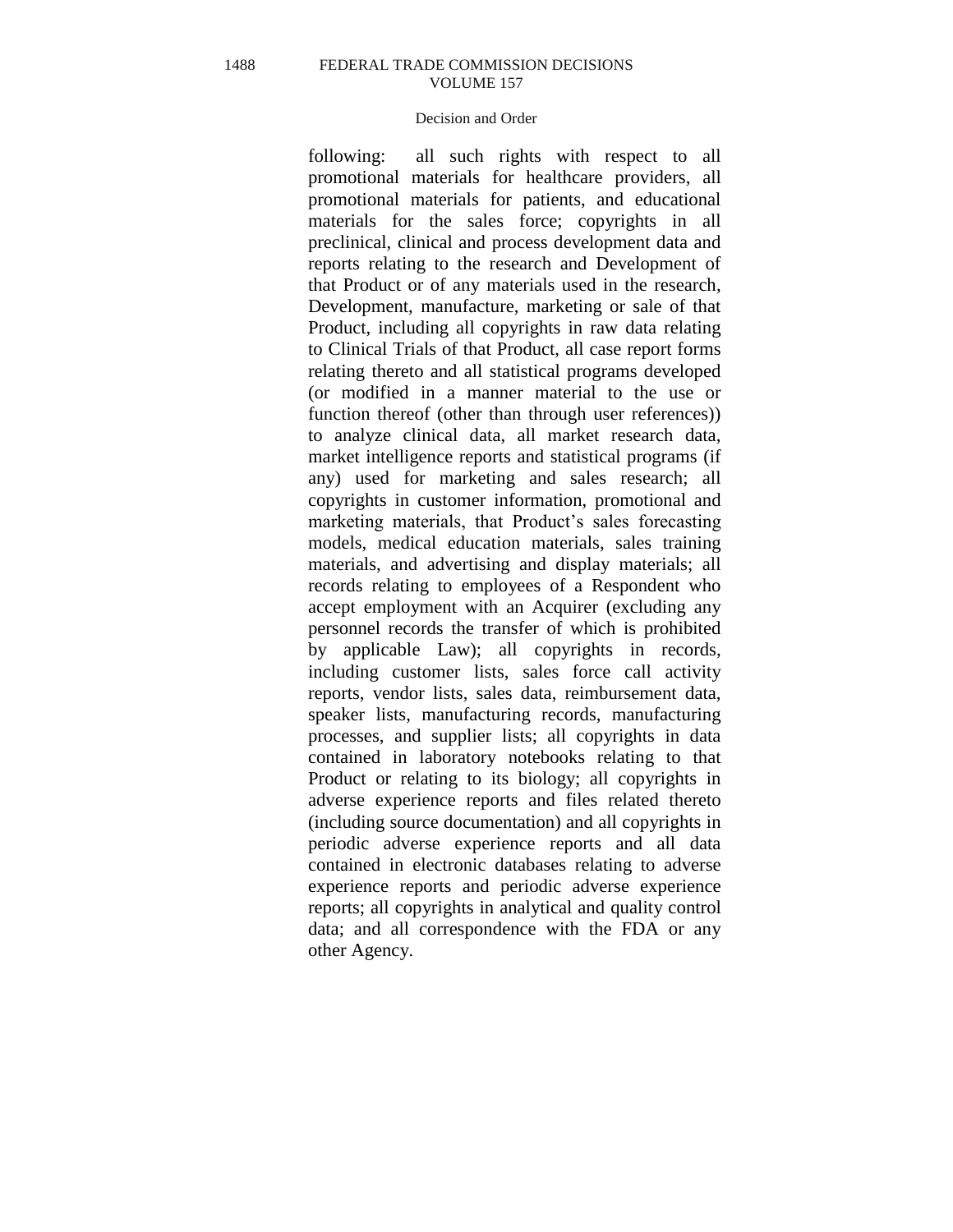following: all such rights with respect to all promotional materials for healthcare providers, all promotional materials for patients, and educational materials for the sales force; copyrights in all preclinical, clinical and process development data and reports relating to the research and Development of that Product or of any materials used in the research, Development, manufacture, marketing or sale of that Product, including all copyrights in raw data relating to Clinical Trials of that Product, all case report forms relating thereto and all statistical programs developed (or modified in a manner material to the use or function thereof (other than through user references)) to analyze clinical data, all market research data, market intelligence reports and statistical programs (if any) used for marketing and sales research; all copyrights in customer information, promotional and marketing materials, that Product's sales forecasting models, medical education materials, sales training materials, and advertising and display materials; all records relating to employees of a Respondent who accept employment with an Acquirer (excluding any personnel records the transfer of which is prohibited by applicable Law); all copyrights in records, including customer lists, sales force call activity reports, vendor lists, sales data, reimbursement data, speaker lists, manufacturing records, manufacturing processes, and supplier lists; all copyrights in data contained in laboratory notebooks relating to that Product or relating to its biology; all copyrights in adverse experience reports and files related thereto (including source documentation) and all copyrights in periodic adverse experience reports and all data contained in electronic databases relating to adverse experience reports and periodic adverse experience reports; all copyrights in analytical and quality control data; and all correspondence with the FDA or any other Agency.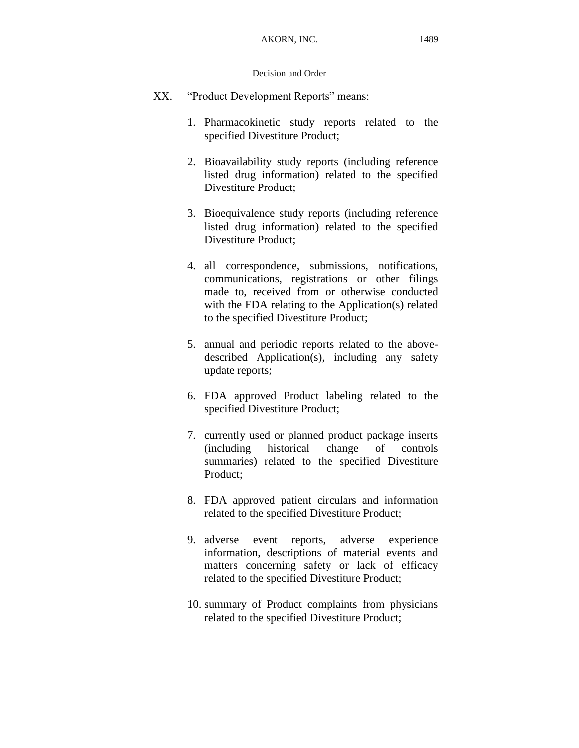XX. "Product Development Reports" means:

1. Pharmacokinetic study reports related to the specified Divestiture Product;

2. Bioavailability study reports (including reference listed drug information) related to the specified Divestiture Product;

3. Bioequivalence study reports (including reference listed drug information) related to the specified Divestiture Product;

4. all correspondence, submissions, notifications, communications, registrations or other filings made to, received from or otherwise conducted with the FDA relating to the Application(s) related to the specified Divestiture Product;

5. annual and periodic reports related to the above-described Application(s), including any safety update reports;

6. FDA approved Product labeling related to the specified Divestiture Product;

7. currently used or planned product package inserts (including historical change of controls summaries) related to the specified Divestiture Product;

8. FDA approved patient circulars and information related to the specified Divestiture Product;

9. adverse event reports, adverse experience information, descriptions of material events and matters concerning safety or lack of efficacy related to the specified Divestiture Product;

10. summary of Product complaints from physicians related to the specified Divestiture Product;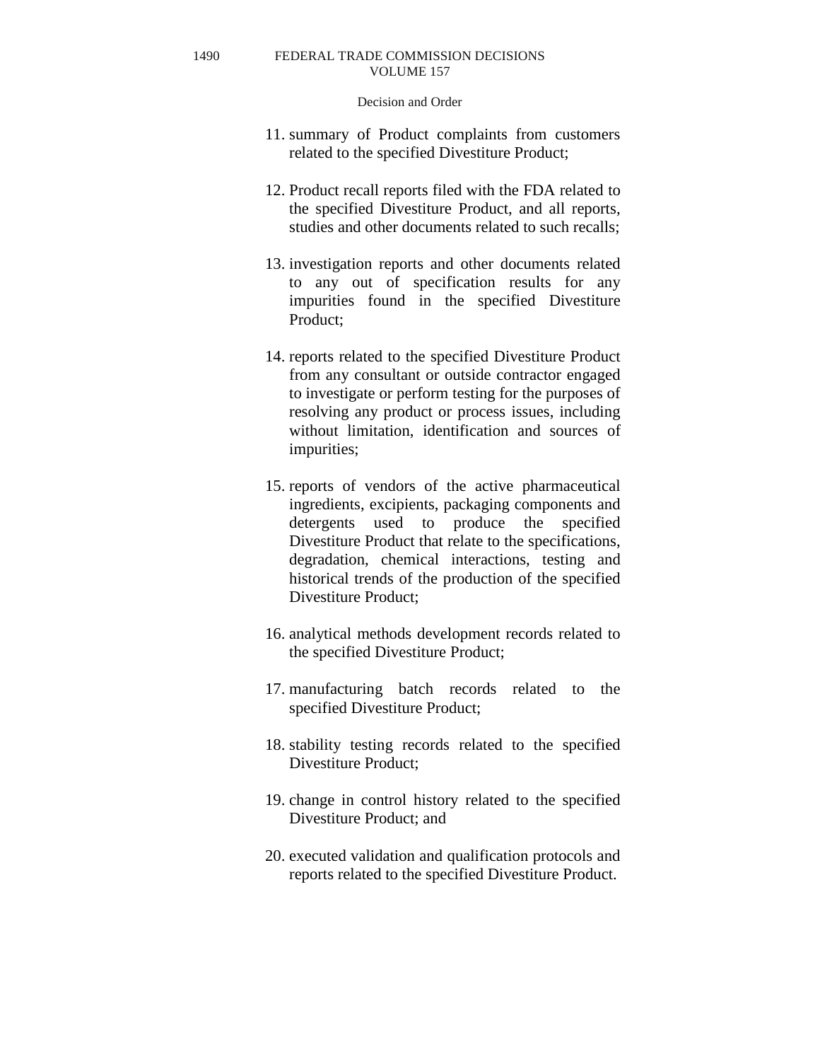11. summary of Product complaints from customers related to the specified Divestiture Product;

12. Product recall reports filed with the FDA related to the specified Divestiture Product, and all reports, studies and other documents related to such recalls;

13. investigation reports and other documents related to any out of specification results for any impurities found in the specified Divestiture Product;

14. reports related to the specified Divestiture Product from any consultant or outside contractor engaged to investigate or perform testing for the purposes of resolving any product or process issues, including without limitation, identification and sources of impurities;

15. reports of vendors of the active pharmaceutical ingredients, excipients, packaging components and detergents used to produce the specified Divestiture Product that relate to the specifications, degradation, chemical interactions, testing and historical trends of the production of the specified Divestiture Product;

16. analytical methods development records related to the specified Divestiture Product;

17. manufacturing batch records related to the specified Divestiture Product;

18. stability testing records related to the specified Divestiture Product;

19. change in control history related to the specified Divestiture Product; and

20. executed validation and qualification protocols and reports related to the specified Divestiture Product.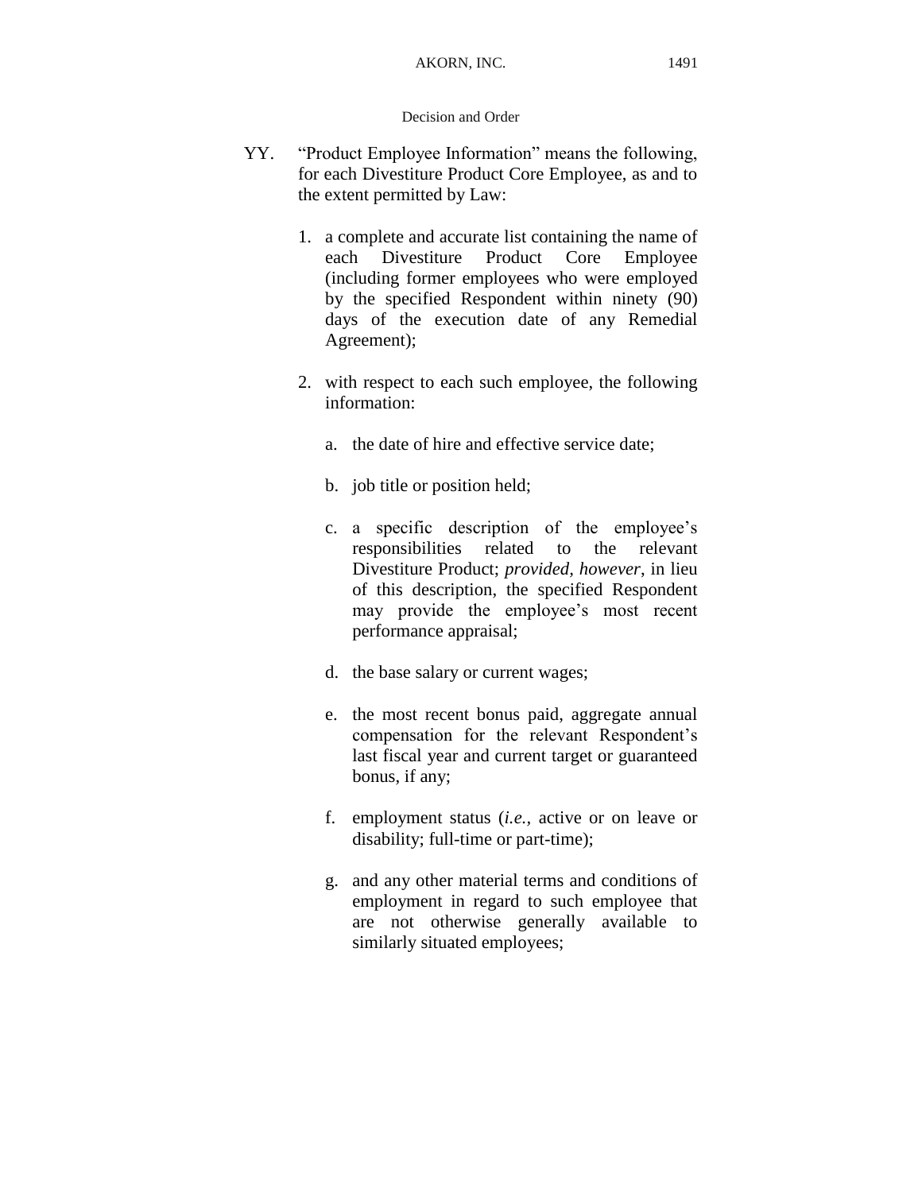YY. "Product Employee Information" means the following, for each Divestiture Product Core Employee, as and to the extent permitted by Law:

1. a complete and accurate list containing the name of each Divestiture Product Core Employee (including former employees who were employed by the specified Respondent within ninety (90) days of the execution date of any Remedial Agreement);

2. with respect to each such employee, the following information:

   a. the date of hire and effective service date;

   b. job title or position held;

   c. a specific description of the employee's responsibilities related to the relevant Divestiture Product; *provided, however*, in lieu of this description, the specified Respondent may provide the employee's most recent performance appraisal;

   d. the base salary or current wages;

   e. the most recent bonus paid, aggregate annual compensation for the relevant Respondent's last fiscal year and current target or guaranteed bonus, if any;

   f. employment status (*i.e.*, active or on leave or disability; full-time or part-time);

   g. and any other material terms and conditions of employment in regard to such employee that are not otherwise generally available to similarly situated employees;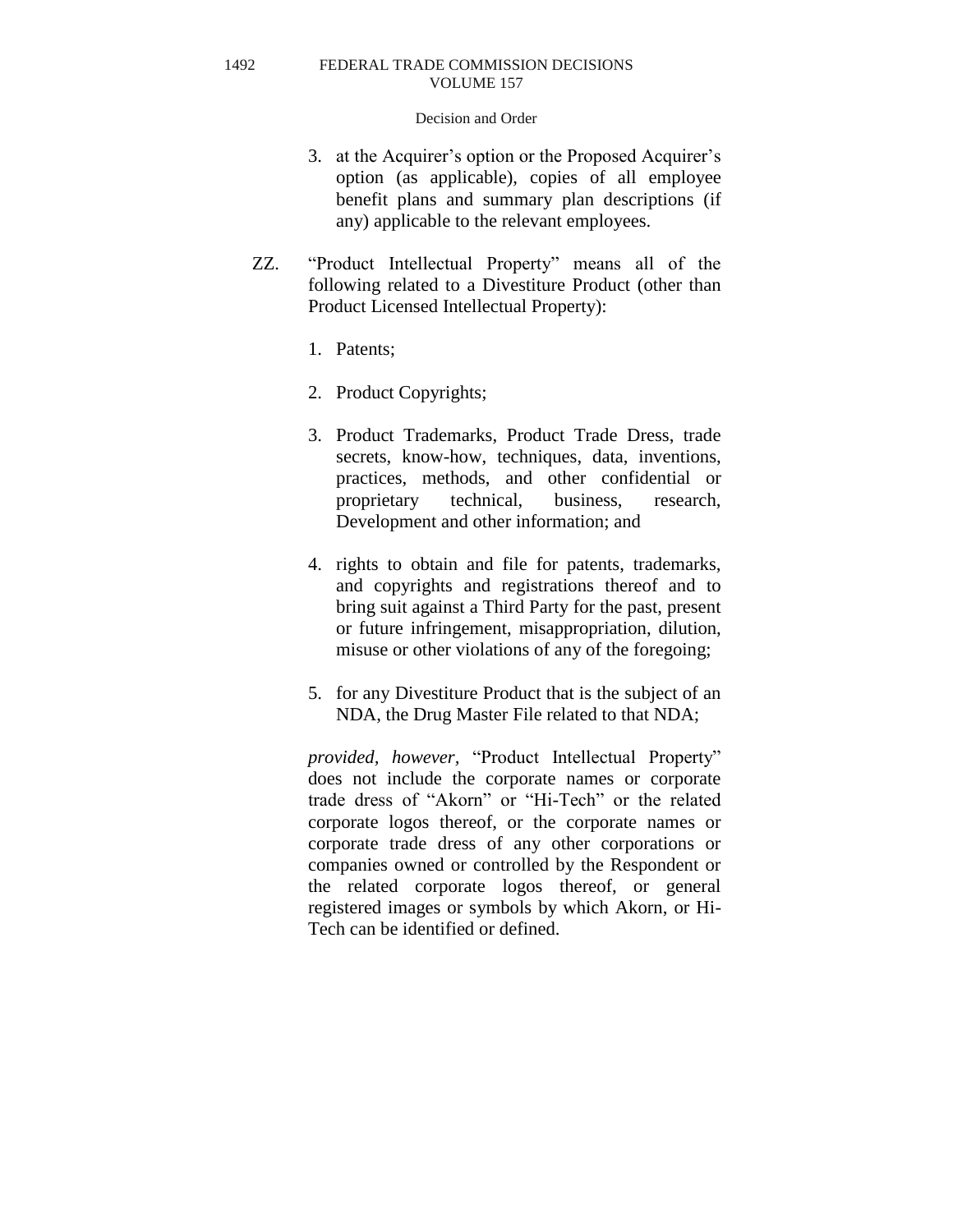3. at the Acquirer's option or the Proposed Acquirer's option (as applicable), copies of all employee benefit plans and summary plan descriptions (if any) applicable to the relevant employees.

ZZ. "Product Intellectual Property" means all of the following related to a Divestiture Product (other than Product Licensed Intellectual Property):

1. Patents;

2. Product Copyrights;

3. Product Trademarks, Product Trade Dress, trade secrets, know-how, techniques, data, inventions, practices, methods, and other confidential or proprietary technical, business, research, Development and other information; and

4. rights to obtain and file for patents, trademarks, and copyrights and registrations thereof and to bring suit against a Third Party for the past, present or future infringement, misappropriation, dilution, misuse or other violations of any of the foregoing;

5. for any Divestiture Product that is the subject of an NDA, the Drug Master File related to that NDA;

*provided, however,* "Product Intellectual Property" does not include the corporate names or corporate trade dress of "Akorn" or "Hi-Tech" or the related corporate logos thereof, or the corporate names or corporate trade dress of any other corporations or companies owned or controlled by the Respondent or the related corporate logos thereof, or general registered images or symbols by which Akorn, or Hi-Tech can be identified or defined.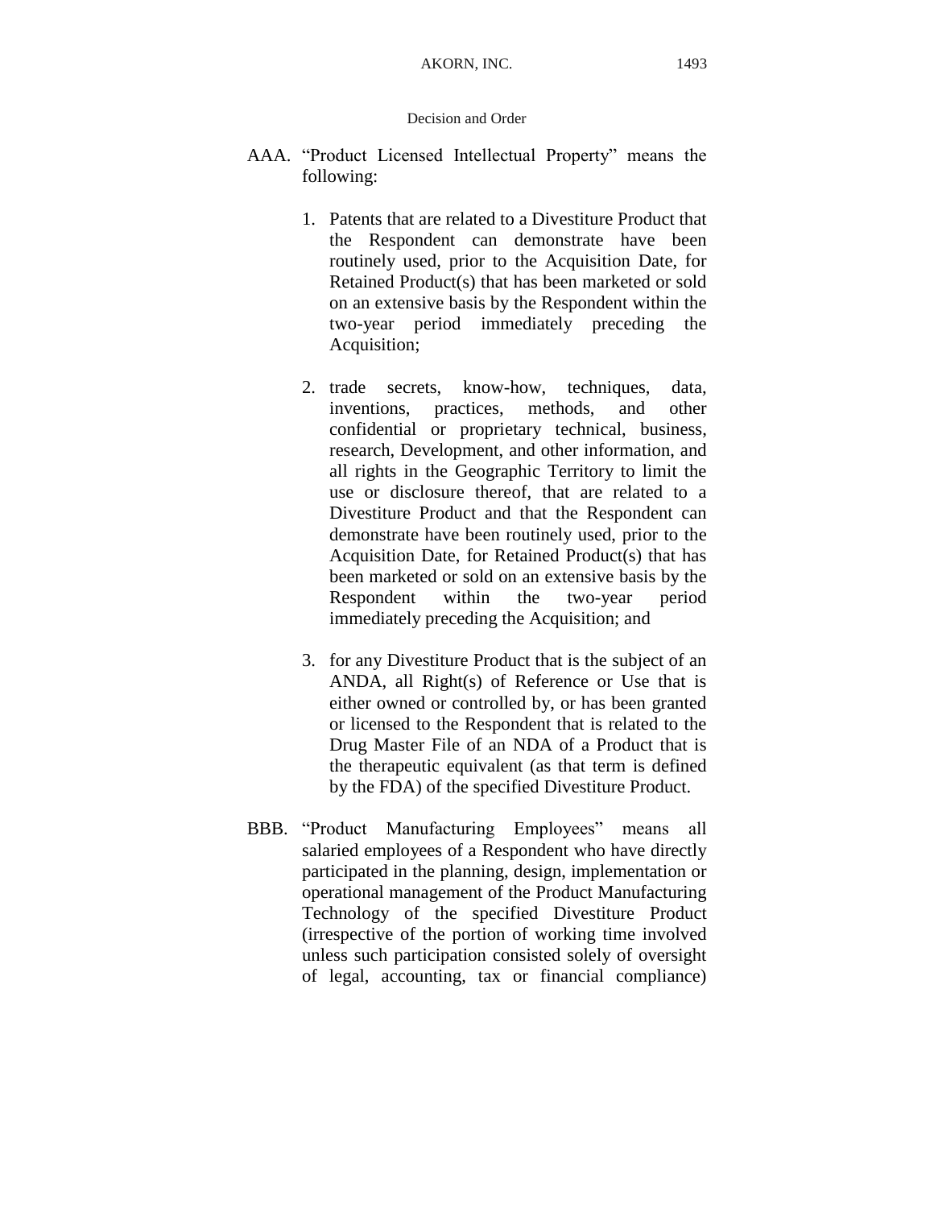AAA. "Product Licensed Intellectual Property" means the following:

1. Patents that are related to a Divestiture Product that the Respondent can demonstrate have been routinely used, prior to the Acquisition Date, for Retained Product(s) that has been marketed or sold on an extensive basis by the Respondent within the two-year period immediately preceding the Acquisition;

2. trade secrets, know-how, techniques, data, inventions, practices, methods, and other confidential or proprietary technical, business, research, Development, and other information, and all rights in the Geographic Territory to limit the use or disclosure thereof, that are related to a Divestiture Product and that the Respondent can demonstrate have been routinely used, prior to the Acquisition Date, for Retained Product(s) that has been marketed or sold on an extensive basis by the Respondent within the two-year period immediately preceding the Acquisition; and

3. for any Divestiture Product that is the subject of an ANDA, all Right(s) of Reference or Use that is either owned or controlled by, or has been granted or licensed to the Respondent that is related to the Drug Master File of an NDA of a Product that is the therapeutic equivalent (as that term is defined by the FDA) of the specified Divestiture Product.

BBB. "Product Manufacturing Employees" means all salaried employees of a Respondent who have directly participated in the planning, design, implementation or operational management of the Product Manufacturing Technology of the specified Divestiture Product (irrespective of the portion of working time involved unless such participation consisted solely of oversight of legal, accounting, tax or financial compliance)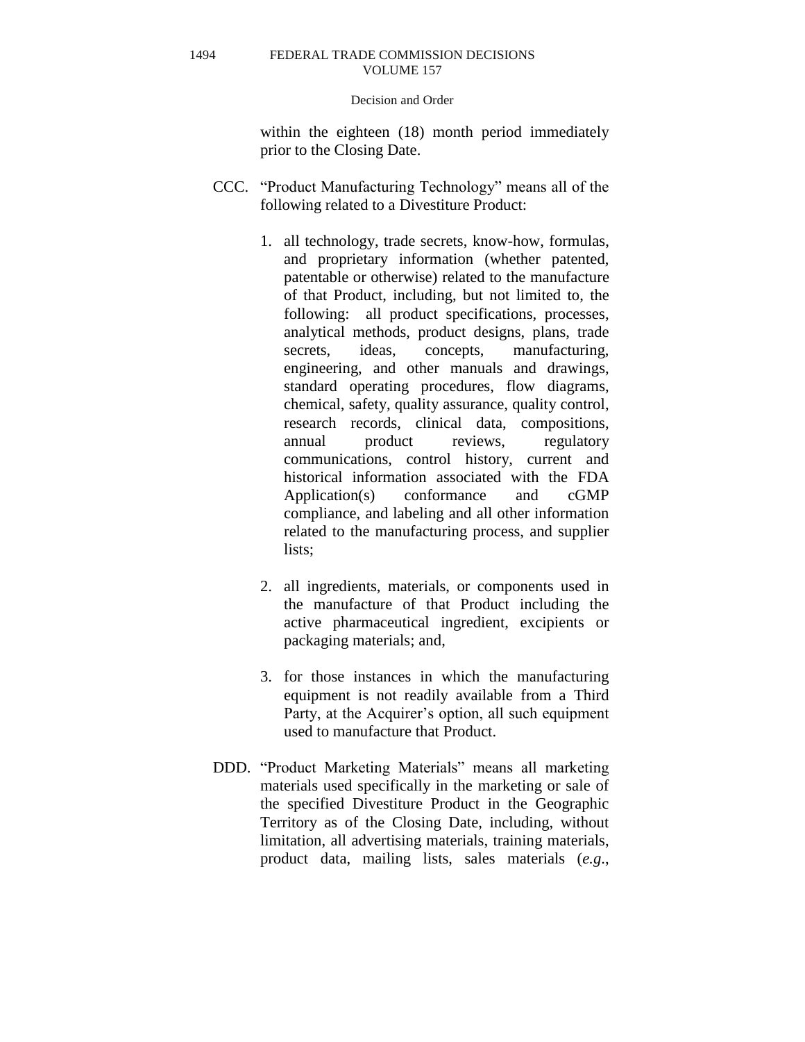within the eighteen (18) month period immediately prior to the Closing Date.

CCC. "Product Manufacturing Technology" means all of the following related to a Divestiture Product:

1. all technology, trade secrets, know-how, formulas, and proprietary information (whether patented, patentable or otherwise) related to the manufacture of that Product, including, but not limited to, the following: all product specifications, processes, analytical methods, product designs, plans, trade secrets, ideas, concepts, manufacturing, engineering, and other manuals and drawings, standard operating procedures, flow diagrams, chemical, safety, quality assurance, quality control, research records, clinical data, compositions, annual product reviews, regulatory communications, control history, current and historical information associated with the FDA Application(s) conformance and cGMP compliance, and labeling and all other information related to the manufacturing process, and supplier lists;

2. all ingredients, materials, or components used in the manufacture of that Product including the active pharmaceutical ingredient, excipients or packaging materials; and,

3. for those instances in which the manufacturing equipment is not readily available from a Third Party, at the Acquirer's option, all such equipment used to manufacture that Product.

DDD. "Product Marketing Materials" means all marketing materials used specifically in the marketing or sale of the specified Divestiture Product in the Geographic Territory as of the Closing Date, including, without limitation, all advertising materials, training materials, product data, mailing lists, sales materials (*e.g.*,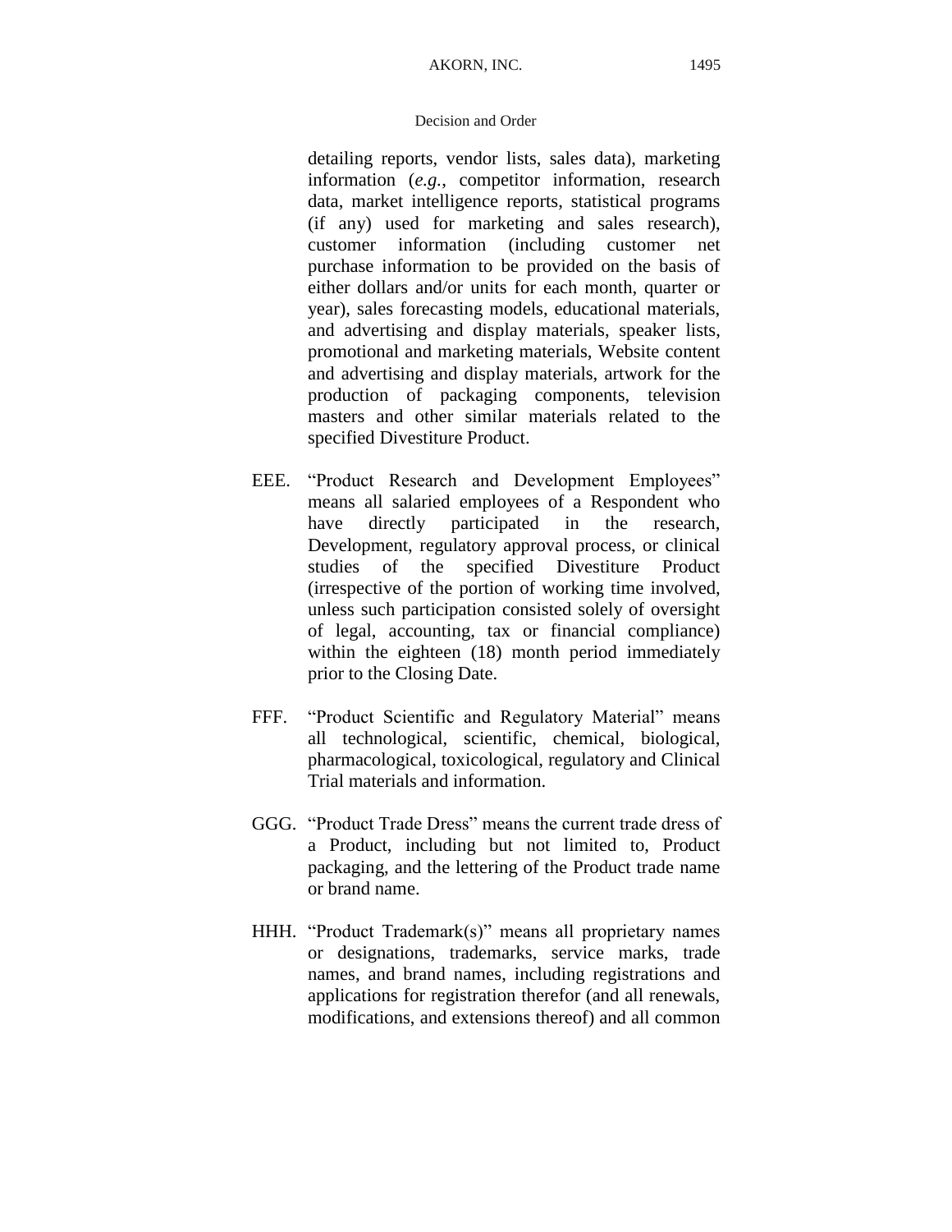detailing reports, vendor lists, sales data), marketing information (*e.g.*, competitor information, research data, market intelligence reports, statistical programs (if any) used for marketing and sales research), customer information (including customer net purchase information to be provided on the basis of either dollars and/or units for each month, quarter or year), sales forecasting models, educational materials, and advertising and display materials, speaker lists, promotional and marketing materials, Website content and advertising and display materials, artwork for the production of packaging components, television masters and other similar materials related to the specified Divestiture Product.

EEE. "Product Research and Development Employees" means all salaried employees of a Respondent who have directly participated in the research, Development, regulatory approval process, or clinical studies of the specified Divestiture Product (irrespective of the portion of working time involved, unless such participation consisted solely of oversight of legal, accounting, tax or financial compliance) within the eighteen (18) month period immediately prior to the Closing Date.

FFF. "Product Scientific and Regulatory Material" means all technological, scientific, chemical, biological, pharmacological, toxicological, regulatory and Clinical Trial materials and information.

GGG. "Product Trade Dress" means the current trade dress of a Product, including but not limited to, Product packaging, and the lettering of the Product trade name or brand name.

HHH. "Product Trademark(s)" means all proprietary names or designations, trademarks, service marks, trade names, and brand names, including registrations and applications for registration therefor (and all renewals, modifications, and extensions thereof) and all common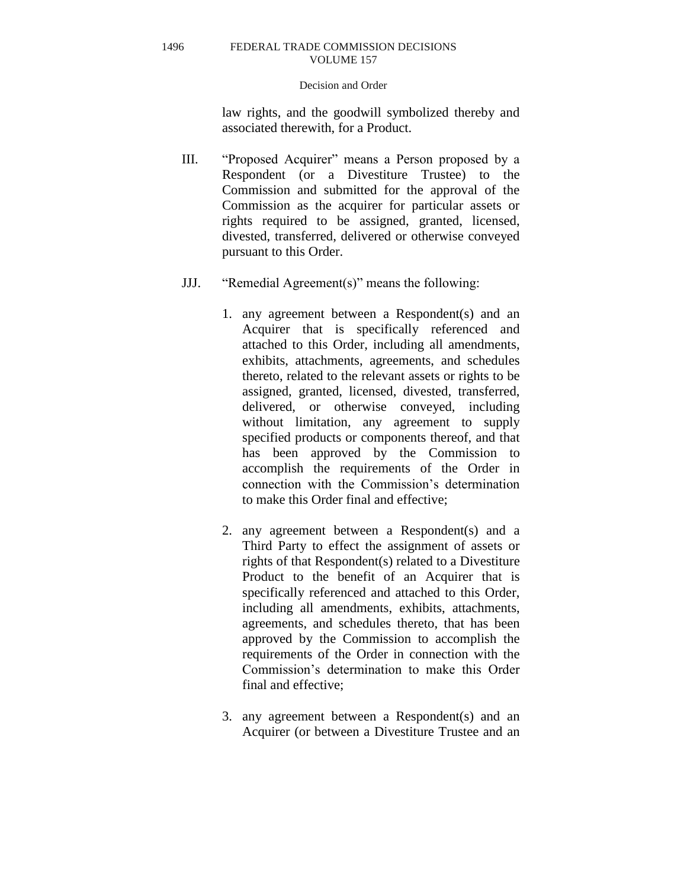law rights, and the goodwill symbolized thereby and associated therewith, for a Product.

III. "Proposed Acquirer" means a Person proposed by a Respondent (or a Divestiture Trustee) to the Commission and submitted for the approval of the Commission as the acquirer for particular assets or rights required to be assigned, granted, licensed, divested, transferred, delivered or otherwise conveyed pursuant to this Order.

JJJ. "Remedial Agreement(s)" means the following:

1. any agreement between a Respondent(s) and an Acquirer that is specifically referenced and attached to this Order, including all amendments, exhibits, attachments, agreements, and schedules thereto, related to the relevant assets or rights to be assigned, granted, licensed, divested, transferred, delivered, or otherwise conveyed, including without limitation, any agreement to supply specified products or components thereof, and that has been approved by the Commission to accomplish the requirements of the Order in connection with the Commission's determination to make this Order final and effective;

2. any agreement between a Respondent(s) and a Third Party to effect the assignment of assets or rights of that Respondent(s) related to a Divestiture Product to the benefit of an Acquirer that is specifically referenced and attached to this Order, including all amendments, exhibits, attachments, agreements, and schedules thereto, that has been approved by the Commission to accomplish the requirements of the Order in connection with the Commission's determination to make this Order final and effective;

3. any agreement between a Respondent(s) and an Acquirer (or between a Divestiture Trustee and an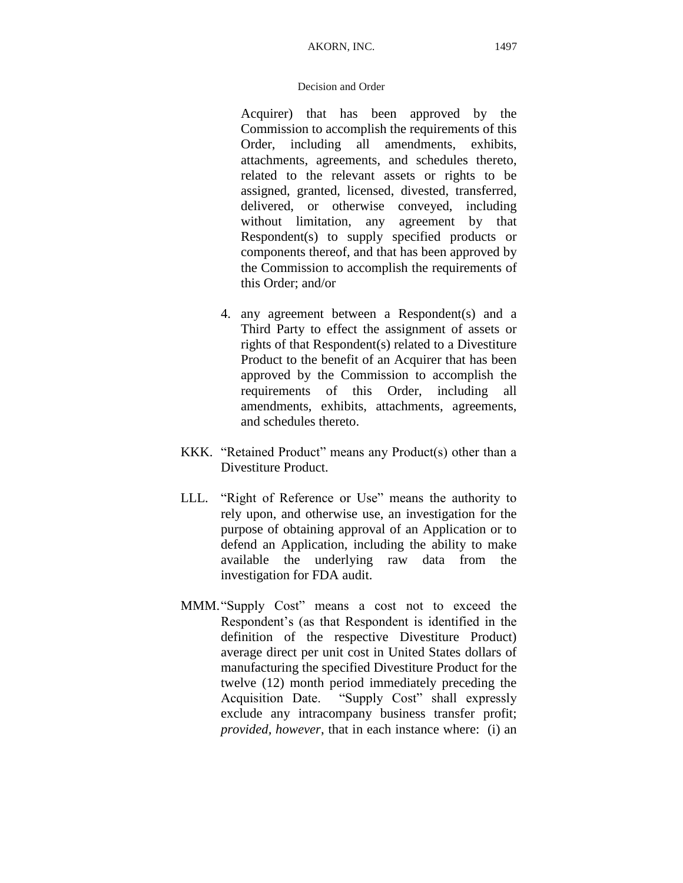Acquirer) that has been approved by the Commission to accomplish the requirements of this Order, including all amendments, exhibits, attachments, agreements, and schedules thereto, related to the relevant assets or rights to be assigned, granted, licensed, divested, transferred, delivered, or otherwise conveyed, including without limitation, any agreement by that Respondent(s) to supply specified products or components thereof, and that has been approved by the Commission to accomplish the requirements of this Order; and/or

4. any agreement between a Respondent(s) and a Third Party to effect the assignment of assets or rights of that Respondent(s) related to a Divestiture Product to the benefit of an Acquirer that has been approved by the Commission to accomplish the requirements of this Order, including all amendments, exhibits, attachments, agreements, and schedules thereto.

KKK. "Retained Product" means any Product(s) other than a Divestiture Product.

LLL. "Right of Reference or Use" means the authority to rely upon, and otherwise use, an investigation for the purpose of obtaining approval of an Application or to defend an Application, including the ability to make available the underlying raw data from the investigation for FDA audit.

MMM. "Supply Cost" means a cost not to exceed the Respondent's (as that Respondent is identified in the definition of the respective Divestiture Product) average direct per unit cost in United States dollars of manufacturing the specified Divestiture Product for the twelve (12) month period immediately preceding the Acquisition Date. "Supply Cost" shall expressly exclude any intracompany business transfer profit; *provided, however*, that in each instance where: (i) an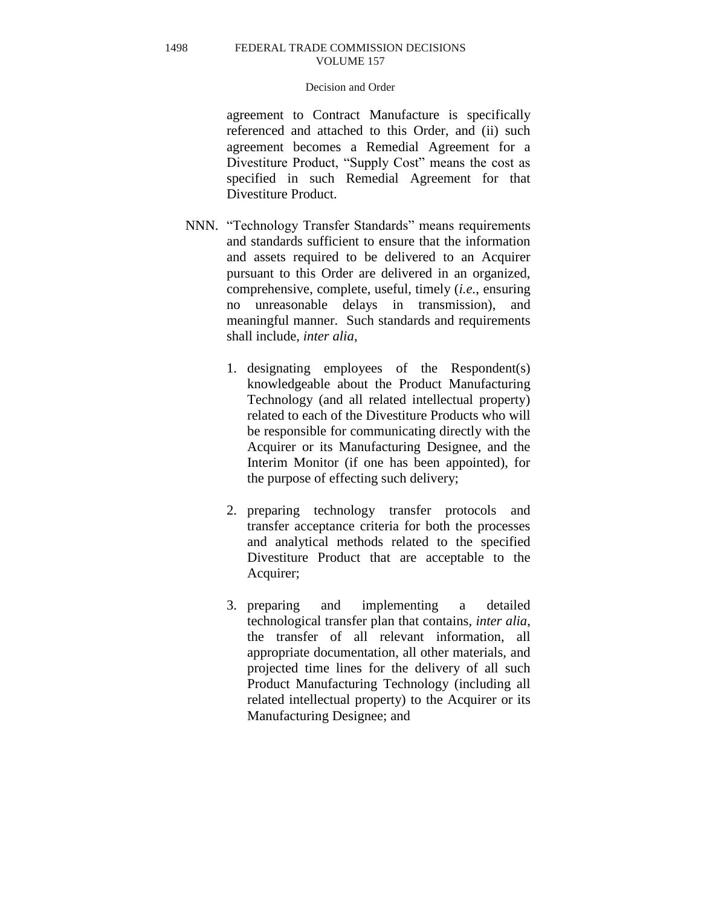agreement to Contract Manufacture is specifically referenced and attached to this Order, and (ii) such agreement becomes a Remedial Agreement for a Divestiture Product, "Supply Cost" means the cost as specified in such Remedial Agreement for that Divestiture Product.

NNN. "Technology Transfer Standards" means requirements and standards sufficient to ensure that the information and assets required to be delivered to an Acquirer pursuant to this Order are delivered in an organized, comprehensive, complete, useful, timely (*i.e.*, ensuring no unreasonable delays in transmission), and meaningful manner. Such standards and requirements shall include, *inter alia*,

1. designating employees of the Respondent(s) knowledgeable about the Product Manufacturing Technology (and all related intellectual property) related to each of the Divestiture Products who will be responsible for communicating directly with the Acquirer or its Manufacturing Designee, and the Interim Monitor (if one has been appointed), for the purpose of effecting such delivery;

2. preparing technology transfer protocols and transfer acceptance criteria for both the processes and analytical methods related to the specified Divestiture Product that are acceptable to the Acquirer;

3. preparing and implementing a detailed technological transfer plan that contains, *inter alia*, the transfer of all relevant information, all appropriate documentation, all other materials, and projected time lines for the delivery of all such Product Manufacturing Technology (including all related intellectual property) to the Acquirer or its Manufacturing Designee; and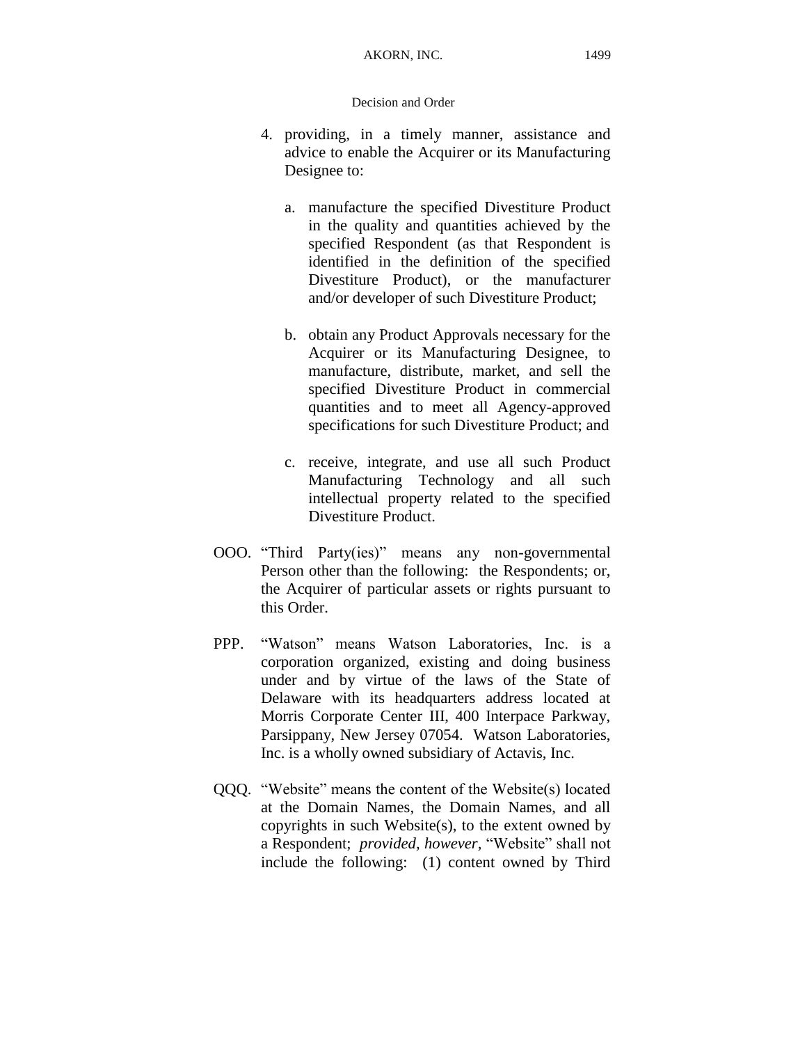4. providing, in a timely manner, assistance and advice to enable the Acquirer or its Manufacturing Designee to:

   a. manufacture the specified Divestiture Product in the quality and quantities achieved by the specified Respondent (as that Respondent is identified in the definition of the specified Divestiture Product), or the manufacturer and/or developer of such Divestiture Product;

   b. obtain any Product Approvals necessary for the Acquirer or its Manufacturing Designee, to manufacture, distribute, market, and sell the specified Divestiture Product in commercial quantities and to meet all Agency-approved specifications for such Divestiture Product; and

   c. receive, integrate, and use all such Product Manufacturing Technology and all such intellectual property related to the specified Divestiture Product.

OOO. "Third Party(ies)" means any non-governmental Person other than the following: the Respondents; or, the Acquirer of particular assets or rights pursuant to this Order.

PPP. "Watson" means Watson Laboratories, Inc. is a corporation organized, existing and doing business under and by virtue of the laws of the State of Delaware with its headquarters address located at Morris Corporate Center III, 400 Interpace Parkway, Parsippany, New Jersey 07054. Watson Laboratories, Inc. is a wholly owned subsidiary of Actavis, Inc.

QQQ. "Website" means the content of the Website(s) located at the Domain Names, the Domain Names, and all copyrights in such Website(s), to the extent owned by a Respondent; *provided, however,* "Website" shall not include the following: (1) content owned by Third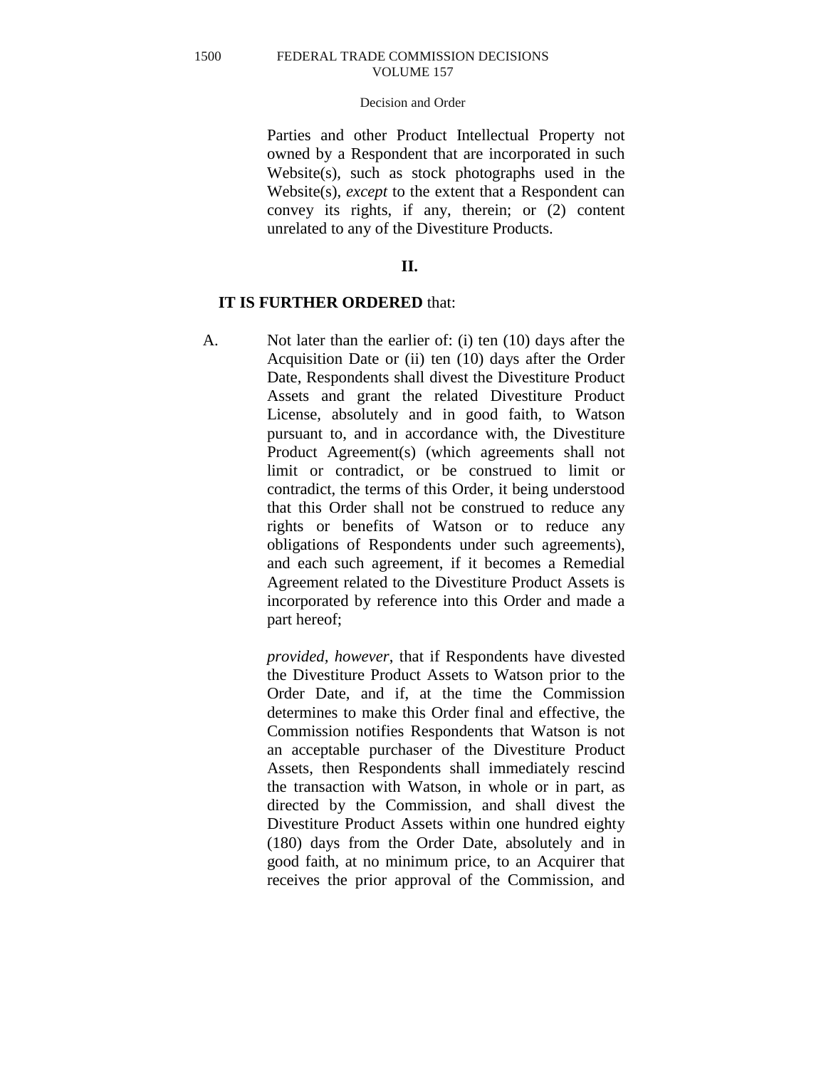Parties and other Product Intellectual Property not owned by a Respondent that are incorporated in such Website(s), such as stock photographs used in the Website(s), *except* to the extent that a Respondent can convey its rights, if any, therein; or (2) content unrelated to any of the Divestiture Products.

## II.

**IT IS FURTHER ORDERED** that:

A. Not later than the earlier of: (i) ten (10) days after the Acquisition Date or (ii) ten (10) days after the Order Date, Respondents shall divest the Divestiture Product Assets and grant the related Divestiture Product License, absolutely and in good faith, to Watson pursuant to, and in accordance with, the Divestiture Product Agreement(s) (which agreements shall not limit or contradict, or be construed to limit or contradict, the terms of this Order, it being understood that this Order shall not be construed to reduce any rights or benefits of Watson or to reduce any obligations of Respondents under such agreements), and each such agreement, if it becomes a Remedial Agreement related to the Divestiture Product Assets is incorporated by reference into this Order and made a part hereof;

*provided, however*, that if Respondents have divested the Divestiture Product Assets to Watson prior to the Order Date, and if, at the time the Commission determines to make this Order final and effective, the Commission notifies Respondents that Watson is not an acceptable purchaser of the Divestiture Product Assets, then Respondents shall immediately rescind the transaction with Watson, in whole or in part, as directed by the Commission, and shall divest the Divestiture Product Assets within one hundred eighty (180) days from the Order Date, absolutely and in good faith, at no minimum price, to an Acquirer that receives the prior approval of the Commission, and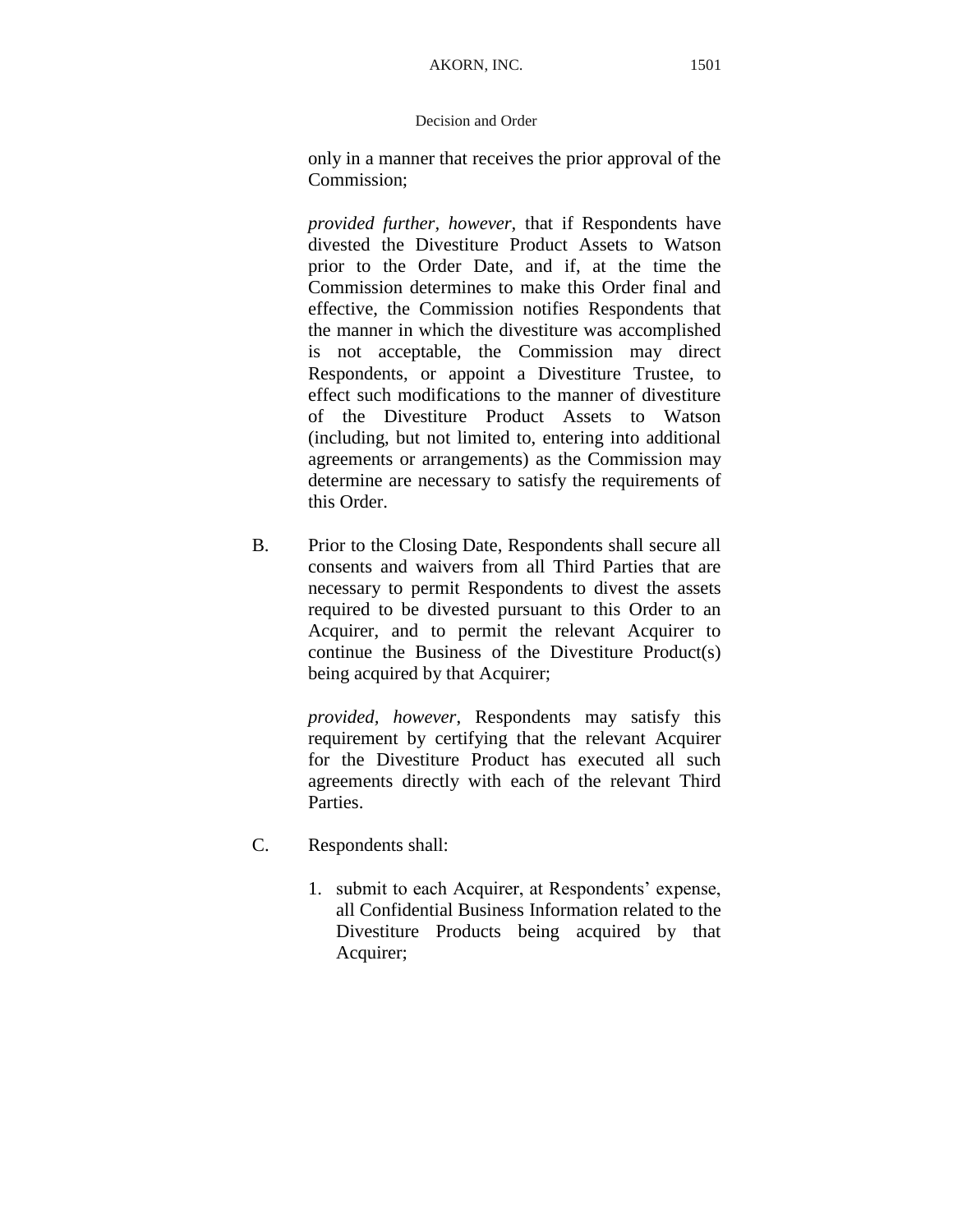only in a manner that receives the prior approval of the Commission;

*provided further*, *however*, that if Respondents have divested the Divestiture Product Assets to Watson prior to the Order Date, and if, at the time the Commission determines to make this Order final and effective, the Commission notifies Respondents that the manner in which the divestiture was accomplished is not acceptable, the Commission may direct Respondents, or appoint a Divestiture Trustee, to effect such modifications to the manner of divestiture of the Divestiture Product Assets to Watson (including, but not limited to, entering into additional agreements or arrangements) as the Commission may determine are necessary to satisfy the requirements of this Order.

B. Prior to the Closing Date, Respondents shall secure all consents and waivers from all Third Parties that are necessary to permit Respondents to divest the assets required to be divested pursuant to this Order to an Acquirer, and to permit the relevant Acquirer to continue the Business of the Divestiture Product(s) being acquired by that Acquirer;

*provided*, *however*, Respondents may satisfy this requirement by certifying that the relevant Acquirer for the Divestiture Product has executed all such agreements directly with each of the relevant Third Parties.

C. Respondents shall:

1. submit to each Acquirer, at Respondents' expense, all Confidential Business Information related to the Divestiture Products being acquired by that Acquirer;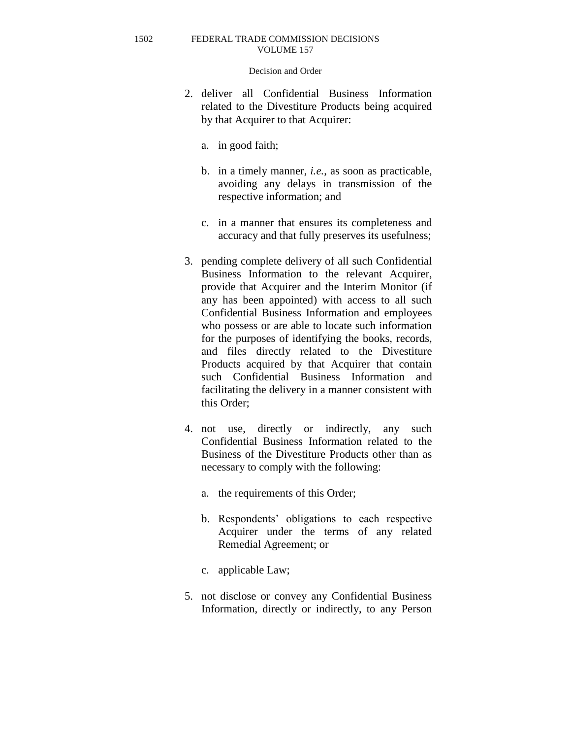2. deliver all Confidential Business Information related to the Divestiture Products being acquired by that Acquirer to that Acquirer:

   a. in good faith;

   b. in a timely manner, *i.e.*, as soon as practicable, avoiding any delays in transmission of the respective information; and

   c. in a manner that ensures its completeness and accuracy and that fully preserves its usefulness;

3. pending complete delivery of all such Confidential Business Information to the relevant Acquirer, provide that Acquirer and the Interim Monitor (if any has been appointed) with access to all such Confidential Business Information and employees who possess or are able to locate such information for the purposes of identifying the books, records, and files directly related to the Divestiture Products acquired by that Acquirer that contain such Confidential Business Information and facilitating the delivery in a manner consistent with this Order;

4. not use, directly or indirectly, any such Confidential Business Information related to the Business of the Divestiture Products other than as necessary to comply with the following:

   a. the requirements of this Order;

   b. Respondents' obligations to each respective Acquirer under the terms of any related Remedial Agreement; or

   c. applicable Law;

5. not disclose or convey any Confidential Business Information, directly or indirectly, to any Person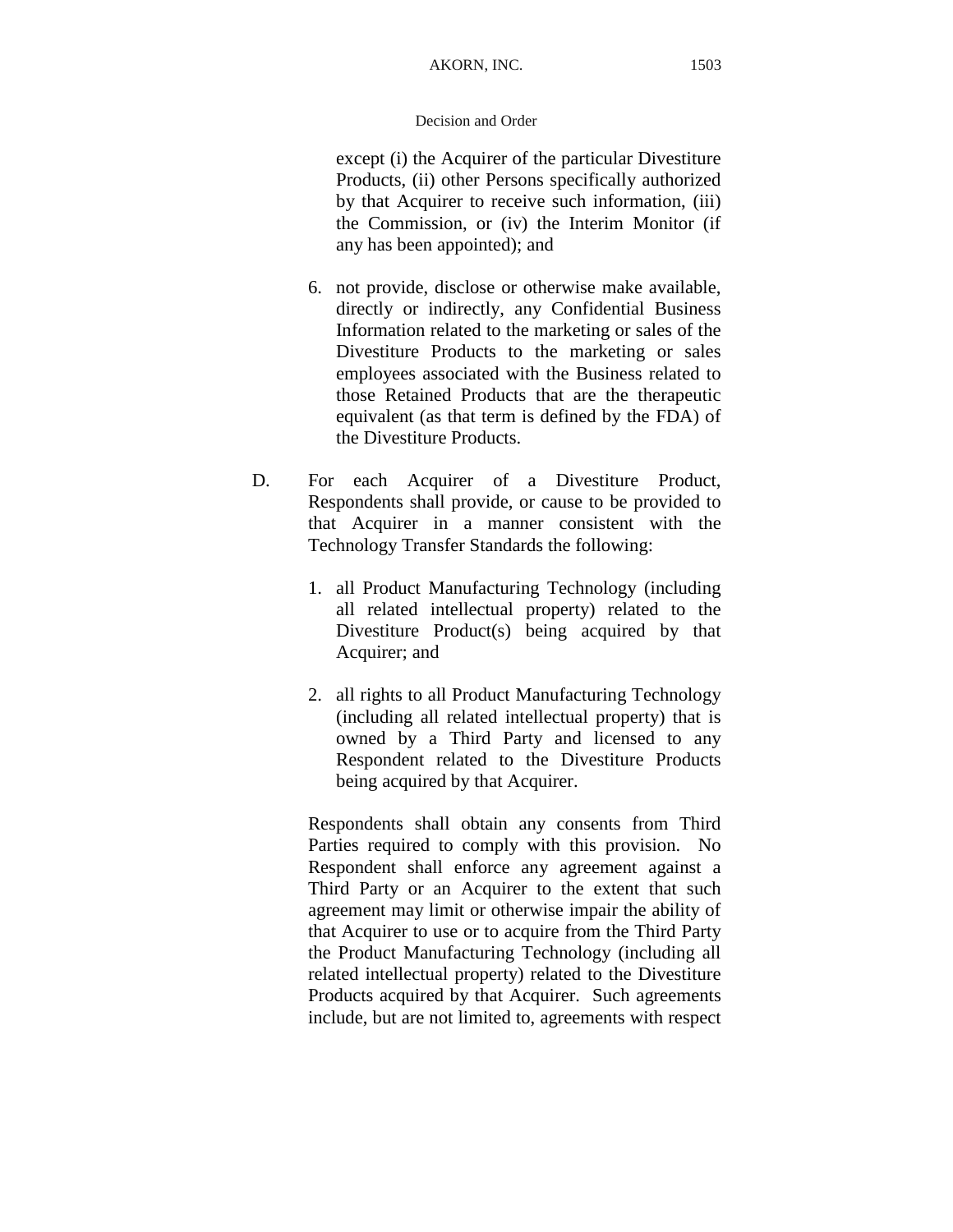except (i) the Acquirer of the particular Divestiture Products, (ii) other Persons specifically authorized by that Acquirer to receive such information, (iii) the Commission, or (iv) the Interim Monitor (if any has been appointed); and

6. not provide, disclose or otherwise make available, directly or indirectly, any Confidential Business Information related to the marketing or sales of the Divestiture Products to the marketing or sales employees associated with the Business related to those Retained Products that are the therapeutic equivalent (as that term is defined by the FDA) of the Divestiture Products.

D. For each Acquirer of a Divestiture Product, Respondents shall provide, or cause to be provided to that Acquirer in a manner consistent with the Technology Transfer Standards the following:

1. all Product Manufacturing Technology (including all related intellectual property) related to the Divestiture Product(s) being acquired by that Acquirer; and

2. all rights to all Product Manufacturing Technology (including all related intellectual property) that is owned by a Third Party and licensed to any Respondent related to the Divestiture Products being acquired by that Acquirer.

Respondents shall obtain any consents from Third Parties required to comply with this provision. No Respondent shall enforce any agreement against a Third Party or an Acquirer to the extent that such agreement may limit or otherwise impair the ability of that Acquirer to use or to acquire from the Third Party the Product Manufacturing Technology (including all related intellectual property) related to the Divestiture Products acquired by that Acquirer. Such agreements include, but are not limited to, agreements with respect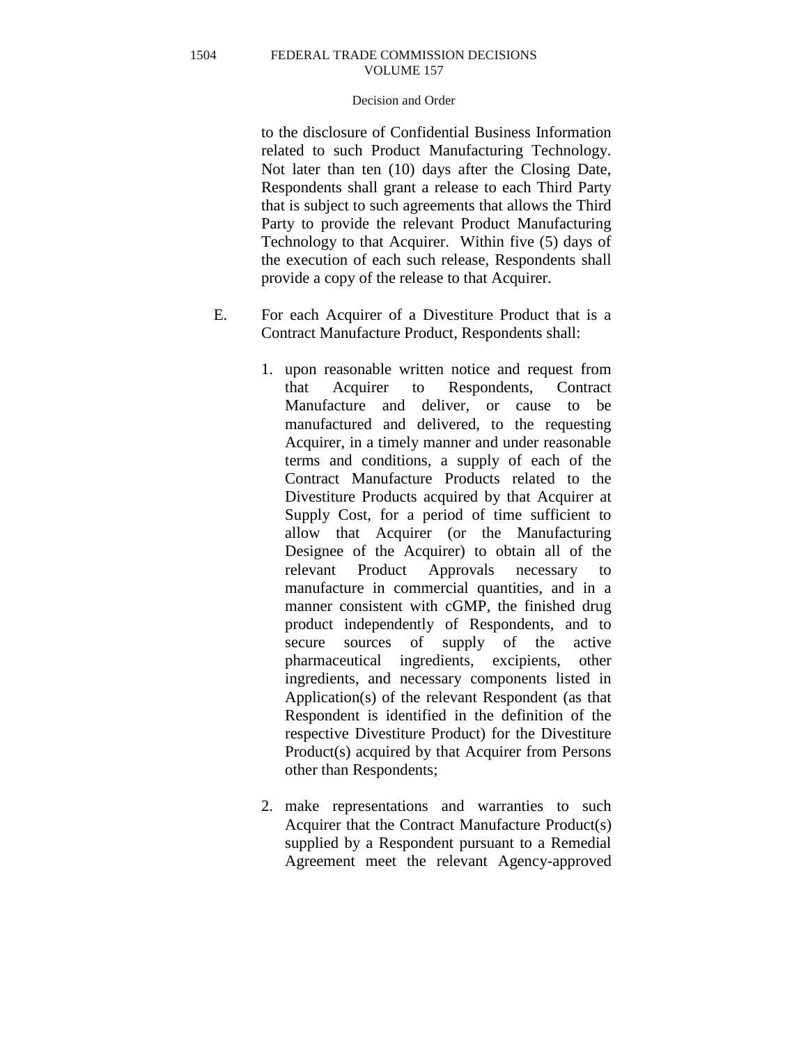to the disclosure of Confidential Business Information related to such Product Manufacturing Technology. Not later than ten (10) days after the Closing Date, Respondents shall grant a release to each Third Party that is subject to such agreements that allows the Third Party to provide the relevant Product Manufacturing Technology to that Acquirer. Within five (5) days of the execution of each such release, Respondents shall provide a copy of the release to that Acquirer.

E. For each Acquirer of a Divestiture Product that is a Contract Manufacture Product, Respondents shall:

1. upon reasonable written notice and request from that Acquirer to Respondents, Contract Manufacture and deliver, or cause to be manufactured and delivered, to the requesting Acquirer, in a timely manner and under reasonable terms and conditions, a supply of each of the Contract Manufacture Products related to the Divestiture Products acquired by that Acquirer at Supply Cost, for a period of time sufficient to allow that Acquirer (or the Manufacturing Designee of the Acquirer) to obtain all of the relevant Product Approvals necessary to manufacture in commercial quantities, and in a manner consistent with cGMP, the finished drug product independently of Respondents, and to secure sources of supply of the active pharmaceutical ingredients, excipients, other ingredients, and necessary components listed in Application(s) of the relevant Respondent (as that Respondent is identified in the definition of the respective Divestiture Product) for the Divestiture Product(s) acquired by that Acquirer from Persons other than Respondents;

2. make representations and warranties to such Acquirer that the Contract Manufacture Product(s) supplied by a Respondent pursuant to a Remedial Agreement meet the relevant Agency-approved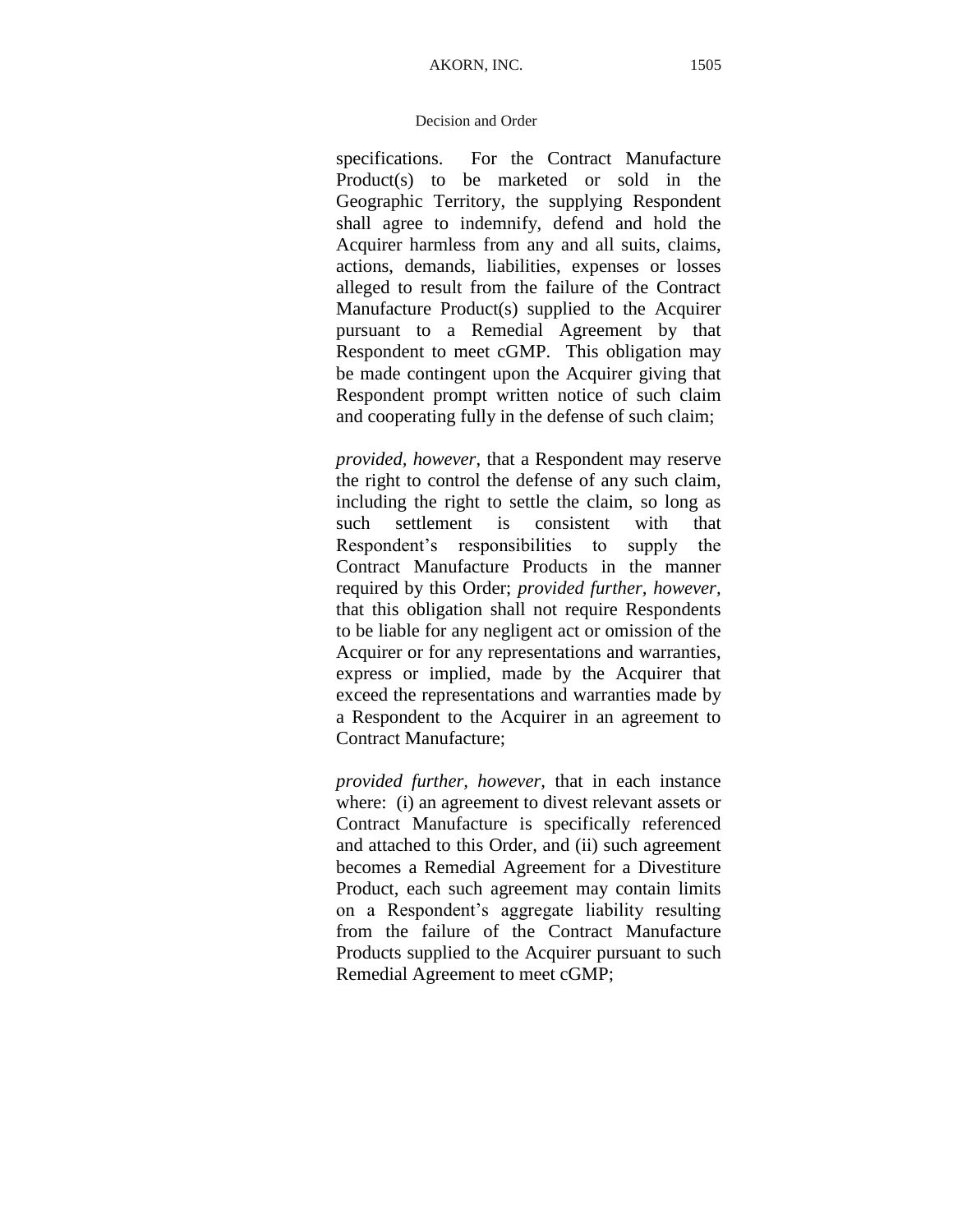specifications. For the Contract Manufacture Product(s) to be marketed or sold in the Geographic Territory, the supplying Respondent shall agree to indemnify, defend and hold the Acquirer harmless from any and all suits, claims, actions, demands, liabilities, expenses or losses alleged to result from the failure of the Contract Manufacture Product(s) supplied to the Acquirer pursuant to a Remedial Agreement by that Respondent to meet cGMP. This obligation may be made contingent upon the Acquirer giving that Respondent prompt written notice of such claim and cooperating fully in the defense of such claim;

*provided, however*, that a Respondent may reserve the right to control the defense of any such claim, including the right to settle the claim, so long as such settlement is consistent with that Respondent's responsibilities to supply the Contract Manufacture Products in the manner required by this Order; *provided further, however,* that this obligation shall not require Respondents to be liable for any negligent act or omission of the Acquirer or for any representations and warranties, express or implied, made by the Acquirer that exceed the representations and warranties made by a Respondent to the Acquirer in an agreement to Contract Manufacture;

*provided further, however,* that in each instance where: (i) an agreement to divest relevant assets or Contract Manufacture is specifically referenced and attached to this Order, and (ii) such agreement becomes a Remedial Agreement for a Divestiture Product, each such agreement may contain limits on a Respondent's aggregate liability resulting from the failure of the Contract Manufacture Products supplied to the Acquirer pursuant to such Remedial Agreement to meet cGMP;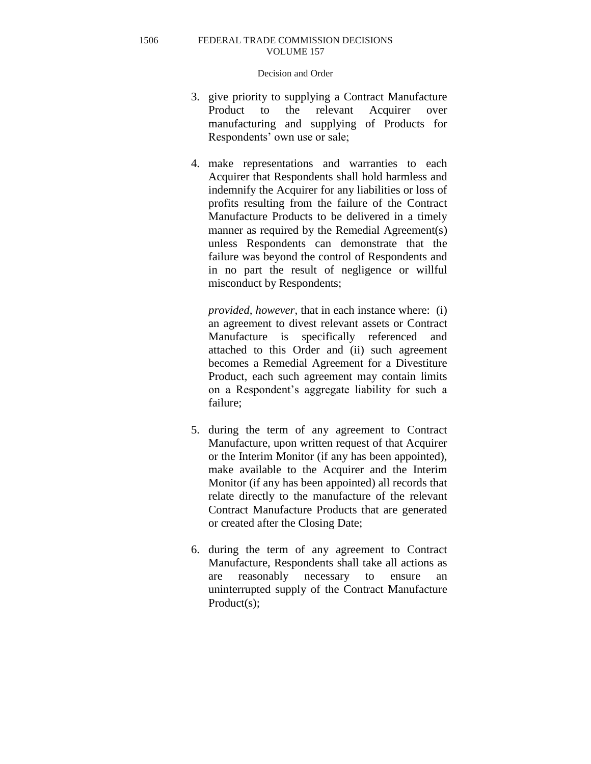3. give priority to supplying a Contract Manufacture Product to the relevant Acquirer over manufacturing and supplying of Products for Respondents' own use or sale;

4. make representations and warranties to each Acquirer that Respondents shall hold harmless and indemnify the Acquirer for any liabilities or loss of profits resulting from the failure of the Contract Manufacture Products to be delivered in a timely manner as required by the Remedial Agreement(s) unless Respondents can demonstrate that the failure was beyond the control of Respondents and in no part the result of negligence or willful misconduct by Respondents;

   *provided, however*, that in each instance where: (i) an agreement to divest relevant assets or Contract Manufacture is specifically referenced and attached to this Order and (ii) such agreement becomes a Remedial Agreement for a Divestiture Product, each such agreement may contain limits on a Respondent's aggregate liability for such a failure;

5. during the term of any agreement to Contract Manufacture, upon written request of that Acquirer or the Interim Monitor (if any has been appointed), make available to the Acquirer and the Interim Monitor (if any has been appointed) all records that relate directly to the manufacture of the relevant Contract Manufacture Products that are generated or created after the Closing Date;

6. during the term of any agreement to Contract Manufacture, Respondents shall take all actions as are reasonably necessary to ensure an uninterrupted supply of the Contract Manufacture Product(s);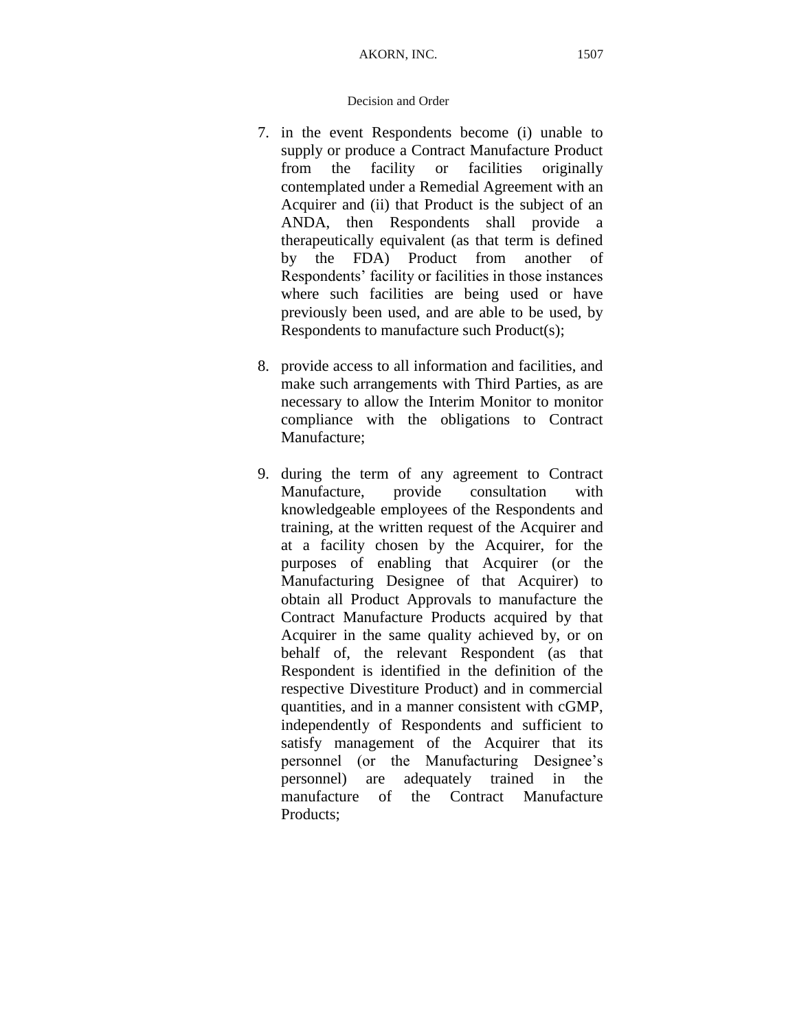7. in the event Respondents become (i) unable to supply or produce a Contract Manufacture Product from the facility or facilities originally contemplated under a Remedial Agreement with an Acquirer and (ii) that Product is the subject of an ANDA, then Respondents shall provide a therapeutically equivalent (as that term is defined by the FDA) Product from another of Respondents' facility or facilities in those instances where such facilities are being used or have previously been used, and are able to be used, by Respondents to manufacture such Product(s);

8. provide access to all information and facilities, and make such arrangements with Third Parties, as are necessary to allow the Interim Monitor to monitor compliance with the obligations to Contract Manufacture;

9. during the term of any agreement to Contract Manufacture, provide consultation with knowledgeable employees of the Respondents and training, at the written request of the Acquirer and at a facility chosen by the Acquirer, for the purposes of enabling that Acquirer (or the Manufacturing Designee of that Acquirer) to obtain all Product Approvals to manufacture the Contract Manufacture Products acquired by that Acquirer in the same quality achieved by, or on behalf of, the relevant Respondent (as that Respondent is identified in the definition of the respective Divestiture Product) and in commercial quantities, and in a manner consistent with cGMP, independently of Respondents and sufficient to satisfy management of the Acquirer that its personnel (or the Manufacturing Designee's personnel) are adequately trained in the manufacture of the Contract Manufacture Products;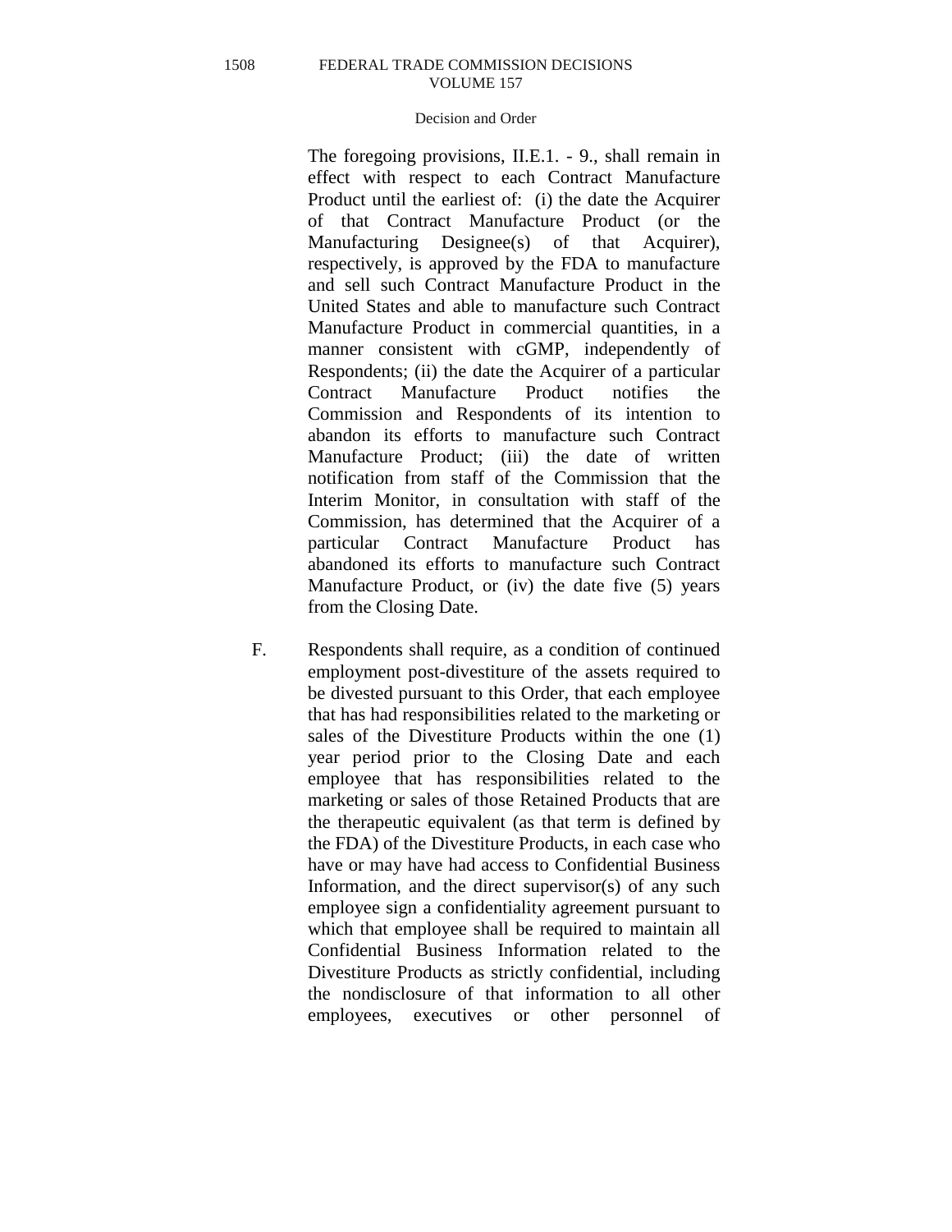The foregoing provisions, II.E.1. - 9., shall remain in effect with respect to each Contract Manufacture Product until the earliest of: (i) the date the Acquirer of that Contract Manufacture Product (or the Manufacturing Designee(s) of that Acquirer), respectively, is approved by the FDA to manufacture and sell such Contract Manufacture Product in the United States and able to manufacture such Contract Manufacture Product in commercial quantities, in a manner consistent with cGMP, independently of Respondents; (ii) the date the Acquirer of a particular Contract Manufacture Product notifies the Commission and Respondents of its intention to abandon its efforts to manufacture such Contract Manufacture Product; (iii) the date of written notification from staff of the Commission that the Interim Monitor, in consultation with staff of the Commission, has determined that the Acquirer of a particular Contract Manufacture Product has abandoned its efforts to manufacture such Contract Manufacture Product, or (iv) the date five (5) years from the Closing Date.

F. Respondents shall require, as a condition of continued employment post-divestiture of the assets required to be divested pursuant to this Order, that each employee that has had responsibilities related to the marketing or sales of the Divestiture Products within the one (1) year period prior to the Closing Date and each employee that has responsibilities related to the marketing or sales of those Retained Products that are the therapeutic equivalent (as that term is defined by the FDA) of the Divestiture Products, in each case who have or may have had access to Confidential Business Information, and the direct supervisor(s) of any such employee sign a confidentiality agreement pursuant to which that employee shall be required to maintain all Confidential Business Information related to the Divestiture Products as strictly confidential, including the nondisclosure of that information to all other employees, executives or other personnel of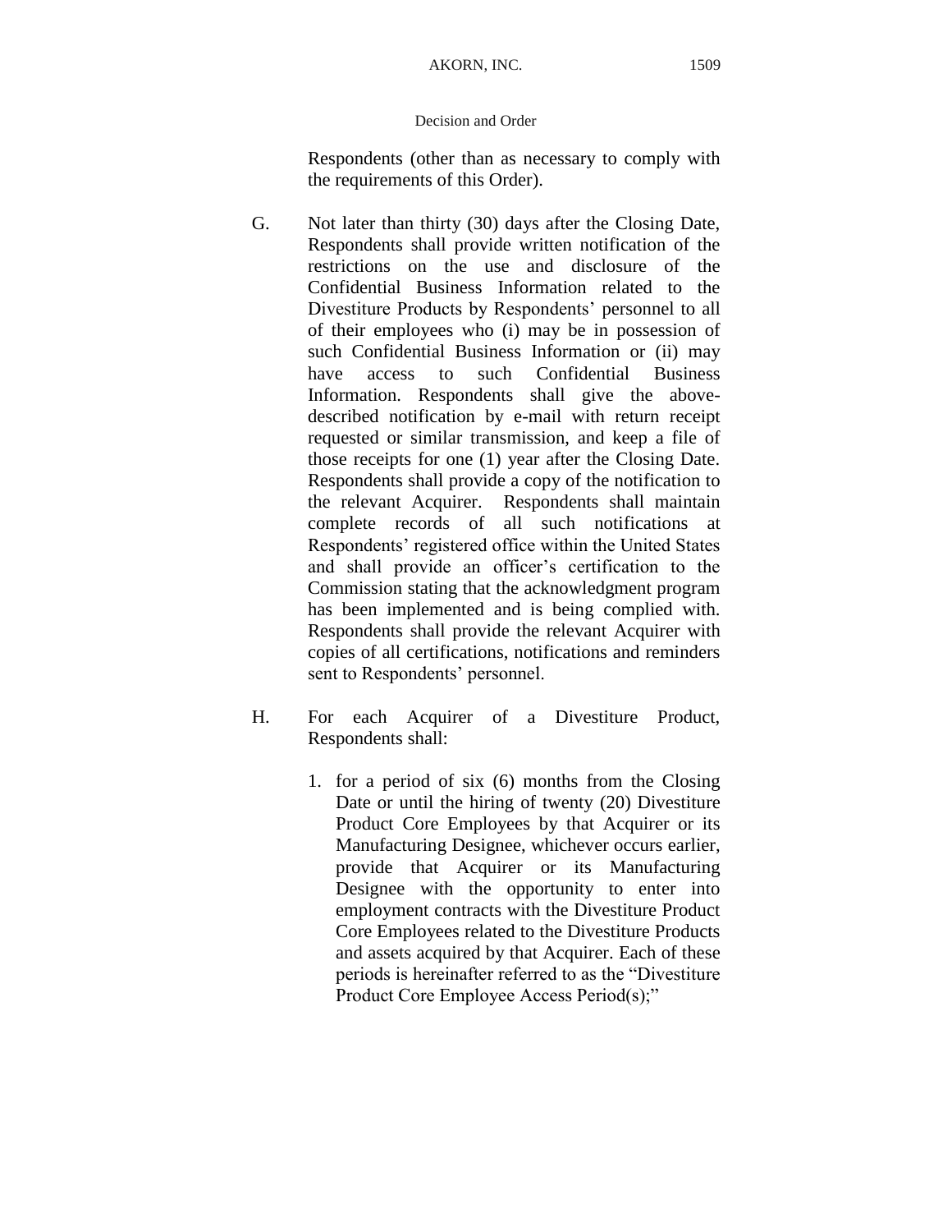Respondents (other than as necessary to comply with the requirements of this Order).

G. Not later than thirty (30) days after the Closing Date, Respondents shall provide written notification of the restrictions on the use and disclosure of the Confidential Business Information related to the Divestiture Products by Respondents' personnel to all of their employees who (i) may be in possession of such Confidential Business Information or (ii) may have access to such Confidential Business Information. Respondents shall give the above-described notification by e-mail with return receipt requested or similar transmission, and keep a file of those receipts for one (1) year after the Closing Date. Respondents shall provide a copy of the notification to the relevant Acquirer. Respondents shall maintain complete records of all such notifications at Respondents' registered office within the United States and shall provide an officer's certification to the Commission stating that the acknowledgment program has been implemented and is being complied with. Respondents shall provide the relevant Acquirer with copies of all certifications, notifications and reminders sent to Respondents' personnel.

H. For each Acquirer of a Divestiture Product, Respondents shall:

1. for a period of six (6) months from the Closing Date or until the hiring of twenty (20) Divestiture Product Core Employees by that Acquirer or its Manufacturing Designee, whichever occurs earlier, provide that Acquirer or its Manufacturing Designee with the opportunity to enter into employment contracts with the Divestiture Product Core Employees related to the Divestiture Products and assets acquired by that Acquirer. Each of these periods is hereinafter referred to as the "Divestiture Product Core Employee Access Period(s);"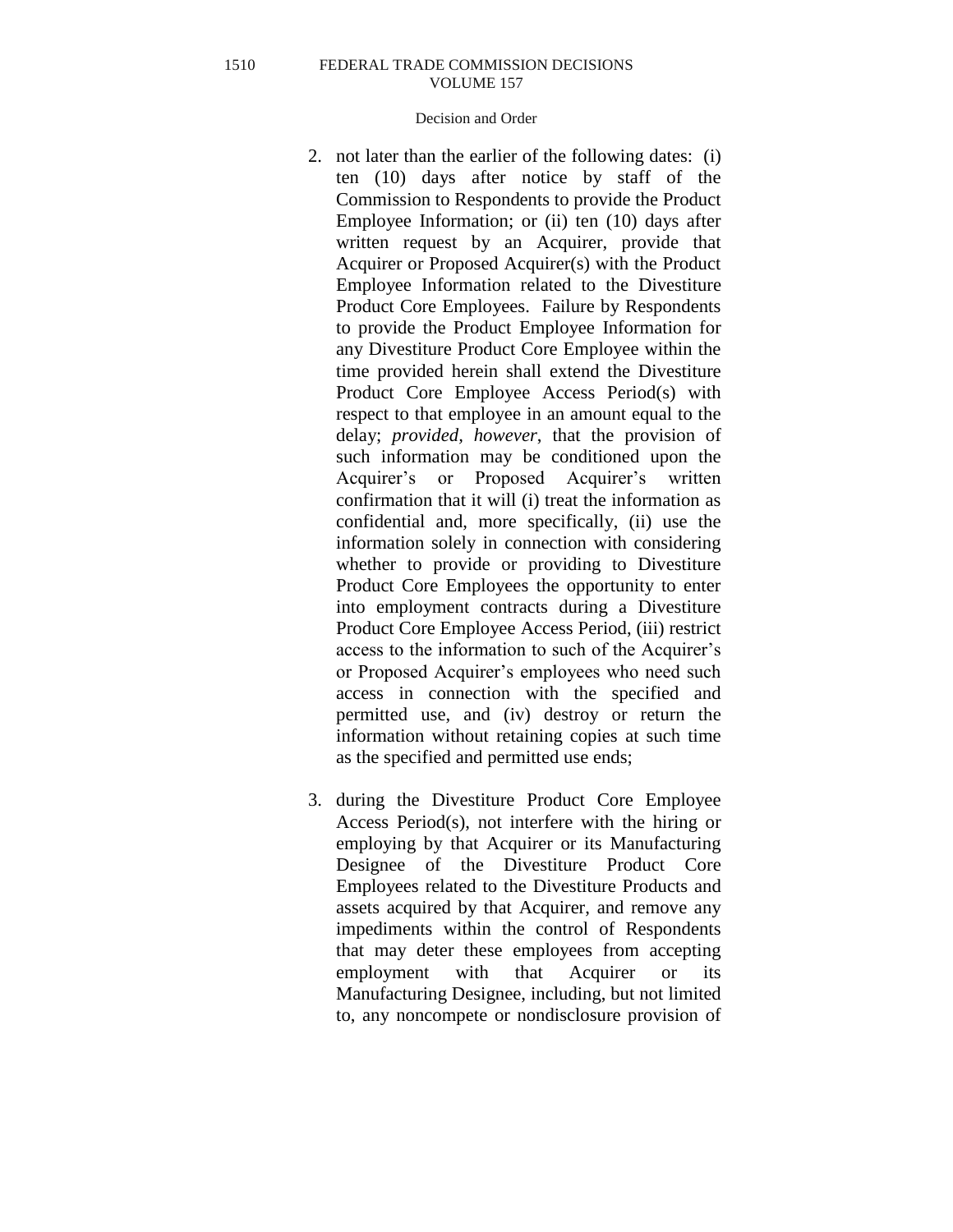2. not later than the earlier of the following dates: (i) ten (10) days after notice by staff of the Commission to Respondents to provide the Product Employee Information; or (ii) ten (10) days after written request by an Acquirer, provide that Acquirer or Proposed Acquirer(s) with the Product Employee Information related to the Divestiture Product Core Employees. Failure by Respondents to provide the Product Employee Information for any Divestiture Product Core Employee within the time provided herein shall extend the Divestiture Product Core Employee Access Period(s) with respect to that employee in an amount equal to the delay; *provided*, *however*, that the provision of such information may be conditioned upon the Acquirer's or Proposed Acquirer's written confirmation that it will (i) treat the information as confidential and, more specifically, (ii) use the information solely in connection with considering whether to provide or providing to Divestiture Product Core Employees the opportunity to enter into employment contracts during a Divestiture Product Core Employee Access Period, (iii) restrict access to the information to such of the Acquirer's or Proposed Acquirer's employees who need such access in connection with the specified and permitted use, and (iv) destroy or return the information without retaining copies at such time as the specified and permitted use ends;

3. during the Divestiture Product Core Employee Access Period(s), not interfere with the hiring or employing by that Acquirer or its Manufacturing Designee of the Divestiture Product Core Employees related to the Divestiture Products and assets acquired by that Acquirer, and remove any impediments within the control of Respondents that may deter these employees from accepting employment with that Acquirer or its Manufacturing Designee, including, but not limited to, any noncompete or nondisclosure provision of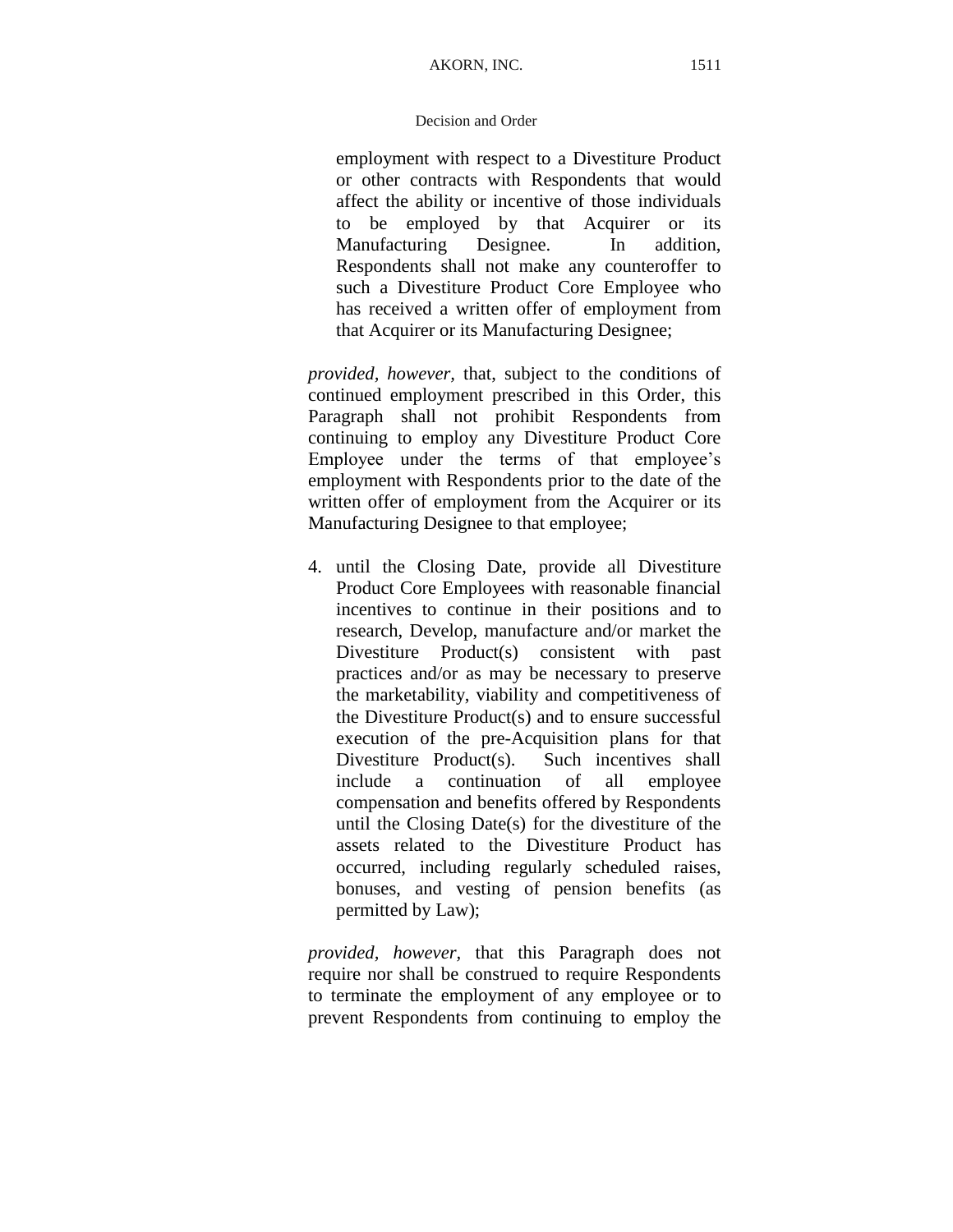employment with respect to a Divestiture Product or other contracts with Respondents that would affect the ability or incentive of those individuals to be employed by that Acquirer or its Manufacturing Designee. In addition, Respondents shall not make any counteroffer to such a Divestiture Product Core Employee who has received a written offer of employment from that Acquirer or its Manufacturing Designee;

*provided, however,* that, subject to the conditions of continued employment prescribed in this Order, this Paragraph shall not prohibit Respondents from continuing to employ any Divestiture Product Core Employee under the terms of that employee's employment with Respondents prior to the date of the written offer of employment from the Acquirer or its Manufacturing Designee to that employee;

4. until the Closing Date, provide all Divestiture Product Core Employees with reasonable financial incentives to continue in their positions and to research, Develop, manufacture and/or market the Divestiture Product(s) consistent with past practices and/or as may be necessary to preserve the marketability, viability and competitiveness of the Divestiture Product(s) and to ensure successful execution of the pre-Acquisition plans for that Divestiture Product(s). Such incentives shall include a continuation of all employee compensation and benefits offered by Respondents until the Closing Date(s) for the divestiture of the assets related to the Divestiture Product has occurred, including regularly scheduled raises, bonuses, and vesting of pension benefits (as permitted by Law);

*provided, however,* that this Paragraph does not require nor shall be construed to require Respondents to terminate the employment of any employee or to prevent Respondents from continuing to employ the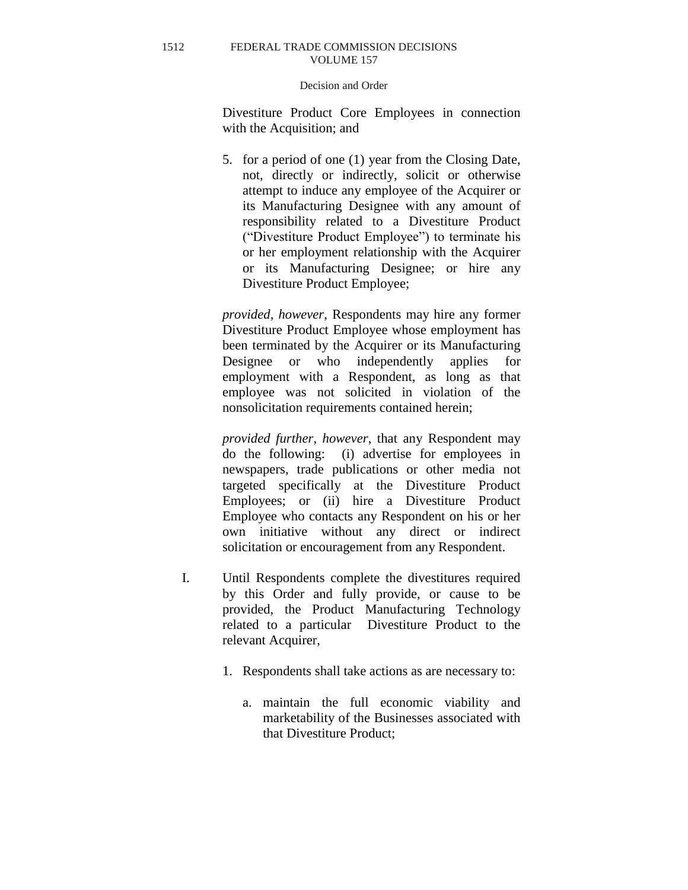Divestiture Product Core Employees in connection with the Acquisition; and

5. for a period of one (1) year from the Closing Date, not, directly or indirectly, solicit or otherwise attempt to induce any employee of the Acquirer or its Manufacturing Designee with any amount of responsibility related to a Divestiture Product ("Divestiture Product Employee") to terminate his or her employment relationship with the Acquirer or its Manufacturing Designee; or hire any Divestiture Product Employee;

*provided, however*, Respondents may hire any former Divestiture Product Employee whose employment has been terminated by the Acquirer or its Manufacturing Designee or who independently applies for employment with a Respondent, as long as that employee was not solicited in violation of the nonsolicitation requirements contained herein;

*provided further, however*, that any Respondent may do the following: (i) advertise for employees in newspapers, trade publications or other media not targeted specifically at the Divestiture Product Employees; or (ii) hire a Divestiture Product Employee who contacts any Respondent on his or her own initiative without any direct or indirect solicitation or encouragement from any Respondent.

I. Until Respondents complete the divestitures required by this Order and fully provide, or cause to be provided, the Product Manufacturing Technology related to a particular Divestiture Product to the relevant Acquirer,

1. Respondents shall take actions as are necessary to:

   a. maintain the full economic viability and marketability of the Businesses associated with that Divestiture Product;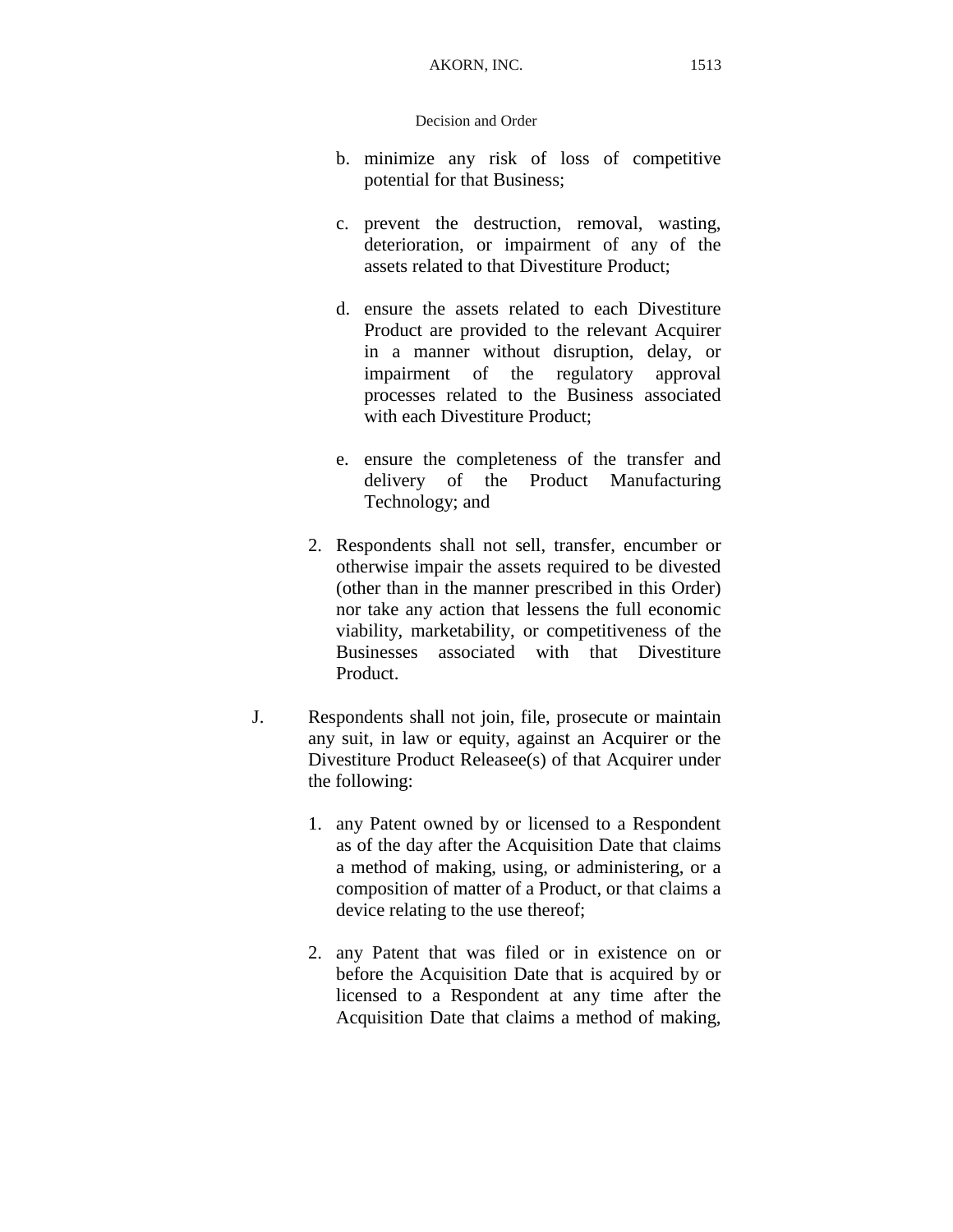b. minimize any risk of loss of competitive potential for that Business;

c. prevent the destruction, removal, wasting, deterioration, or impairment of any of the assets related to that Divestiture Product;

d. ensure the assets related to each Divestiture Product are provided to the relevant Acquirer in a manner without disruption, delay, or impairment of the regulatory approval processes related to the Business associated with each Divestiture Product;

e. ensure the completeness of the transfer and delivery of the Product Manufacturing Technology; and

2. Respondents shall not sell, transfer, encumber or otherwise impair the assets required to be divested (other than in the manner prescribed in this Order) nor take any action that lessens the full economic viability, marketability, or competitiveness of the Businesses associated with that Divestiture Product.

J. Respondents shall not join, file, prosecute or maintain any suit, in law or equity, against an Acquirer or the Divestiture Product Releasee(s) of that Acquirer under the following:

1. any Patent owned by or licensed to a Respondent as of the day after the Acquisition Date that claims a method of making, using, or administering, or a composition of matter of a Product, or that claims a device relating to the use thereof;

2. any Patent that was filed or in existence on or before the Acquisition Date that is acquired by or licensed to a Respondent at any time after the Acquisition Date that claims a method of making,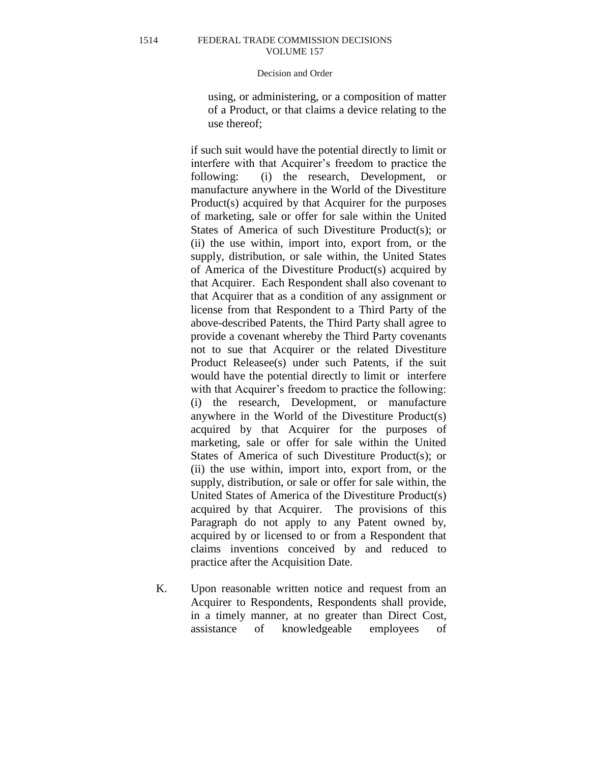using, or administering, or a composition of matter of a Product, or that claims a device relating to the use thereof;

if such suit would have the potential directly to limit or interfere with that Acquirer's freedom to practice the following: (i) the research, Development, or manufacture anywhere in the World of the Divestiture Product(s) acquired by that Acquirer for the purposes of marketing, sale or offer for sale within the United States of America of such Divestiture Product(s); or (ii) the use within, import into, export from, or the supply, distribution, or sale within, the United States of America of the Divestiture Product(s) acquired by that Acquirer. Each Respondent shall also covenant to that Acquirer that as a condition of any assignment or license from that Respondent to a Third Party of the above-described Patents, the Third Party shall agree to provide a covenant whereby the Third Party covenants not to sue that Acquirer or the related Divestiture Product Releasee(s) under such Patents, if the suit would have the potential directly to limit or interfere with that Acquirer's freedom to practice the following: (i) the research, Development, or manufacture anywhere in the World of the Divestiture Product(s) acquired by that Acquirer for the purposes of marketing, sale or offer for sale within the United States of America of such Divestiture Product(s); or (ii) the use within, import into, export from, or the supply, distribution, or sale or offer for sale within, the United States of America of the Divestiture Product(s) acquired by that Acquirer. The provisions of this Paragraph do not apply to any Patent owned by, acquired by or licensed to or from a Respondent that claims inventions conceived by and reduced to practice after the Acquisition Date.

K. Upon reasonable written notice and request from an Acquirer to Respondents, Respondents shall provide, in a timely manner, at no greater than Direct Cost, assistance of knowledgeable employees of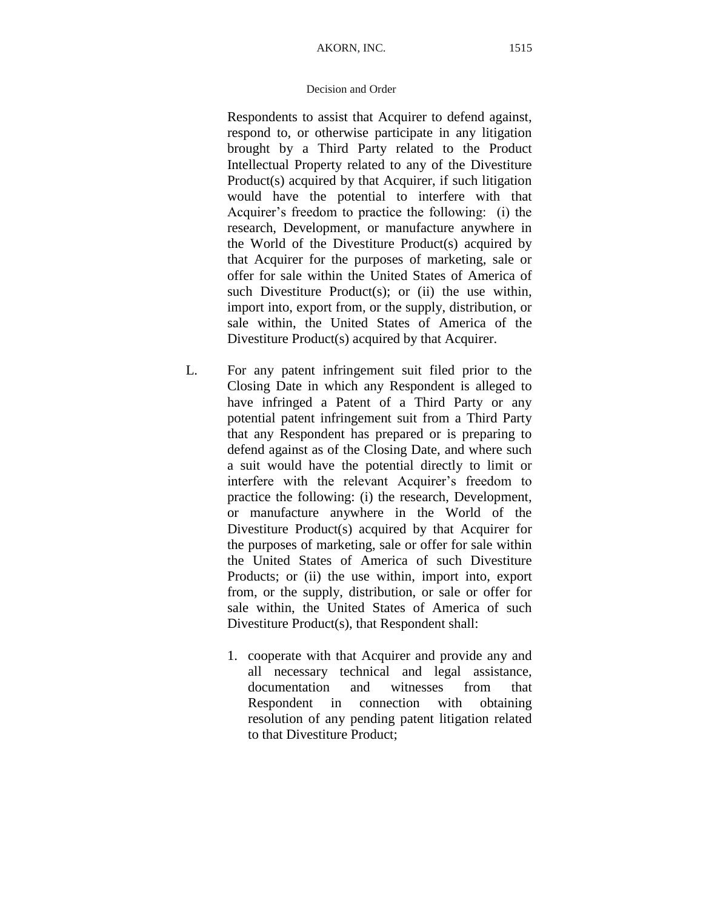Respondents to assist that Acquirer to defend against, respond to, or otherwise participate in any litigation brought by a Third Party related to the Product Intellectual Property related to any of the Divestiture Product(s) acquired by that Acquirer, if such litigation would have the potential to interfere with that Acquirer's freedom to practice the following: (i) the research, Development, or manufacture anywhere in the World of the Divestiture Product(s) acquired by that Acquirer for the purposes of marketing, sale or offer for sale within the United States of America of such Divestiture Product(s); or (ii) the use within, import into, export from, or the supply, distribution, or sale within, the United States of America of the Divestiture Product(s) acquired by that Acquirer.

L. For any patent infringement suit filed prior to the Closing Date in which any Respondent is alleged to have infringed a Patent of a Third Party or any potential patent infringement suit from a Third Party that any Respondent has prepared or is preparing to defend against as of the Closing Date, and where such a suit would have the potential directly to limit or interfere with the relevant Acquirer's freedom to practice the following: (i) the research, Development, or manufacture anywhere in the World of the Divestiture Product(s) acquired by that Acquirer for the purposes of marketing, sale or offer for sale within the United States of America of such Divestiture Products; or (ii) the use within, import into, export from, or the supply, distribution, or sale or offer for sale within, the United States of America of such Divestiture Product(s), that Respondent shall:

1. cooperate with that Acquirer and provide any and all necessary technical and legal assistance, documentation and witnesses from that Respondent in connection with obtaining resolution of any pending patent litigation related to that Divestiture Product;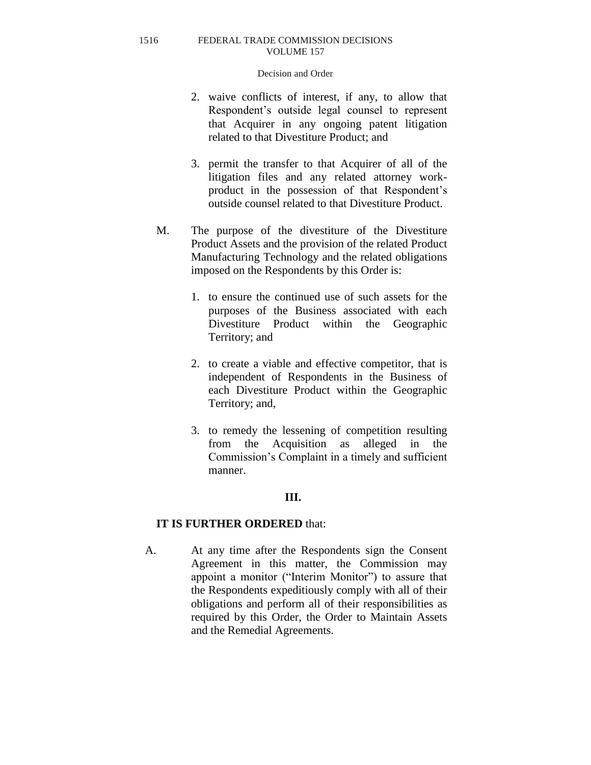2. waive conflicts of interest, if any, to allow that Respondent's outside legal counsel to represent that Acquirer in any ongoing patent litigation related to that Divestiture Product; and

3. permit the transfer to that Acquirer of all of the litigation files and any related attorney work-product in the possession of that Respondent's outside counsel related to that Divestiture Product.

M. The purpose of the divestiture of the Divestiture Product Assets and the provision of the related Product Manufacturing Technology and the related obligations imposed on the Respondents by this Order is:

1. to ensure the continued use of such assets for the purposes of the Business associated with each Divestiture Product within the Geographic Territory; and

2. to create a viable and effective competitor, that is independent of Respondents in the Business of each Divestiture Product within the Geographic Territory; and,

3. to remedy the lessening of competition resulting from the Acquisition as alleged in the Commission's Complaint in a timely and sufficient manner.

**III.**

**IT IS FURTHER ORDERED** that:

A. At any time after the Respondents sign the Consent Agreement in this matter, the Commission may appoint a monitor ("Interim Monitor") to assure that the Respondents expeditiously comply with all of their obligations and perform all of their responsibilities as required by this Order, the Order to Maintain Assets and the Remedial Agreements.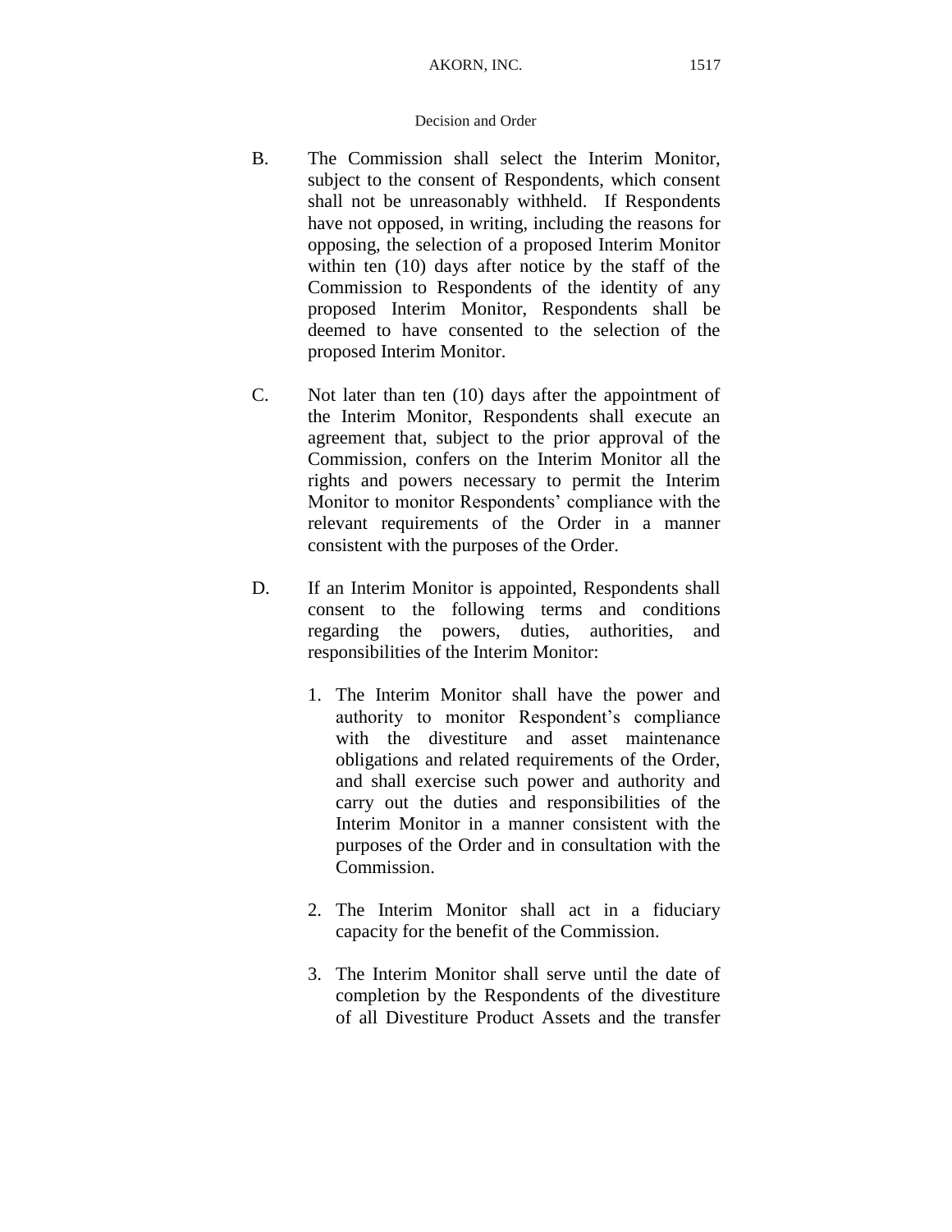B. The Commission shall select the Interim Monitor, subject to the consent of Respondents, which consent shall not be unreasonably withheld. If Respondents have not opposed, in writing, including the reasons for opposing, the selection of a proposed Interim Monitor within ten (10) days after notice by the staff of the Commission to Respondents of the identity of any proposed Interim Monitor, Respondents shall be deemed to have consented to the selection of the proposed Interim Monitor.

C. Not later than ten (10) days after the appointment of the Interim Monitor, Respondents shall execute an agreement that, subject to the prior approval of the Commission, confers on the Interim Monitor all the rights and powers necessary to permit the Interim Monitor to monitor Respondents' compliance with the relevant requirements of the Order in a manner consistent with the purposes of the Order.

D. If an Interim Monitor is appointed, Respondents shall consent to the following terms and conditions regarding the powers, duties, authorities, and responsibilities of the Interim Monitor:

1. The Interim Monitor shall have the power and authority to monitor Respondent's compliance with the divestiture and asset maintenance obligations and related requirements of the Order, and shall exercise such power and authority and carry out the duties and responsibilities of the Interim Monitor in a manner consistent with the purposes of the Order and in consultation with the Commission.

2. The Interim Monitor shall act in a fiduciary capacity for the benefit of the Commission.

3. The Interim Monitor shall serve until the date of completion by the Respondents of the divestiture of all Divestiture Product Assets and the transfer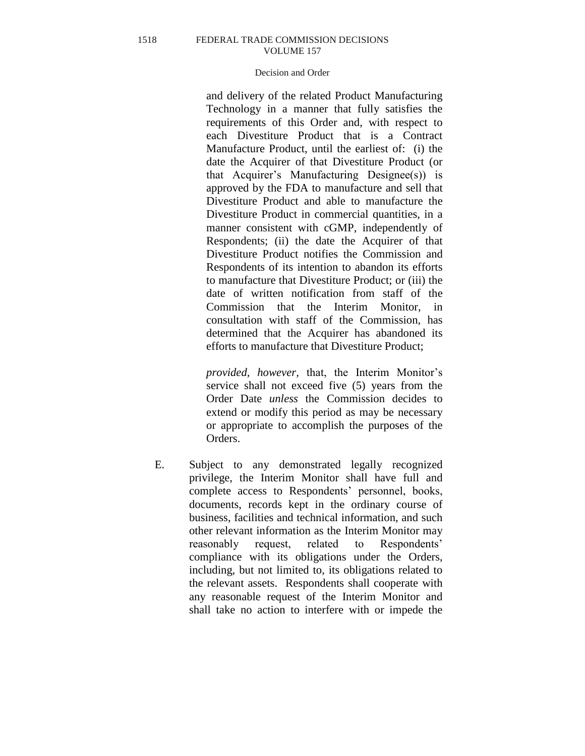and delivery of the related Product Manufacturing Technology in a manner that fully satisfies the requirements of this Order and, with respect to each Divestiture Product that is a Contract Manufacture Product, until the earliest of: (i) the date the Acquirer of that Divestiture Product (or that Acquirer's Manufacturing Designee(s)) is approved by the FDA to manufacture and sell that Divestiture Product and able to manufacture the Divestiture Product in commercial quantities, in a manner consistent with cGMP, independently of Respondents; (ii) the date the Acquirer of that Divestiture Product notifies the Commission and Respondents of its intention to abandon its efforts to manufacture that Divestiture Product; or (iii) the date of written notification from staff of the Commission that the Interim Monitor, in consultation with staff of the Commission, has determined that the Acquirer has abandoned its efforts to manufacture that Divestiture Product;

*provided, however,* that, the Interim Monitor's service shall not exceed five (5) years from the Order Date *unless* the Commission decides to extend or modify this period as may be necessary or appropriate to accomplish the purposes of the Orders.

E. Subject to any demonstrated legally recognized privilege, the Interim Monitor shall have full and complete access to Respondents' personnel, books, documents, records kept in the ordinary course of business, facilities and technical information, and such other relevant information as the Interim Monitor may reasonably request, related to Respondents' compliance with its obligations under the Orders, including, but not limited to, its obligations related to the relevant assets. Respondents shall cooperate with any reasonable request of the Interim Monitor and shall take no action to interfere with or impede the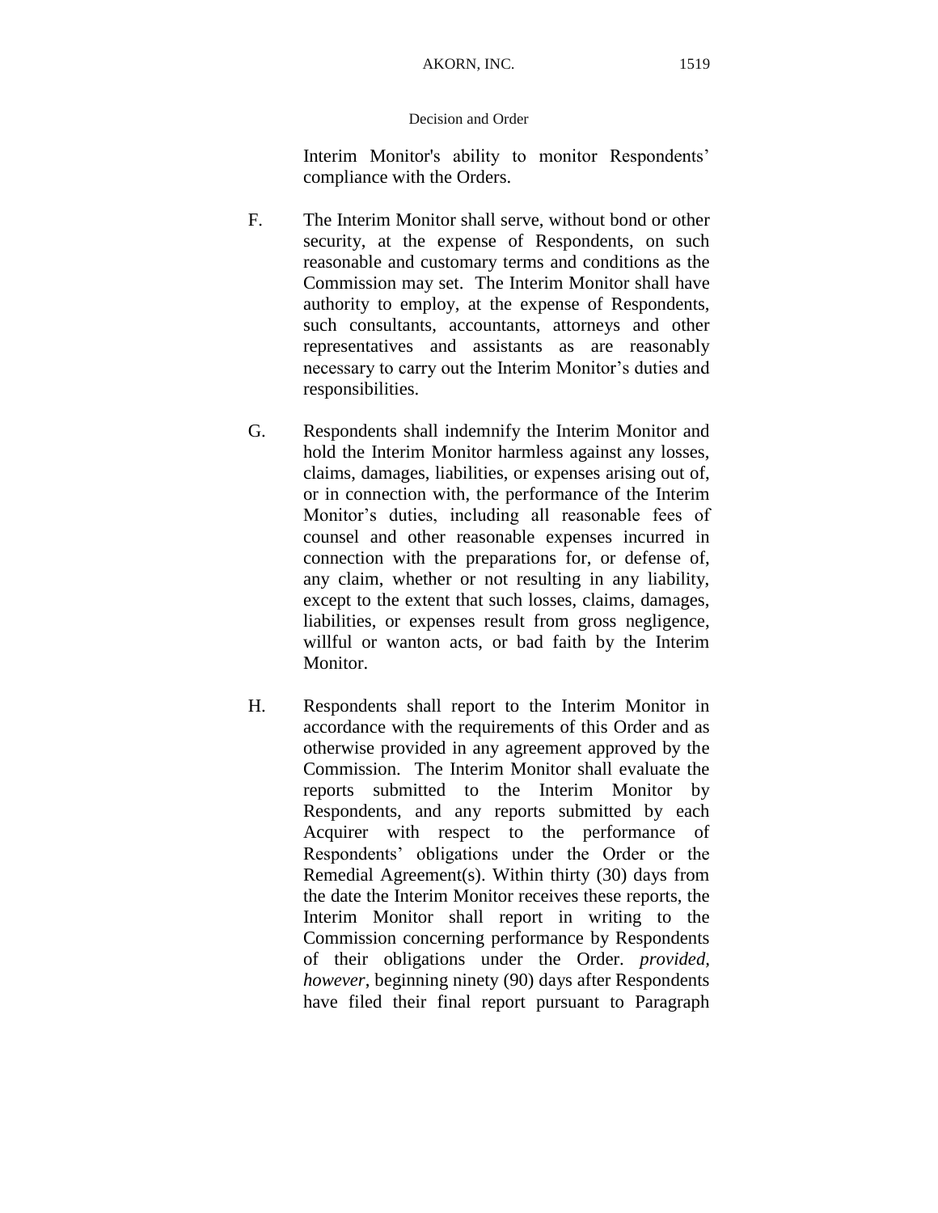Interim Monitor's ability to monitor Respondents' compliance with the Orders.

F. The Interim Monitor shall serve, without bond or other security, at the expense of Respondents, on such reasonable and customary terms and conditions as the Commission may set. The Interim Monitor shall have authority to employ, at the expense of Respondents, such consultants, accountants, attorneys and other representatives and assistants as are reasonably necessary to carry out the Interim Monitor's duties and responsibilities.

G. Respondents shall indemnify the Interim Monitor and hold the Interim Monitor harmless against any losses, claims, damages, liabilities, or expenses arising out of, or in connection with, the performance of the Interim Monitor's duties, including all reasonable fees of counsel and other reasonable expenses incurred in connection with the preparations for, or defense of, any claim, whether or not resulting in any liability, except to the extent that such losses, claims, damages, liabilities, or expenses result from gross negligence, willful or wanton acts, or bad faith by the Interim Monitor.

H. Respondents shall report to the Interim Monitor in accordance with the requirements of this Order and as otherwise provided in any agreement approved by the Commission. The Interim Monitor shall evaluate the reports submitted to the Interim Monitor by Respondents, and any reports submitted by each Acquirer with respect to the performance of Respondents' obligations under the Order or the Remedial Agreement(s). Within thirty (30) days from the date the Interim Monitor receives these reports, the Interim Monitor shall report in writing to the Commission concerning performance by Respondents of their obligations under the Order. *provided, however*, beginning ninety (90) days after Respondents have filed their final report pursuant to Paragraph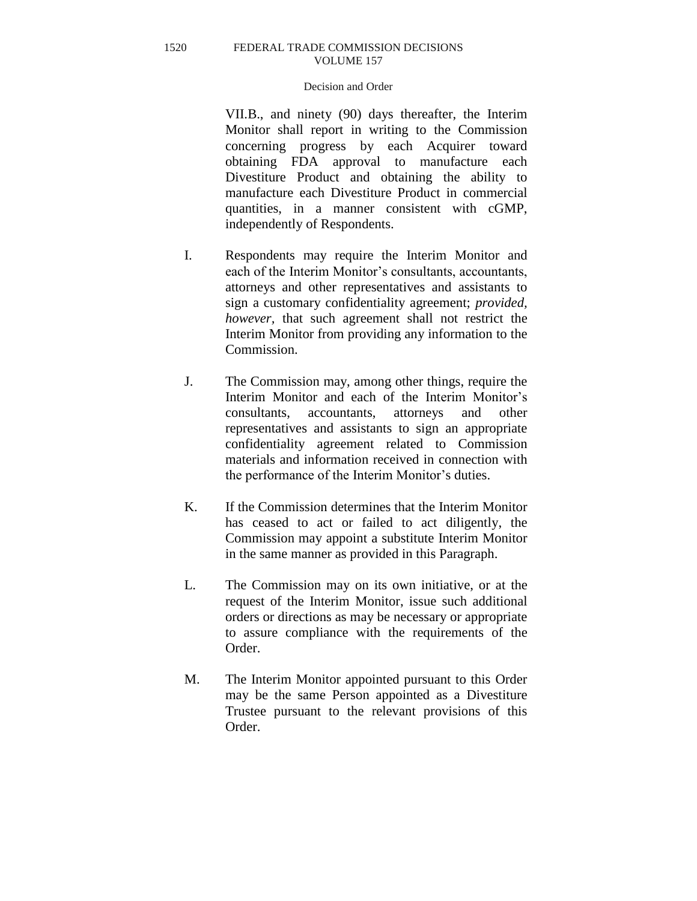VII.B., and ninety (90) days thereafter, the Interim Monitor shall report in writing to the Commission concerning progress by each Acquirer toward obtaining FDA approval to manufacture each Divestiture Product and obtaining the ability to manufacture each Divestiture Product in commercial quantities, in a manner consistent with cGMP, independently of Respondents.

I. Respondents may require the Interim Monitor and each of the Interim Monitor's consultants, accountants, attorneys and other representatives and assistants to sign a customary confidentiality agreement; *provided, however*, that such agreement shall not restrict the Interim Monitor from providing any information to the Commission.

J. The Commission may, among other things, require the Interim Monitor and each of the Interim Monitor's consultants, accountants, attorneys and other representatives and assistants to sign an appropriate confidentiality agreement related to Commission materials and information received in connection with the performance of the Interim Monitor's duties.

K. If the Commission determines that the Interim Monitor has ceased to act or failed to act diligently, the Commission may appoint a substitute Interim Monitor in the same manner as provided in this Paragraph.

L. The Commission may on its own initiative, or at the request of the Interim Monitor, issue such additional orders or directions as may be necessary or appropriate to assure compliance with the requirements of the Order.

M. The Interim Monitor appointed pursuant to this Order may be the same Person appointed as a Divestiture Trustee pursuant to the relevant provisions of this Order.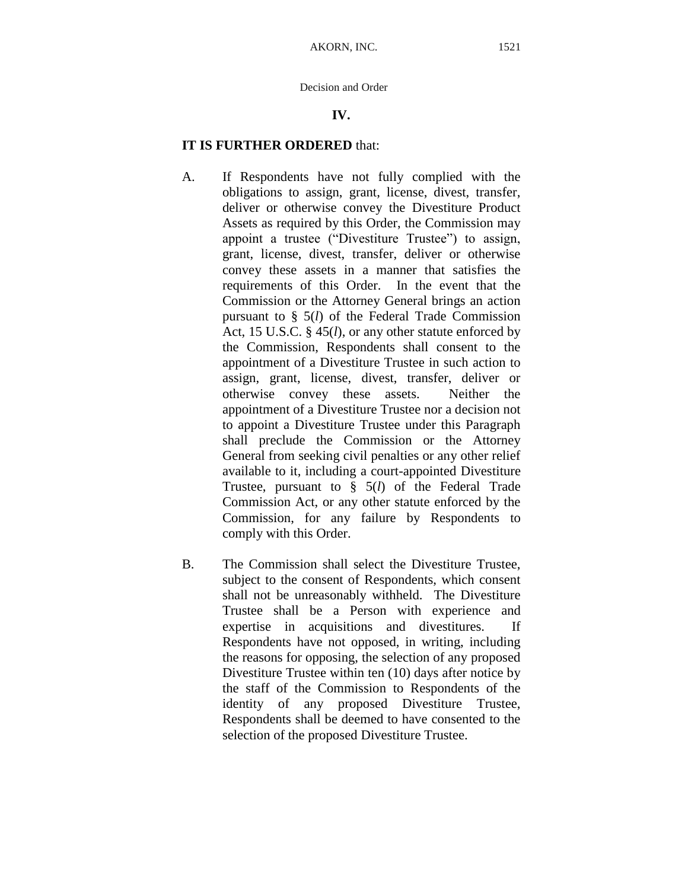Decision and Order

**IV.**

**IT IS FURTHER ORDERED** that:

A. If Respondents have not fully complied with the obligations to assign, grant, license, divest, transfer, deliver or otherwise convey the Divestiture Product Assets as required by this Order, the Commission may appoint a trustee ("Divestiture Trustee") to assign, grant, license, divest, transfer, deliver or otherwise convey these assets in a manner that satisfies the requirements of this Order. In the event that the Commission or the Attorney General brings an action pursuant to § 5(*l*) of the Federal Trade Commission Act, 15 U.S.C. § 45(*l*), or any other statute enforced by the Commission, Respondents shall consent to the appointment of a Divestiture Trustee in such action to assign, grant, license, divest, transfer, deliver or otherwise convey these assets. Neither the appointment of a Divestiture Trustee nor a decision not to appoint a Divestiture Trustee under this Paragraph shall preclude the Commission or the Attorney General from seeking civil penalties or any other relief available to it, including a court-appointed Divestiture Trustee, pursuant to § 5(*l*) of the Federal Trade Commission Act, or any other statute enforced by the Commission, for any failure by Respondents to comply with this Order.

B. The Commission shall select the Divestiture Trustee, subject to the consent of Respondents, which consent shall not be unreasonably withheld. The Divestiture Trustee shall be a Person with experience and expertise in acquisitions and divestitures. If Respondents have not opposed, in writing, including the reasons for opposing, the selection of any proposed Divestiture Trustee within ten (10) days after notice by the staff of the Commission to Respondents of the identity of any proposed Divestiture Trustee, Respondents shall be deemed to have consented to the selection of the proposed Divestiture Trustee.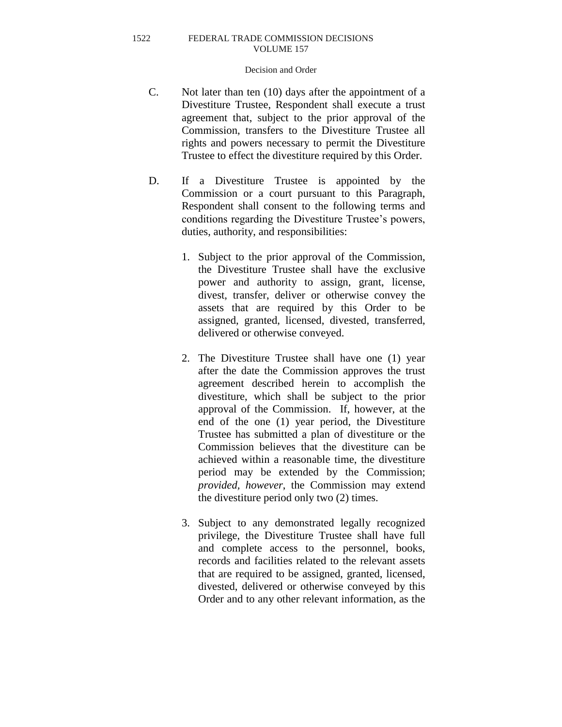Decision and Order

C. Not later than ten (10) days after the appointment of a Divestiture Trustee, Respondent shall execute a trust agreement that, subject to the prior approval of the Commission, transfers to the Divestiture Trustee all rights and powers necessary to permit the Divestiture Trustee to effect the divestiture required by this Order.

D. If a Divestiture Trustee is appointed by the Commission or a court pursuant to this Paragraph, Respondent shall consent to the following terms and conditions regarding the Divestiture Trustee's powers, duties, authority, and responsibilities:

1. Subject to the prior approval of the Commission, the Divestiture Trustee shall have the exclusive power and authority to assign, grant, license, divest, transfer, deliver or otherwise convey the assets that are required by this Order to be assigned, granted, licensed, divested, transferred, delivered or otherwise conveyed.

2. The Divestiture Trustee shall have one (1) year after the date the Commission approves the trust agreement described herein to accomplish the divestiture, which shall be subject to the prior approval of the Commission. If, however, at the end of the one (1) year period, the Divestiture Trustee has submitted a plan of divestiture or the Commission believes that the divestiture can be achieved within a reasonable time, the divestiture period may be extended by the Commission; *provided, however*, the Commission may extend the divestiture period only two (2) times.

3. Subject to any demonstrated legally recognized privilege, the Divestiture Trustee shall have full and complete access to the personnel, books, records and facilities related to the relevant assets that are required to be assigned, granted, licensed, divested, delivered or otherwise conveyed by this Order and to any other relevant information, as the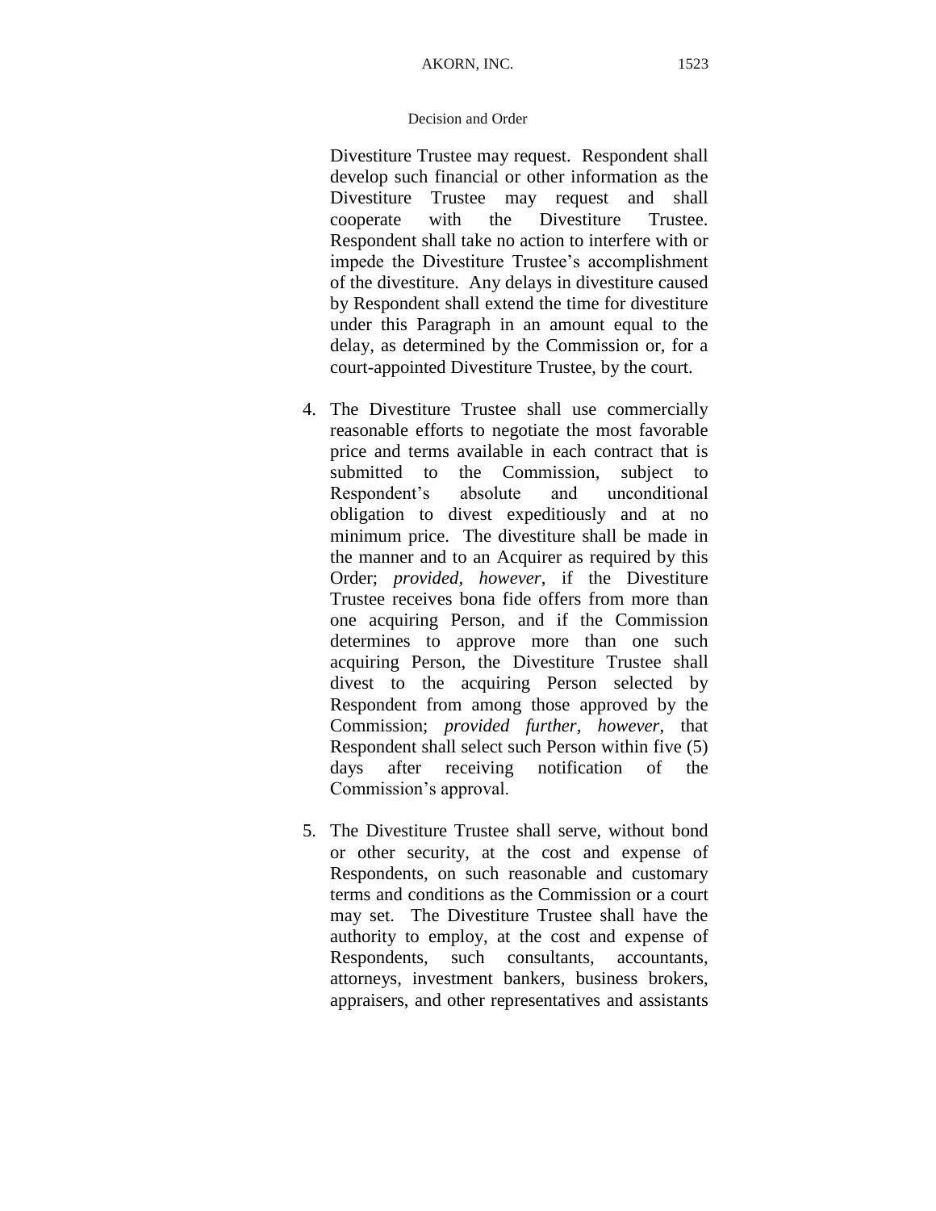Divestiture Trustee may request. Respondent shall develop such financial or other information as the Divestiture Trustee may request and shall cooperate with the Divestiture Trustee. Respondent shall take no action to interfere with or impede the Divestiture Trustee's accomplishment of the divestiture. Any delays in divestiture caused by Respondent shall extend the time for divestiture under this Paragraph in an amount equal to the delay, as determined by the Commission or, for a court-appointed Divestiture Trustee, by the court.

4. The Divestiture Trustee shall use commercially reasonable efforts to negotiate the most favorable price and terms available in each contract that is submitted to the Commission, subject to Respondent's absolute and unconditional obligation to divest expeditiously and at no minimum price. The divestiture shall be made in the manner and to an Acquirer as required by this Order; *provided, however*, if the Divestiture Trustee receives bona fide offers from more than one acquiring Person, and if the Commission determines to approve more than one such acquiring Person, the Divestiture Trustee shall divest to the acquiring Person selected by Respondent from among those approved by the Commission; *provided further, however*, that Respondent shall select such Person within five (5) days after receiving notification of the Commission's approval.

5. The Divestiture Trustee shall serve, without bond or other security, at the cost and expense of Respondents, on such reasonable and customary terms and conditions as the Commission or a court may set. The Divestiture Trustee shall have the authority to employ, at the cost and expense of Respondents, such consultants, accountants, attorneys, investment bankers, business brokers, appraisers, and other representatives and assistants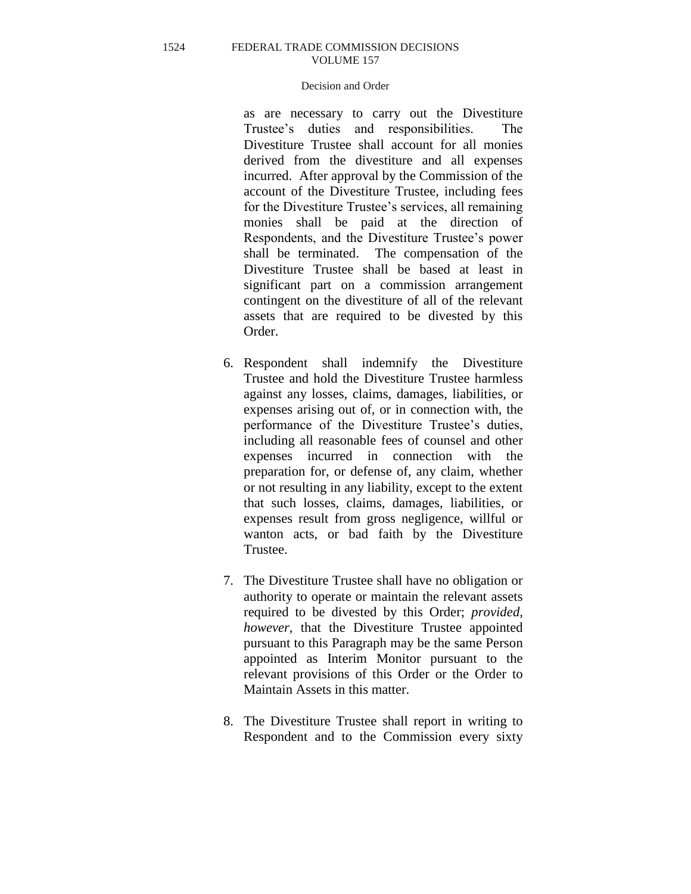as are necessary to carry out the Divestiture Trustee's duties and responsibilities. The Divestiture Trustee shall account for all monies derived from the divestiture and all expenses incurred. After approval by the Commission of the account of the Divestiture Trustee, including fees for the Divestiture Trustee's services, all remaining monies shall be paid at the direction of Respondents, and the Divestiture Trustee's power shall be terminated. The compensation of the Divestiture Trustee shall be based at least in significant part on a commission arrangement contingent on the divestiture of all of the relevant assets that are required to be divested by this Order.

6. Respondent shall indemnify the Divestiture Trustee and hold the Divestiture Trustee harmless against any losses, claims, damages, liabilities, or expenses arising out of, or in connection with, the performance of the Divestiture Trustee's duties, including all reasonable fees of counsel and other expenses incurred in connection with the preparation for, or defense of, any claim, whether or not resulting in any liability, except to the extent that such losses, claims, damages, liabilities, or expenses result from gross negligence, willful or wanton acts, or bad faith by the Divestiture Trustee.

7. The Divestiture Trustee shall have no obligation or authority to operate or maintain the relevant assets required to be divested by this Order; *provided, however,* that the Divestiture Trustee appointed pursuant to this Paragraph may be the same Person appointed as Interim Monitor pursuant to the relevant provisions of this Order or the Order to Maintain Assets in this matter.

8. The Divestiture Trustee shall report in writing to Respondent and to the Commission every sixty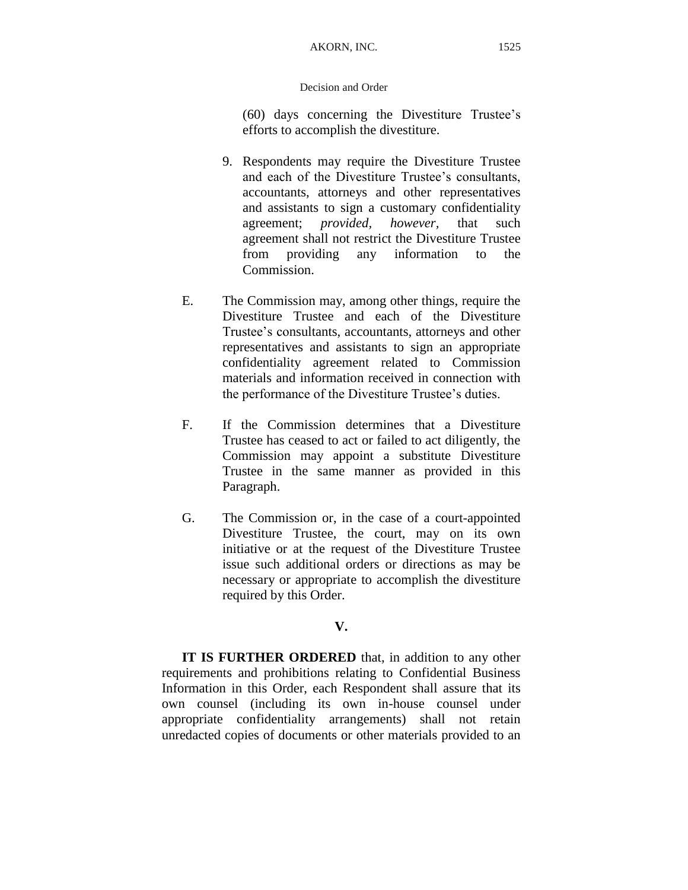(60) days concerning the Divestiture Trustee's efforts to accomplish the divestiture.

9. Respondents may require the Divestiture Trustee and each of the Divestiture Trustee's consultants, accountants, attorneys and other representatives and assistants to sign a customary confidentiality agreement; *provided, however,* that such agreement shall not restrict the Divestiture Trustee from providing any information to the Commission.

E. The Commission may, among other things, require the Divestiture Trustee and each of the Divestiture Trustee's consultants, accountants, attorneys and other representatives and assistants to sign an appropriate confidentiality agreement related to Commission materials and information received in connection with the performance of the Divestiture Trustee's duties.

F. If the Commission determines that a Divestiture Trustee has ceased to act or failed to act diligently, the Commission may appoint a substitute Divestiture Trustee in the same manner as provided in this Paragraph.

G. The Commission or, in the case of a court-appointed Divestiture Trustee, the court, may on its own initiative or at the request of the Divestiture Trustee issue such additional orders or directions as may be necessary or appropriate to accomplish the divestiture required by this Order.

**V.**

**IT IS FURTHER ORDERED** that, in addition to any other requirements and prohibitions relating to Confidential Business Information in this Order, each Respondent shall assure that its own counsel (including its own in-house counsel under appropriate confidentiality arrangements) shall not retain unredacted copies of documents or other materials provided to an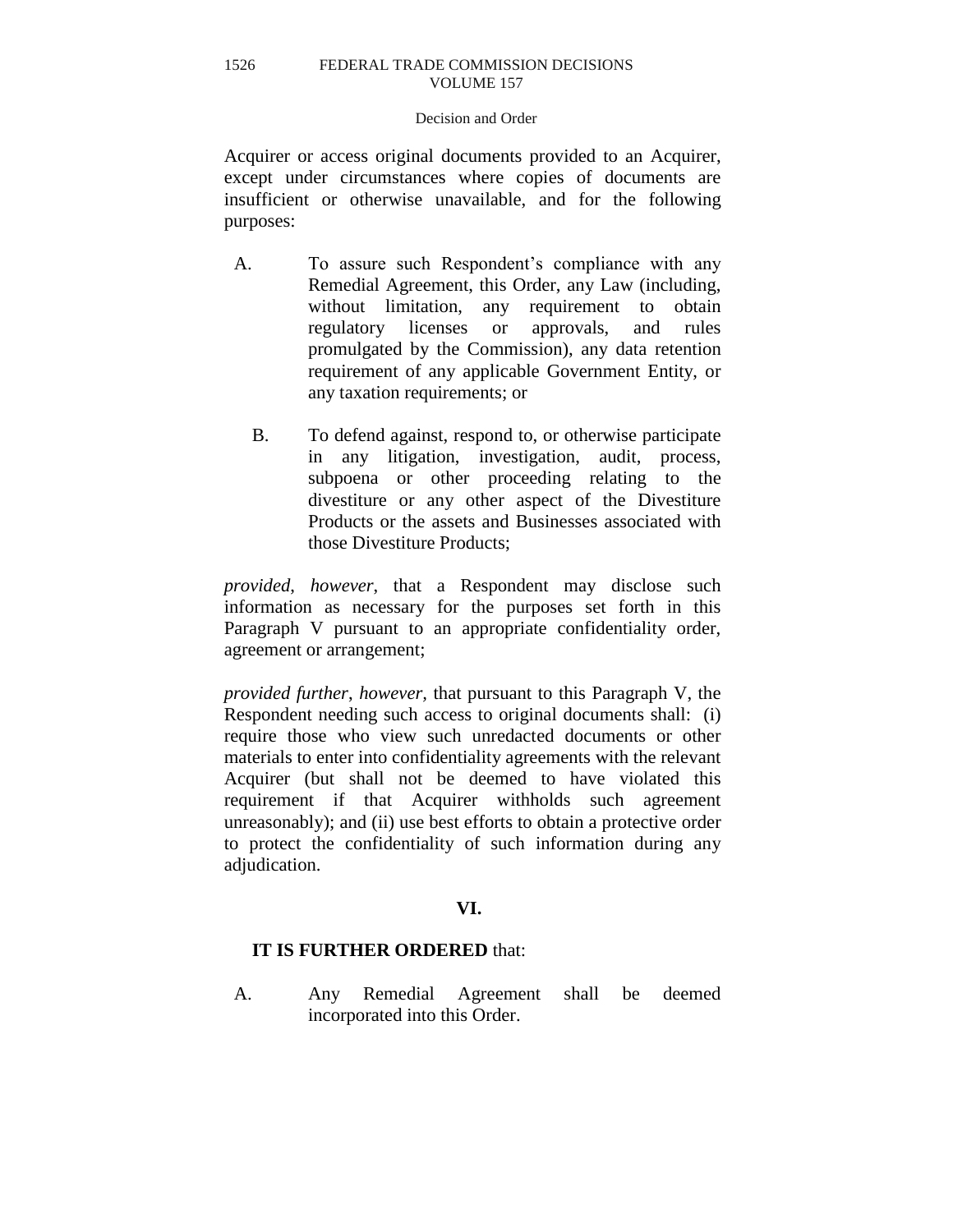Acquirer or access original documents provided to an Acquirer, except under circumstances where copies of documents are insufficient or otherwise unavailable, and for the following purposes:

A. To assure such Respondent's compliance with any Remedial Agreement, this Order, any Law (including, without limitation, any requirement to obtain regulatory licenses or approvals, and rules promulgated by the Commission), any data retention requirement of any applicable Government Entity, or any taxation requirements; or

B. To defend against, respond to, or otherwise participate in any litigation, investigation, audit, process, subpoena or other proceeding relating to the divestiture or any other aspect of the Divestiture Products or the assets and Businesses associated with those Divestiture Products;

*provided, however*, that a Respondent may disclose such information as necessary for the purposes set forth in this Paragraph V pursuant to an appropriate confidentiality order, agreement or arrangement;

*provided further, however,* that pursuant to this Paragraph V, the Respondent needing such access to original documents shall: (i) require those who view such unredacted documents or other materials to enter into confidentiality agreements with the relevant Acquirer (but shall not be deemed to have violated this requirement if that Acquirer withholds such agreement unreasonably); and (ii) use best efforts to obtain a protective order to protect the confidentiality of such information during any adjudication.

## VI.

**IT IS FURTHER ORDERED** that:

A. Any Remedial Agreement shall be deemed incorporated into this Order.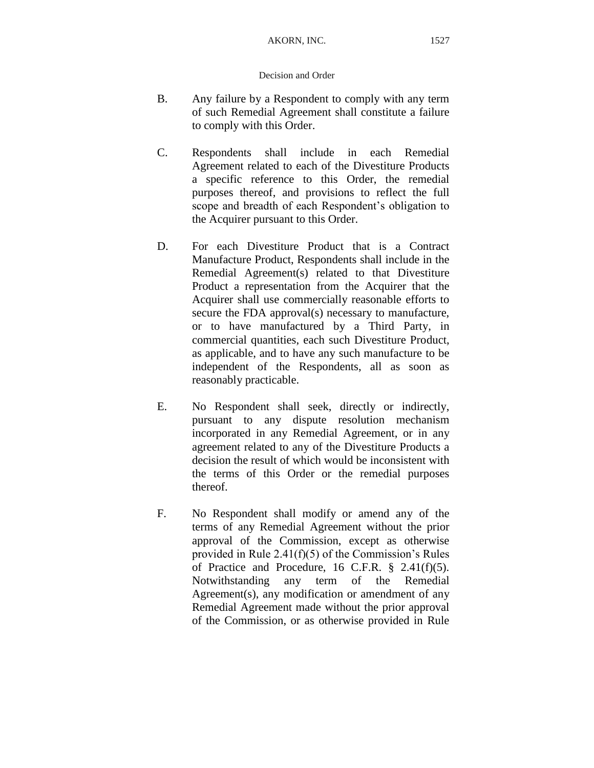B. Any failure by a Respondent to comply with any term of such Remedial Agreement shall constitute a failure to comply with this Order.

C. Respondents shall include in each Remedial Agreement related to each of the Divestiture Products a specific reference to this Order, the remedial purposes thereof, and provisions to reflect the full scope and breadth of each Respondent's obligation to the Acquirer pursuant to this Order.

D. For each Divestiture Product that is a Contract Manufacture Product, Respondents shall include in the Remedial Agreement(s) related to that Divestiture Product a representation from the Acquirer that the Acquirer shall use commercially reasonable efforts to secure the FDA approval(s) necessary to manufacture, or to have manufactured by a Third Party, in commercial quantities, each such Divestiture Product, as applicable, and to have any such manufacture to be independent of the Respondents, all as soon as reasonably practicable.

E. No Respondent shall seek, directly or indirectly, pursuant to any dispute resolution mechanism incorporated in any Remedial Agreement, or in any agreement related to any of the Divestiture Products a decision the result of which would be inconsistent with the terms of this Order or the remedial purposes thereof.

F. No Respondent shall modify or amend any of the terms of any Remedial Agreement without the prior approval of the Commission, except as otherwise provided in Rule 2.41(f)(5) of the Commission's Rules of Practice and Procedure, 16 C.F.R. § 2.41(f)(5). Notwithstanding any term of the Remedial Agreement(s), any modification or amendment of any Remedial Agreement made without the prior approval of the Commission, or as otherwise provided in Rule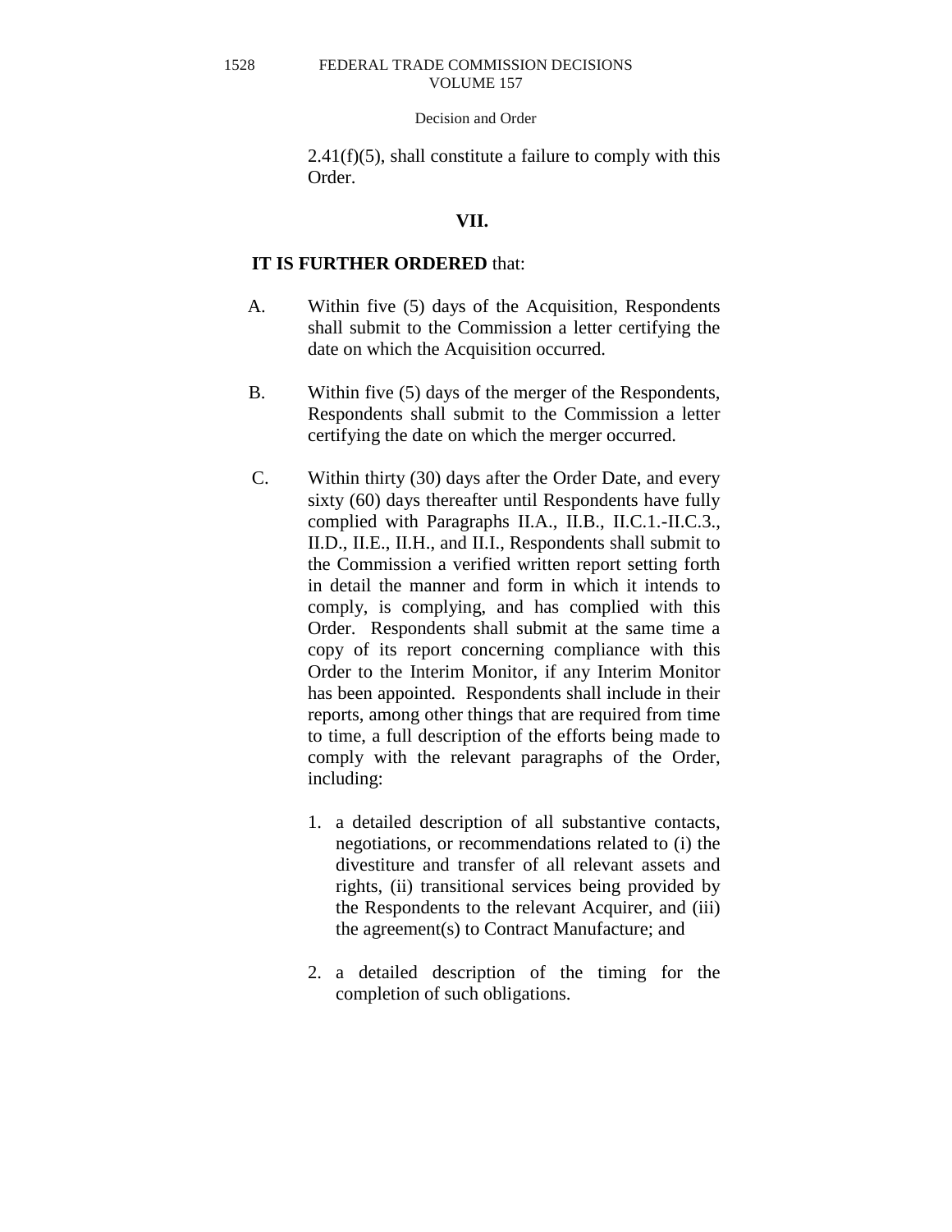2.41(f)(5), shall constitute a failure to comply with this Order.

## VII.

**IT IS FURTHER ORDERED** that:

A. Within five (5) days of the Acquisition, Respondents shall submit to the Commission a letter certifying the date on which the Acquisition occurred.

B. Within five (5) days of the merger of the Respondents, Respondents shall submit to the Commission a letter certifying the date on which the merger occurred.

C. Within thirty (30) days after the Order Date, and every sixty (60) days thereafter until Respondents have fully complied with Paragraphs II.A., II.B., II.C.1.-II.C.3., II.D., II.E., II.H., and II.I., Respondents shall submit to the Commission a verified written report setting forth in detail the manner and form in which it intends to comply, is complying, and has complied with this Order. Respondents shall submit at the same time a copy of its report concerning compliance with this Order to the Interim Monitor, if any Interim Monitor has been appointed. Respondents shall include in their reports, among other things that are required from time to time, a full description of the efforts being made to comply with the relevant paragraphs of the Order, including:

   1. a detailed description of all substantive contacts, negotiations, or recommendations related to (i) the divestiture and transfer of all relevant assets and rights, (ii) transitional services being provided by the Respondents to the relevant Acquirer, and (iii) the agreement(s) to Contract Manufacture; and

   2. a detailed description of the timing for the completion of such obligations.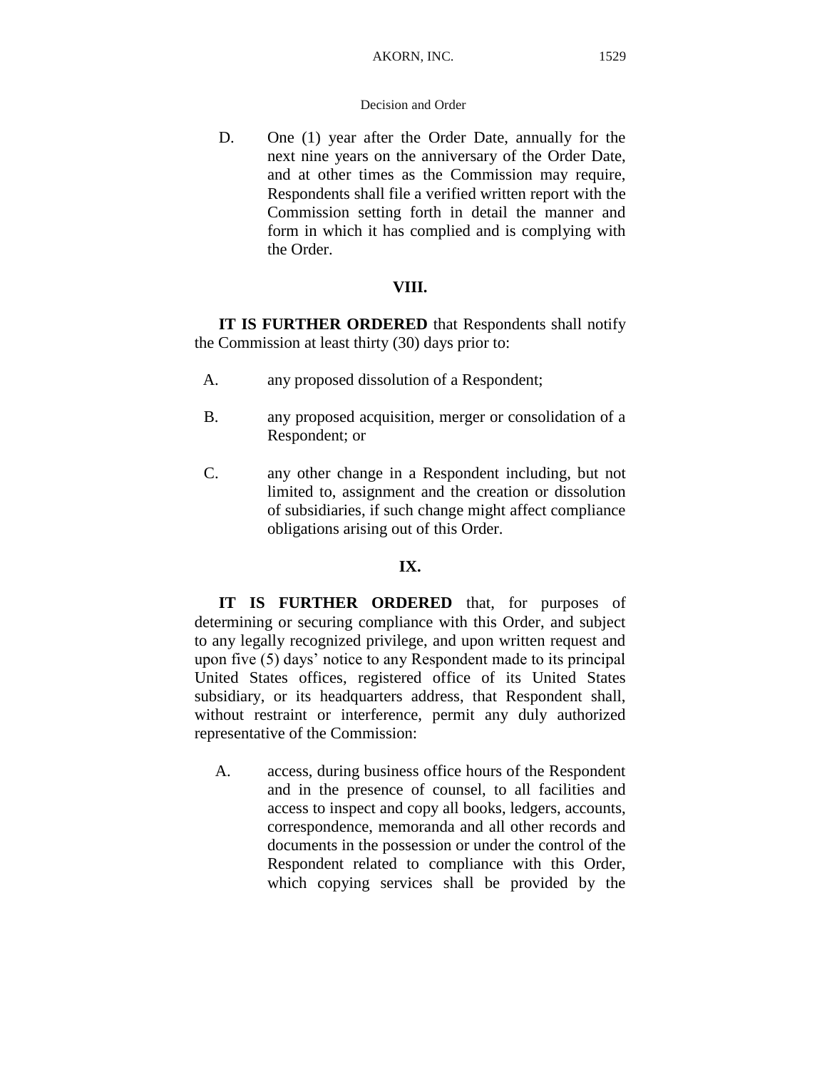D. One (1) year after the Order Date, annually for the next nine years on the anniversary of the Order Date, and at other times as the Commission may require, Respondents shall file a verified written report with the Commission setting forth in detail the manner and form in which it has complied and is complying with the Order.

### VIII.

**IT IS FURTHER ORDERED** that Respondents shall notify the Commission at least thirty (30) days prior to:

A. any proposed dissolution of a Respondent;

B. any proposed acquisition, merger or consolidation of a Respondent; or

C. any other change in a Respondent including, but not limited to, assignment and the creation or dissolution of subsidiaries, if such change might affect compliance obligations arising out of this Order.

### IX.

**IT IS FURTHER ORDERED** that, for purposes of determining or securing compliance with this Order, and subject to any legally recognized privilege, and upon written request and upon five (5) days' notice to any Respondent made to its principal United States offices, registered office of its United States subsidiary, or its headquarters address, that Respondent shall, without restraint or interference, permit any duly authorized representative of the Commission:

A. access, during business office hours of the Respondent and in the presence of counsel, to all facilities and access to inspect and copy all books, ledgers, accounts, correspondence, memoranda and all other records and documents in the possession or under the control of the Respondent related to compliance with this Order, which copying services shall be provided by the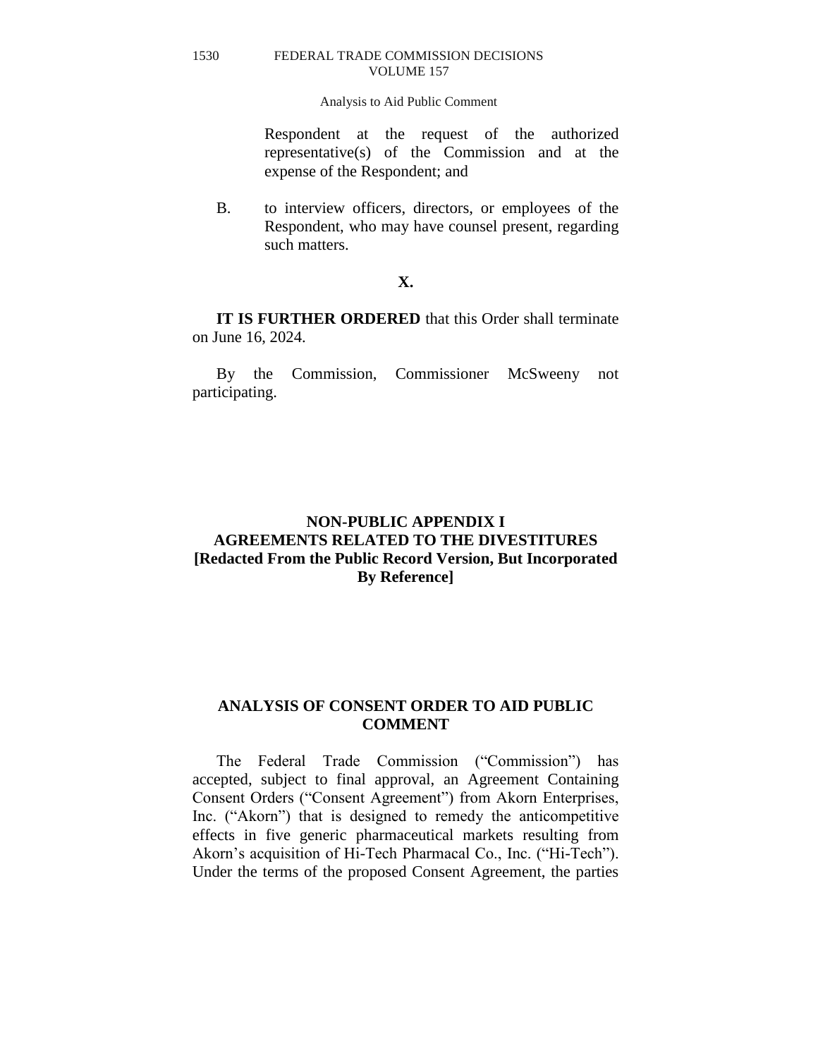Respondent at the request of the authorized representative(s) of the Commission and at the expense of the Respondent; and

B. to interview officers, directors, or employees of the Respondent, who may have counsel present, regarding such matters.

**X.**

**IT IS FURTHER ORDERED** that this Order shall terminate on June 16, 2024.

By the Commission, Commissioner McSweeny not participating.

## NON-PUBLIC APPENDIX I
## AGREEMENTS RELATED TO THE DIVESTITURES
## [Redacted From the Public Record Version, But Incorporated By Reference]

## ANALYSIS OF CONSENT ORDER TO AID PUBLIC COMMENT

The Federal Trade Commission ("Commission") has accepted, subject to final approval, an Agreement Containing Consent Orders ("Consent Agreement") from Akorn Enterprises, Inc. ("Akorn") that is designed to remedy the anticompetitive effects in five generic pharmaceutical markets resulting from Akorn's acquisition of Hi-Tech Pharmacal Co., Inc. ("Hi-Tech"). Under the terms of the proposed Consent Agreement, the parties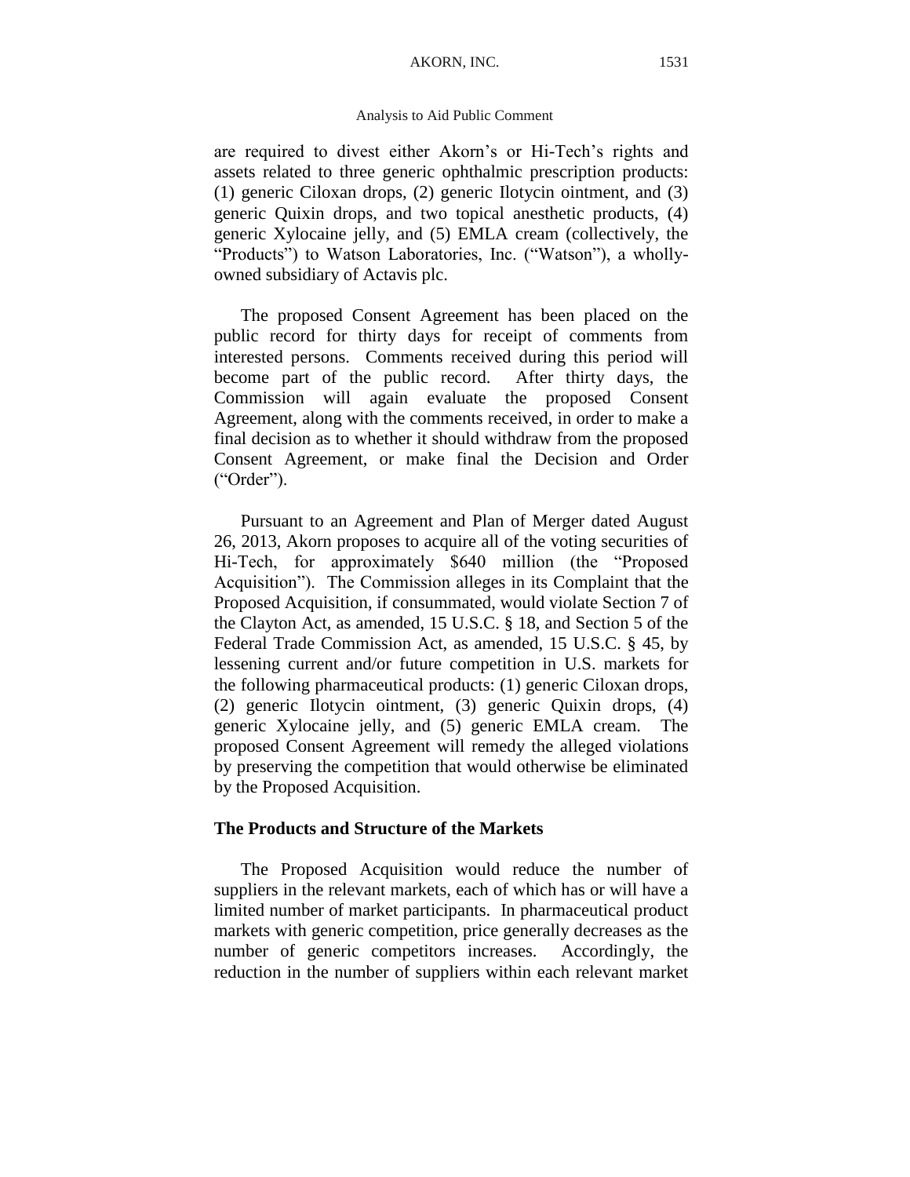are required to divest either Akorn's or Hi-Tech's rights and assets related to three generic ophthalmic prescription products: (1) generic Ciloxan drops, (2) generic Ilotycin ointment, and (3) generic Quixin drops, and two topical anesthetic products, (4) generic Xylocaine jelly, and (5) EMLA cream (collectively, the "Products") to Watson Laboratories, Inc. ("Watson"), a wholly-owned subsidiary of Actavis plc.

The proposed Consent Agreement has been placed on the public record for thirty days for receipt of comments from interested persons. Comments received during this period will become part of the public record. After thirty days, the Commission will again evaluate the proposed Consent Agreement, along with the comments received, in order to make a final decision as to whether it should withdraw from the proposed Consent Agreement, or make final the Decision and Order ("Order").

Pursuant to an Agreement and Plan of Merger dated August 26, 2013, Akorn proposes to acquire all of the voting securities of Hi-Tech, for approximately $640 million (the "Proposed Acquisition"). The Commission alleges in its Complaint that the Proposed Acquisition, if consummated, would violate Section 7 of the Clayton Act, as amended, 15 U.S.C. § 18, and Section 5 of the Federal Trade Commission Act, as amended, 15 U.S.C. § 45, by lessening current and/or future competition in U.S. markets for the following pharmaceutical products: (1) generic Ciloxan drops, (2) generic Ilotycin ointment, (3) generic Quixin drops, (4) generic Xylocaine jelly, and (5) generic EMLA cream. The proposed Consent Agreement will remedy the alleged violations by preserving the competition that would otherwise be eliminated by the Proposed Acquisition.

## The Products and Structure of the Markets

The Proposed Acquisition would reduce the number of suppliers in the relevant markets, each of which has or will have a limited number of market participants. In pharmaceutical product markets with generic competition, price generally decreases as the number of generic competitors increases. Accordingly, the reduction in the number of suppliers within each relevant market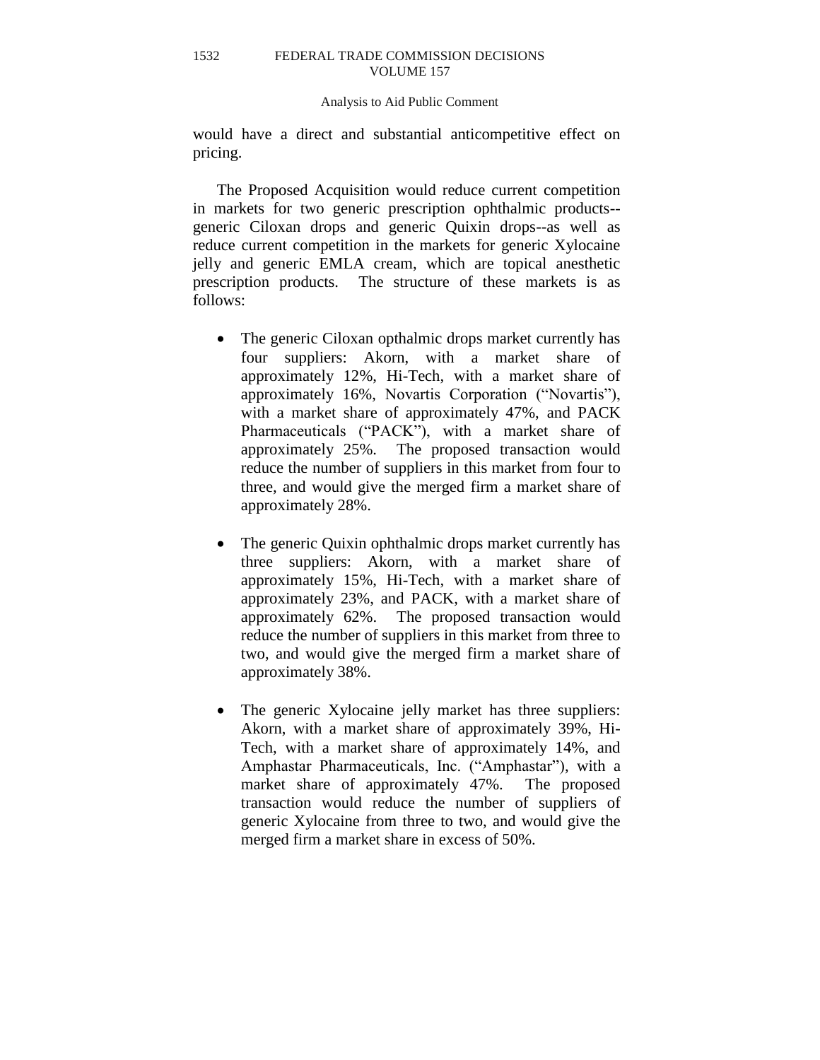would have a direct and substantial anticompetitive effect on pricing.

The Proposed Acquisition would reduce current competition in markets for two generic prescription ophthalmic products--generic Ciloxan drops and generic Quixin drops--as well as reduce current competition in the markets for generic Xylocaine jelly and generic EMLA cream, which are topical anesthetic prescription products. The structure of these markets is as follows:

- The generic Ciloxan opthalmic drops market currently has four suppliers: Akorn, with a market share of approximately 12%, Hi-Tech, with a market share of approximately 16%, Novartis Corporation ("Novartis"), with a market share of approximately 47%, and PACK Pharmaceuticals ("PACK"), with a market share of approximately 25%. The proposed transaction would reduce the number of suppliers in this market from four to three, and would give the merged firm a market share of approximately 28%.

- The generic Quixin ophthalmic drops market currently has three suppliers: Akorn, with a market share of approximately 15%, Hi-Tech, with a market share of approximately 23%, and PACK, with a market share of approximately 62%. The proposed transaction would reduce the number of suppliers in this market from three to two, and would give the merged firm a market share of approximately 38%.

- The generic Xylocaine jelly market has three suppliers: Akorn, with a market share of approximately 39%, Hi-Tech, with a market share of approximately 14%, and Amphastar Pharmaceuticals, Inc. ("Amphastar"), with a market share of approximately 47%. The proposed transaction would reduce the number of suppliers of generic Xylocaine from three to two, and would give the merged firm a market share in excess of 50%.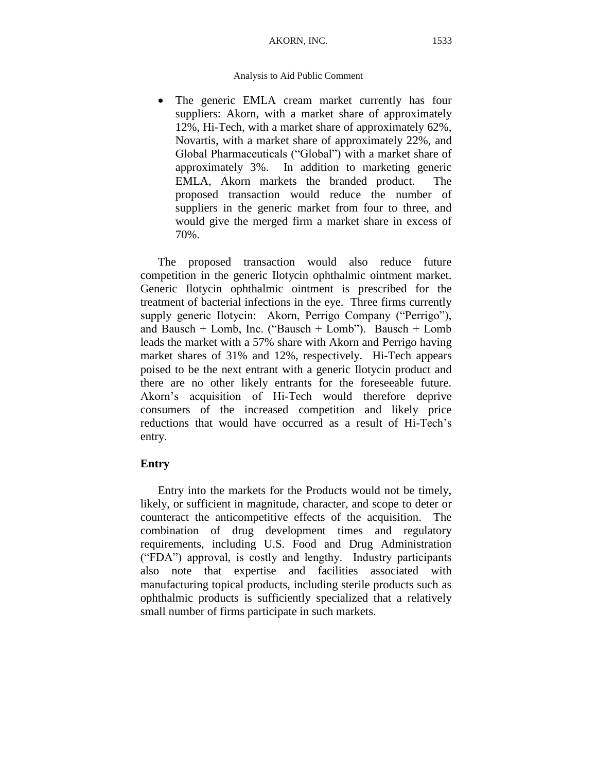- The generic EMLA cream market currently has four suppliers: Akorn, with a market share of approximately 12%, Hi-Tech, with a market share of approximately 62%, Novartis, with a market share of approximately 22%, and Global Pharmaceuticals ("Global") with a market share of approximately 3%. In addition to marketing generic EMLA, Akorn markets the branded product. The proposed transaction would reduce the number of suppliers in the generic market from four to three, and would give the merged firm a market share in excess of 70%.

The proposed transaction would also reduce future competition in the generic Ilotycin ophthalmic ointment market. Generic Ilotycin ophthalmic ointment is prescribed for the treatment of bacterial infections in the eye. Three firms currently supply generic Ilotycin: Akorn, Perrigo Company ("Perrigo"), and Bausch + Lomb, Inc. ("Bausch + Lomb"). Bausch + Lomb leads the market with a 57% share with Akorn and Perrigo having market shares of 31% and 12%, respectively. Hi-Tech appears poised to be the next entrant with a generic Ilotycin product and there are no other likely entrants for the foreseeable future. Akorn's acquisition of Hi-Tech would therefore deprive consumers of the increased competition and likely price reductions that would have occurred as a result of Hi-Tech's entry.

## Entry

Entry into the markets for the Products would not be timely, likely, or sufficient in magnitude, character, and scope to deter or counteract the anticompetitive effects of the acquisition. The combination of drug development times and regulatory requirements, including U.S. Food and Drug Administration ("FDA") approval, is costly and lengthy. Industry participants also note that expertise and facilities associated with manufacturing topical products, including sterile products such as ophthalmic products is sufficiently specialized that a relatively small number of firms participate in such markets.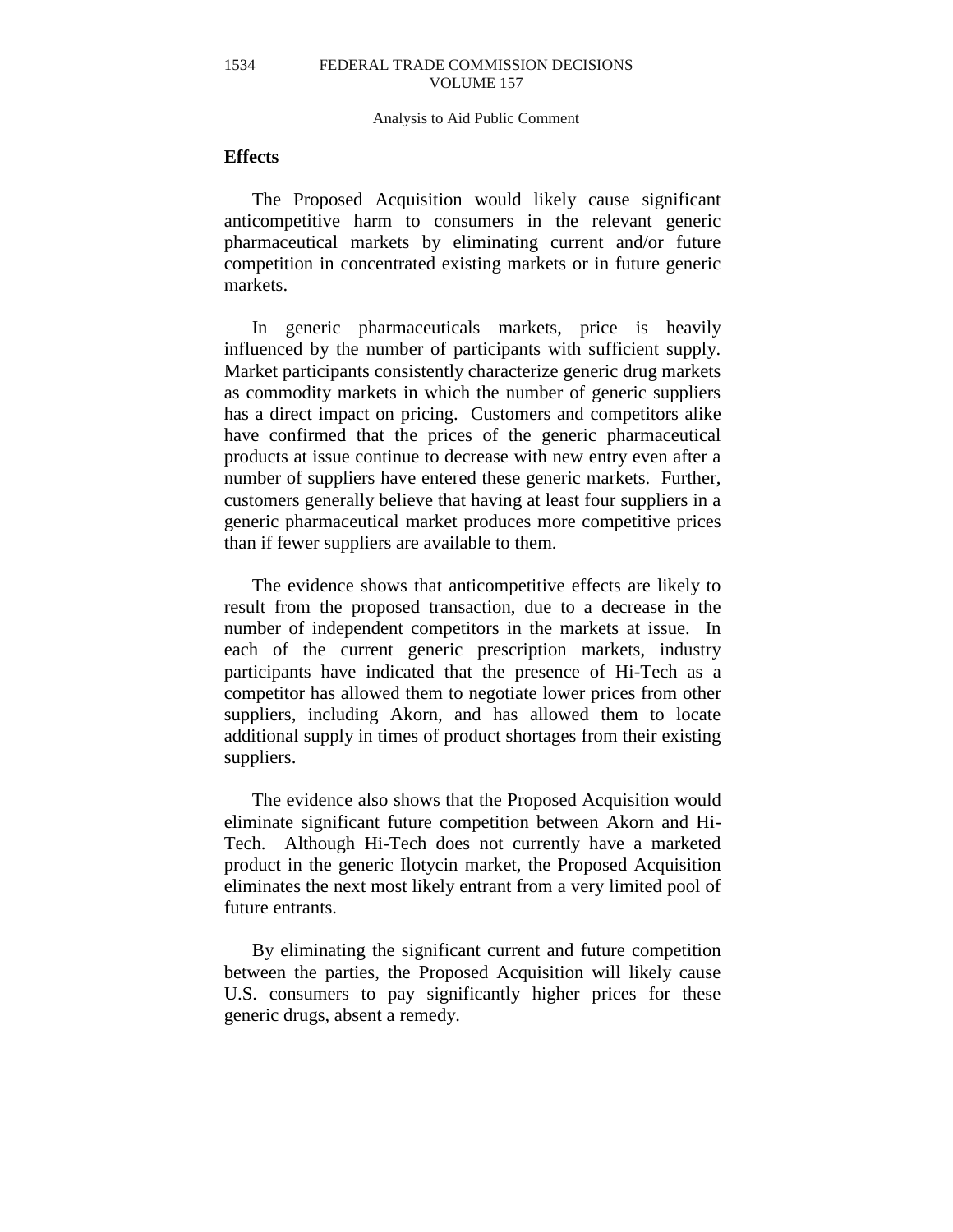### Effects

The Proposed Acquisition would likely cause significant anticompetitive harm to consumers in the relevant generic pharmaceutical markets by eliminating current and/or future competition in concentrated existing markets or in future generic markets.

In generic pharmaceuticals markets, price is heavily influenced by the number of participants with sufficient supply. Market participants consistently characterize generic drug markets as commodity markets in which the number of generic suppliers has a direct impact on pricing. Customers and competitors alike have confirmed that the prices of the generic pharmaceutical products at issue continue to decrease with new entry even after a number of suppliers have entered these generic markets. Further, customers generally believe that having at least four suppliers in a generic pharmaceutical market produces more competitive prices than if fewer suppliers are available to them.

The evidence shows that anticompetitive effects are likely to result from the proposed transaction, due to a decrease in the number of independent competitors in the markets at issue. In each of the current generic prescription markets, industry participants have indicated that the presence of Hi-Tech as a competitor has allowed them to negotiate lower prices from other suppliers, including Akorn, and has allowed them to locate additional supply in times of product shortages from their existing suppliers.

The evidence also shows that the Proposed Acquisition would eliminate significant future competition between Akorn and Hi-Tech. Although Hi-Tech does not currently have a marketed product in the generic Ilotycin market, the Proposed Acquisition eliminates the next most likely entrant from a very limited pool of future entrants.

By eliminating the significant current and future competition between the parties, the Proposed Acquisition will likely cause U.S. consumers to pay significantly higher prices for these generic drugs, absent a remedy.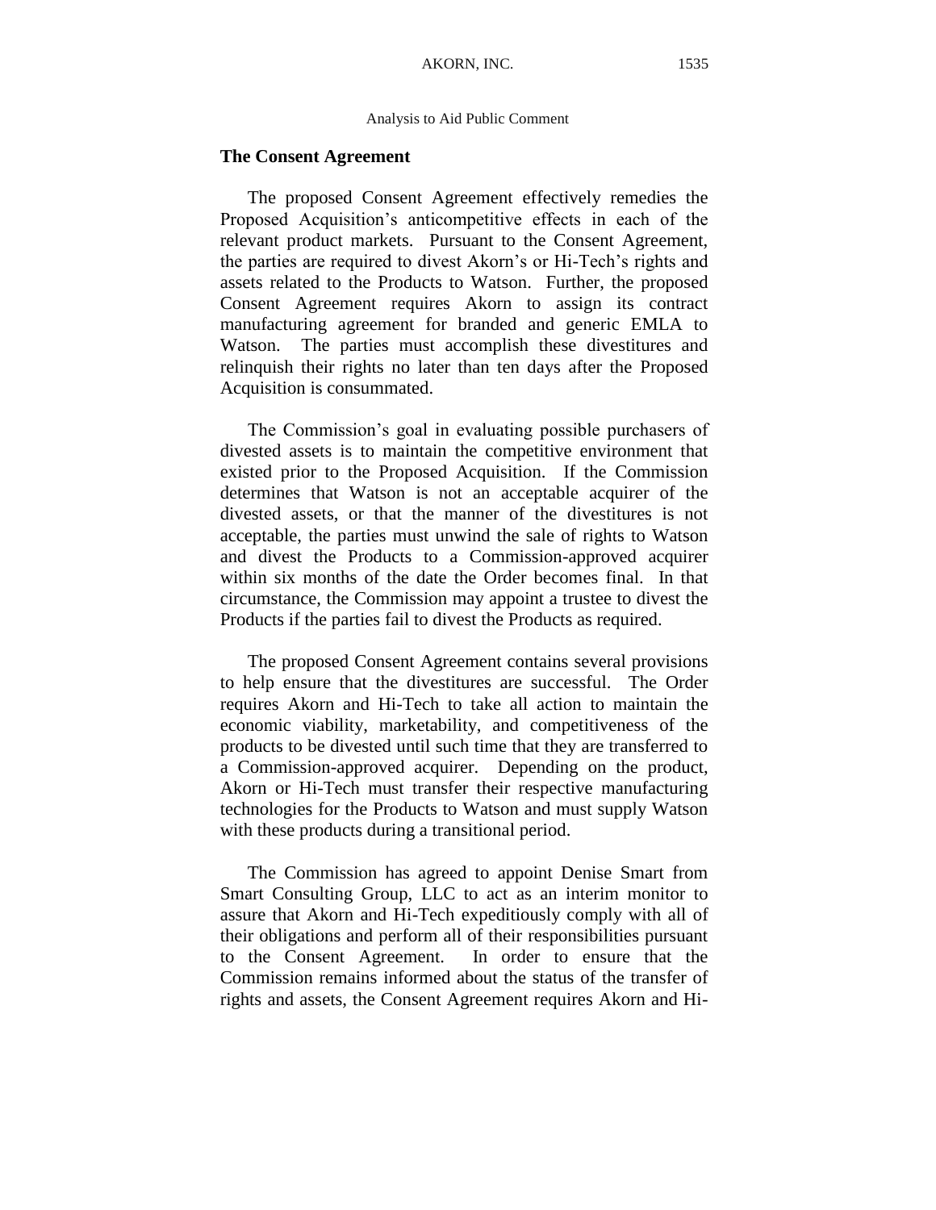## The Consent Agreement

The proposed Consent Agreement effectively remedies the Proposed Acquisition's anticompetitive effects in each of the relevant product markets. Pursuant to the Consent Agreement, the parties are required to divest Akorn's or Hi-Tech's rights and assets related to the Products to Watson. Further, the proposed Consent Agreement requires Akorn to assign its contract manufacturing agreement for branded and generic EMLA to Watson. The parties must accomplish these divestitures and relinquish their rights no later than ten days after the Proposed Acquisition is consummated.

The Commission's goal in evaluating possible purchasers of divested assets is to maintain the competitive environment that existed prior to the Proposed Acquisition. If the Commission determines that Watson is not an acceptable acquirer of the divested assets, or that the manner of the divestitures is not acceptable, the parties must unwind the sale of rights to Watson and divest the Products to a Commission-approved acquirer within six months of the date the Order becomes final. In that circumstance, the Commission may appoint a trustee to divest the Products if the parties fail to divest the Products as required.

The proposed Consent Agreement contains several provisions to help ensure that the divestitures are successful. The Order requires Akorn and Hi-Tech to take all action to maintain the economic viability, marketability, and competitiveness of the products to be divested until such time that they are transferred to a Commission-approved acquirer. Depending on the product, Akorn or Hi-Tech must transfer their respective manufacturing technologies for the Products to Watson and must supply Watson with these products during a transitional period.

The Commission has agreed to appoint Denise Smart from Smart Consulting Group, LLC to act as an interim monitor to assure that Akorn and Hi-Tech expeditiously comply with all of their obligations and perform all of their responsibilities pursuant to the Consent Agreement. In order to ensure that the Commission remains informed about the status of the transfer of rights and assets, the Consent Agreement requires Akorn and Hi-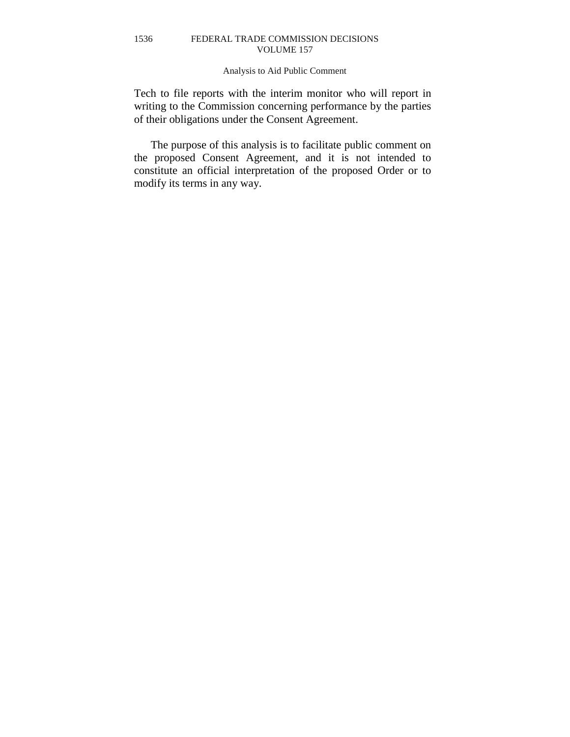Tech to file reports with the interim monitor who will report in writing to the Commission concerning performance by the parties of their obligations under the Consent Agreement.

The purpose of this analysis is to facilitate public comment on the proposed Consent Agreement, and it is not intended to constitute an official interpretation of the proposed Order or to modify its terms in any way.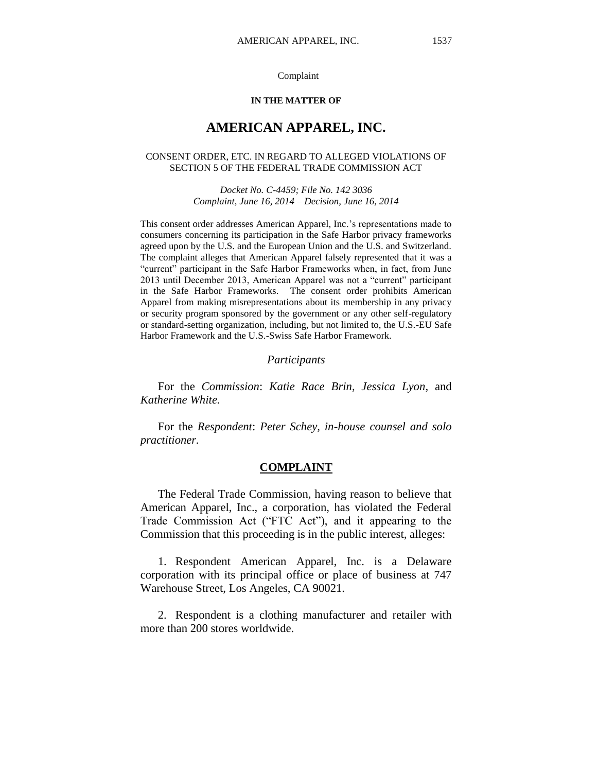Complaint

**IN THE MATTER OF**

# AMERICAN APPAREL, INC.

CONSENT ORDER, ETC. IN REGARD TO ALLEGED VIOLATIONS OF SECTION 5 OF THE FEDERAL TRADE COMMISSION ACT

*Docket No. C-4459; File No. 142 3036*
*Complaint, June 16, 2014 – Decision, June 16, 2014*

This consent order addresses American Apparel, Inc.'s representations made to consumers concerning its participation in the Safe Harbor privacy frameworks agreed upon by the U.S. and the European Union and the U.S. and Switzerland. The complaint alleges that American Apparel falsely represented that it was a "current" participant in the Safe Harbor Frameworks when, in fact, from June 2013 until December 2013, American Apparel was not a "current" participant in the Safe Harbor Frameworks. The consent order prohibits American Apparel from making misrepresentations about its membership in any privacy or security program sponsored by the government or any other self-regulatory or standard-setting organization, including, but not limited to, the U.S.-EU Safe Harbor Framework and the U.S.-Swiss Safe Harbor Framework.

### *Participants*

For the *Commission*: *Katie Race Brin, Jessica Lyon*, and *Katherine White.*

For the *Respondent*: *Peter Schey, in-house counsel and solo practitioner.*

## COMPLAINT

The Federal Trade Commission, having reason to believe that American Apparel, Inc., a corporation, has violated the Federal Trade Commission Act ("FTC Act"), and it appearing to the Commission that this proceeding is in the public interest, alleges:

1. Respondent American Apparel, Inc. is a Delaware corporation with its principal office or place of business at 747 Warehouse Street, Los Angeles, CA 90021.

2. Respondent is a clothing manufacturer and retailer with more than 200 stores worldwide.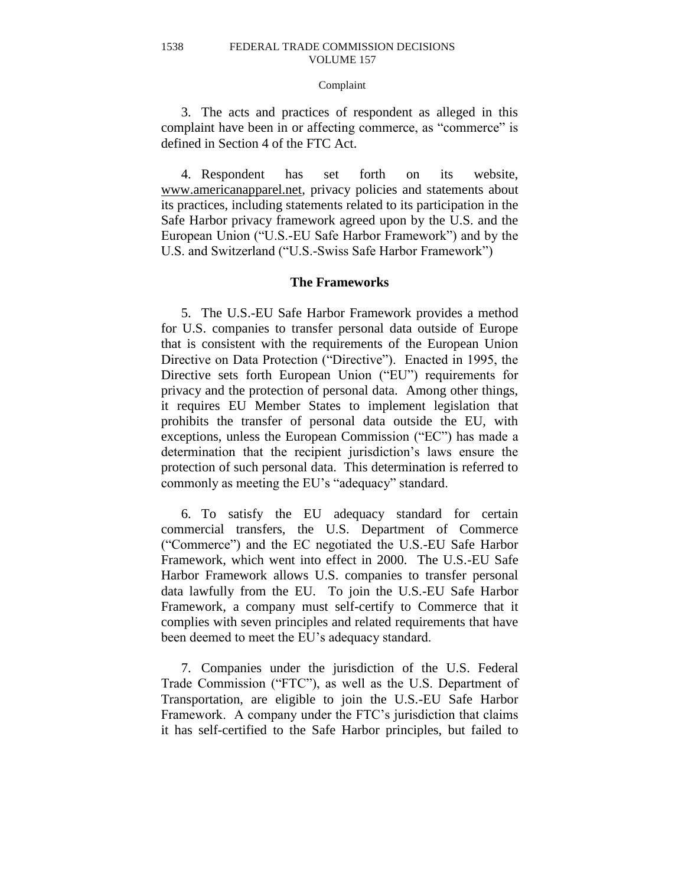Complaint

3. The acts and practices of respondent as alleged in this complaint have been in or affecting commerce, as "commerce" is defined in Section 4 of the FTC Act.

4. Respondent has set forth on its website, www.americanapparel.net, privacy policies and statements about its practices, including statements related to its participation in the Safe Harbor privacy framework agreed upon by the U.S. and the European Union ("U.S.-EU Safe Harbor Framework") and by the U.S. and Switzerland ("U.S.-Swiss Safe Harbor Framework")

## The Frameworks

5. The U.S.-EU Safe Harbor Framework provides a method for U.S. companies to transfer personal data outside of Europe that is consistent with the requirements of the European Union Directive on Data Protection ("Directive"). Enacted in 1995, the Directive sets forth European Union ("EU") requirements for privacy and the protection of personal data. Among other things, it requires EU Member States to implement legislation that prohibits the transfer of personal data outside the EU, with exceptions, unless the European Commission ("EC") has made a determination that the recipient jurisdiction's laws ensure the protection of such personal data. This determination is referred to commonly as meeting the EU's "adequacy" standard.

6. To satisfy the EU adequacy standard for certain commercial transfers, the U.S. Department of Commerce ("Commerce") and the EC negotiated the U.S.-EU Safe Harbor Framework, which went into effect in 2000. The U.S.-EU Safe Harbor Framework allows U.S. companies to transfer personal data lawfully from the EU. To join the U.S.-EU Safe Harbor Framework, a company must self-certify to Commerce that it complies with seven principles and related requirements that have been deemed to meet the EU's adequacy standard.

7. Companies under the jurisdiction of the U.S. Federal Trade Commission ("FTC"), as well as the U.S. Department of Transportation, are eligible to join the U.S.-EU Safe Harbor Framework. A company under the FTC's jurisdiction that claims it has self-certified to the Safe Harbor principles, but failed to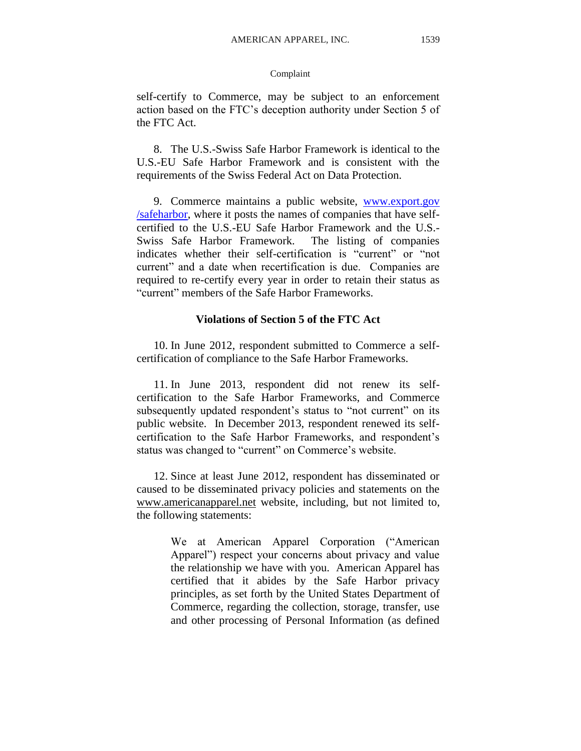self-certify to Commerce, may be subject to an enforcement action based on the FTC's deception authority under Section 5 of the FTC Act.

8. The U.S.-Swiss Safe Harbor Framework is identical to the U.S.-EU Safe Harbor Framework and is consistent with the requirements of the Swiss Federal Act on Data Protection.

9. Commerce maintains a public website, www.export.gov/safeharbor, where it posts the names of companies that have self-certified to the U.S.-EU Safe Harbor Framework and the U.S.-Swiss Safe Harbor Framework. The listing of companies indicates whether their self-certification is "current" or "not current" and a date when recertification is due. Companies are required to re-certify every year in order to retain their status as "current" members of the Safe Harbor Frameworks.

**Violations of Section 5 of the FTC Act**

10. In June 2012, respondent submitted to Commerce a self-certification of compliance to the Safe Harbor Frameworks.

11. In June 2013, respondent did not renew its self-certification to the Safe Harbor Frameworks, and Commerce subsequently updated respondent's status to "not current" on its public website. In December 2013, respondent renewed its self-certification to the Safe Harbor Frameworks, and respondent's status was changed to "current" on Commerce's website.

12. Since at least June 2012, respondent has disseminated or caused to be disseminated privacy policies and statements on the www.americanapparel.net website, including, but not limited to, the following statements:

> We at American Apparel Corporation ("American Apparel") respect your concerns about privacy and value the relationship we have with you. American Apparel has certified that it abides by the Safe Harbor privacy principles, as set forth by the United States Department of Commerce, regarding the collection, storage, transfer, use and other processing of Personal Information (as defined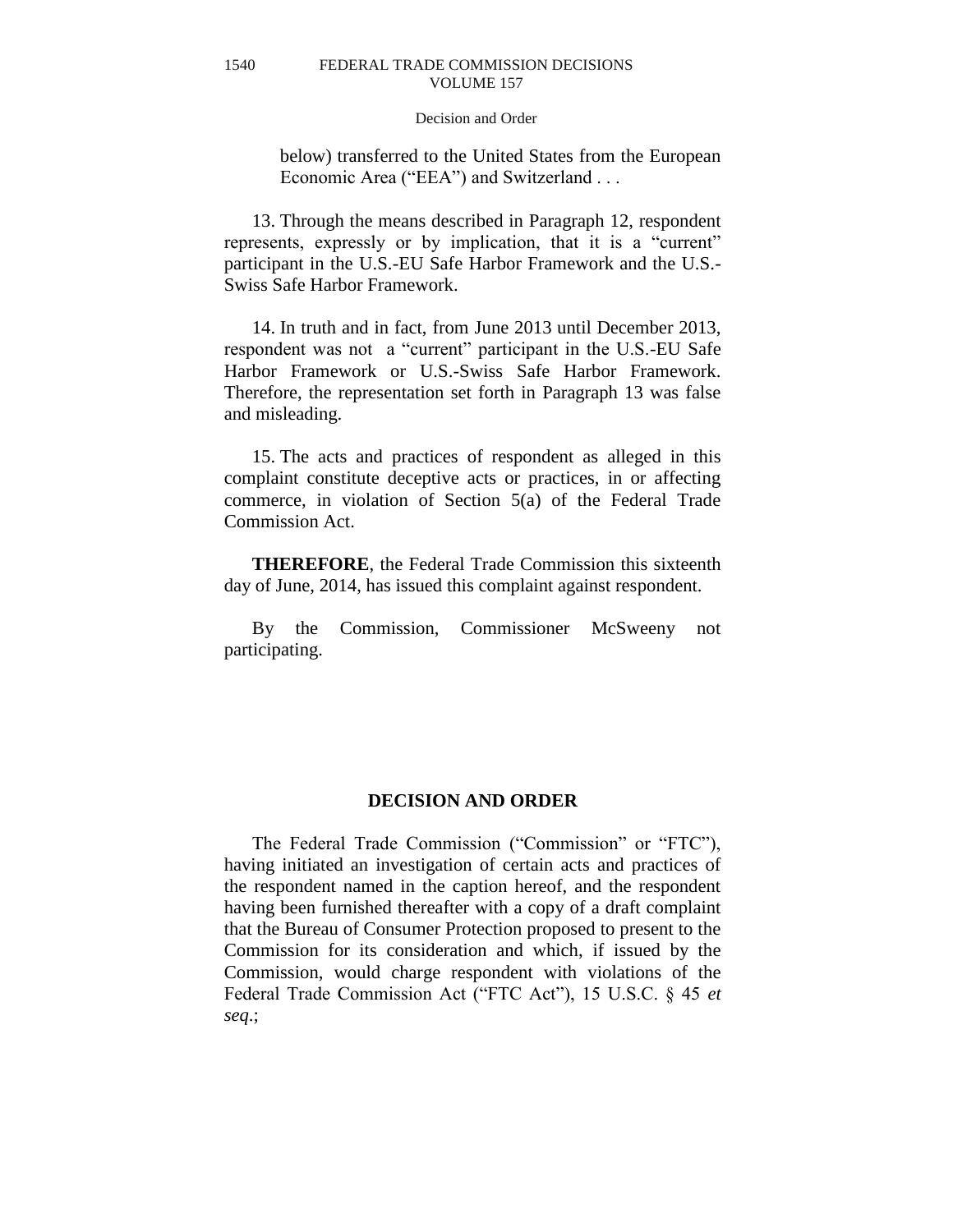> below) transferred to the United States from the European Economic Area ("EEA") and Switzerland . . .

13. Through the means described in Paragraph 12, respondent represents, expressly or by implication, that it is a "current" participant in the U.S.-EU Safe Harbor Framework and the U.S.-Swiss Safe Harbor Framework.

14. In truth and in fact, from June 2013 until December 2013, respondent was not a "current" participant in the U.S.-EU Safe Harbor Framework or U.S.-Swiss Safe Harbor Framework. Therefore, the representation set forth in Paragraph 13 was false and misleading.

15. The acts and practices of respondent as alleged in this complaint constitute deceptive acts or practices, in or affecting commerce, in violation of Section 5(a) of the Federal Trade Commission Act.

**THEREFORE**, the Federal Trade Commission this sixteenth day of June, 2014, has issued this complaint against respondent.

By the Commission, Commissioner McSweeny not participating.

## DECISION AND ORDER

The Federal Trade Commission ("Commission" or "FTC"), having initiated an investigation of certain acts and practices of the respondent named in the caption hereof, and the respondent having been furnished thereafter with a copy of a draft complaint that the Bureau of Consumer Protection proposed to present to the Commission for its consideration and which, if issued by the Commission, would charge respondent with violations of the Federal Trade Commission Act ("FTC Act"), 15 U.S.C. § 45 *et seq*.;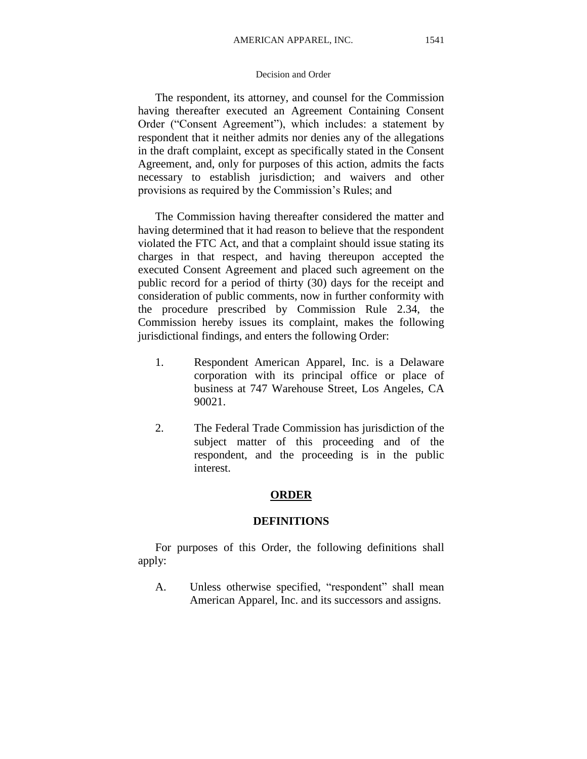The respondent, its attorney, and counsel for the Commission having thereafter executed an Agreement Containing Consent Order ("Consent Agreement"), which includes: a statement by respondent that it neither admits nor denies any of the allegations in the draft complaint, except as specifically stated in the Consent Agreement, and, only for purposes of this action, admits the facts necessary to establish jurisdiction; and waivers and other provisions as required by the Commission's Rules; and

The Commission having thereafter considered the matter and having determined that it had reason to believe that the respondent violated the FTC Act, and that a complaint should issue stating its charges in that respect, and having thereupon accepted the executed Consent Agreement and placed such agreement on the public record for a period of thirty (30) days for the receipt and consideration of public comments, now in further conformity with the procedure prescribed by Commission Rule 2.34, the Commission hereby issues its complaint, makes the following jurisdictional findings, and enters the following Order:

1. Respondent American Apparel, Inc. is a Delaware corporation with its principal office or place of business at 747 Warehouse Street, Los Angeles, CA 90021.

2. The Federal Trade Commission has jurisdiction of the subject matter of this proceeding and of the respondent, and the proceeding is in the public interest.

## ORDER

### DEFINITIONS

For purposes of this Order, the following definitions shall apply:

A. Unless otherwise specified, "respondent" shall mean American Apparel, Inc. and its successors and assigns.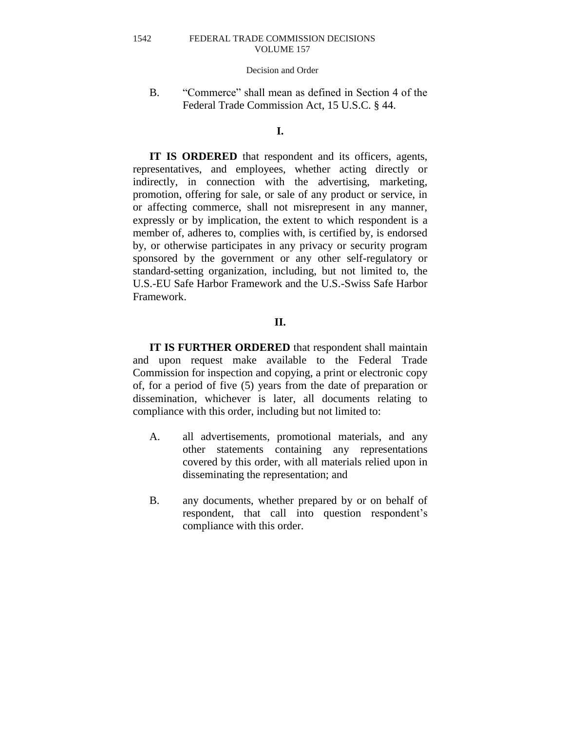B. "Commerce" shall mean as defined in Section 4 of the Federal Trade Commission Act, 15 U.S.C. § 44.

**I.**

**IT IS ORDERED** that respondent and its officers, agents, representatives, and employees, whether acting directly or indirectly, in connection with the advertising, marketing, promotion, offering for sale, or sale of any product or service, in or affecting commerce, shall not misrepresent in any manner, expressly or by implication, the extent to which respondent is a member of, adheres to, complies with, is certified by, is endorsed by, or otherwise participates in any privacy or security program sponsored by the government or any other self-regulatory or standard-setting organization, including, but not limited to, the U.S.-EU Safe Harbor Framework and the U.S.-Swiss Safe Harbor Framework.

**II.**

**IT IS FURTHER ORDERED** that respondent shall maintain and upon request make available to the Federal Trade Commission for inspection and copying, a print or electronic copy of, for a period of five (5) years from the date of preparation or dissemination, whichever is later, all documents relating to compliance with this order, including but not limited to:

A. all advertisements, promotional materials, and any other statements containing any representations covered by this order, with all materials relied upon in disseminating the representation; and

B. any documents, whether prepared by or on behalf of respondent, that call into question respondent's compliance with this order.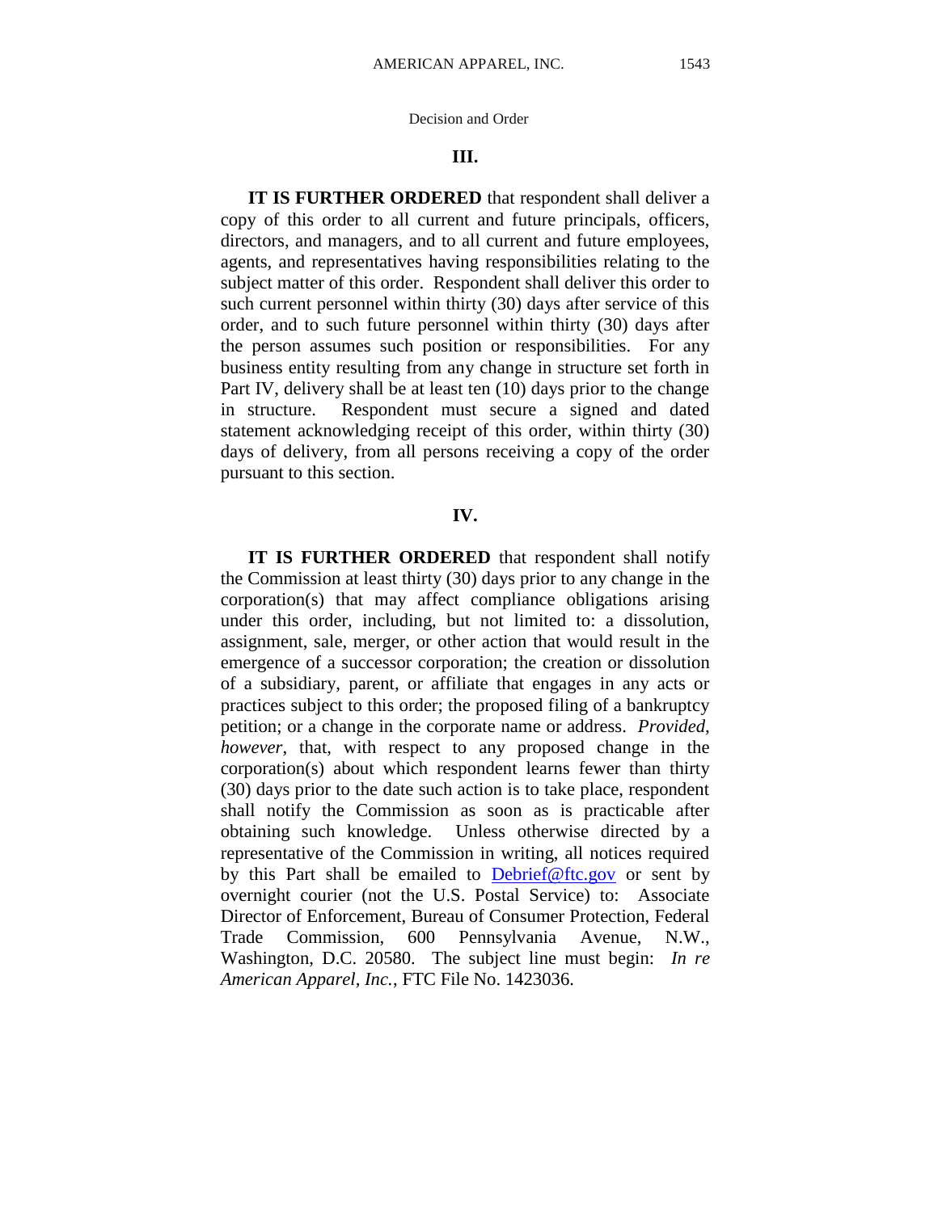### III.

**IT IS FURTHER ORDERED** that respondent shall deliver a copy of this order to all current and future principals, officers, directors, and managers, and to all current and future employees, agents, and representatives having responsibilities relating to the subject matter of this order. Respondent shall deliver this order to such current personnel within thirty (30) days after service of this order, and to such future personnel within thirty (30) days after the person assumes such position or responsibilities. For any business entity resulting from any change in structure set forth in Part IV, delivery shall be at least ten (10) days prior to the change in structure. Respondent must secure a signed and dated statement acknowledging receipt of this order, within thirty (30) days of delivery, from all persons receiving a copy of the order pursuant to this section.

### IV.

**IT IS FURTHER ORDERED** that respondent shall notify the Commission at least thirty (30) days prior to any change in the corporation(s) that may affect compliance obligations arising under this order, including, but not limited to: a dissolution, assignment, sale, merger, or other action that would result in the emergence of a successor corporation; the creation or dissolution of a subsidiary, parent, or affiliate that engages in any acts or practices subject to this order; the proposed filing of a bankruptcy petition; or a change in the corporate name or address. *Provided, however*, that, with respect to any proposed change in the corporation(s) about which respondent learns fewer than thirty (30) days prior to the date such action is to take place, respondent shall notify the Commission as soon as is practicable after obtaining such knowledge. Unless otherwise directed by a representative of the Commission in writing, all notices required by this Part shall be emailed to Debrief@ftc.gov or sent by overnight courier (not the U.S. Postal Service) to: Associate Director of Enforcement, Bureau of Consumer Protection, Federal Trade Commission, 600 Pennsylvania Avenue, N.W., Washington, D.C. 20580. The subject line must begin: *In re American Apparel, Inc.*, FTC File No. 1423036.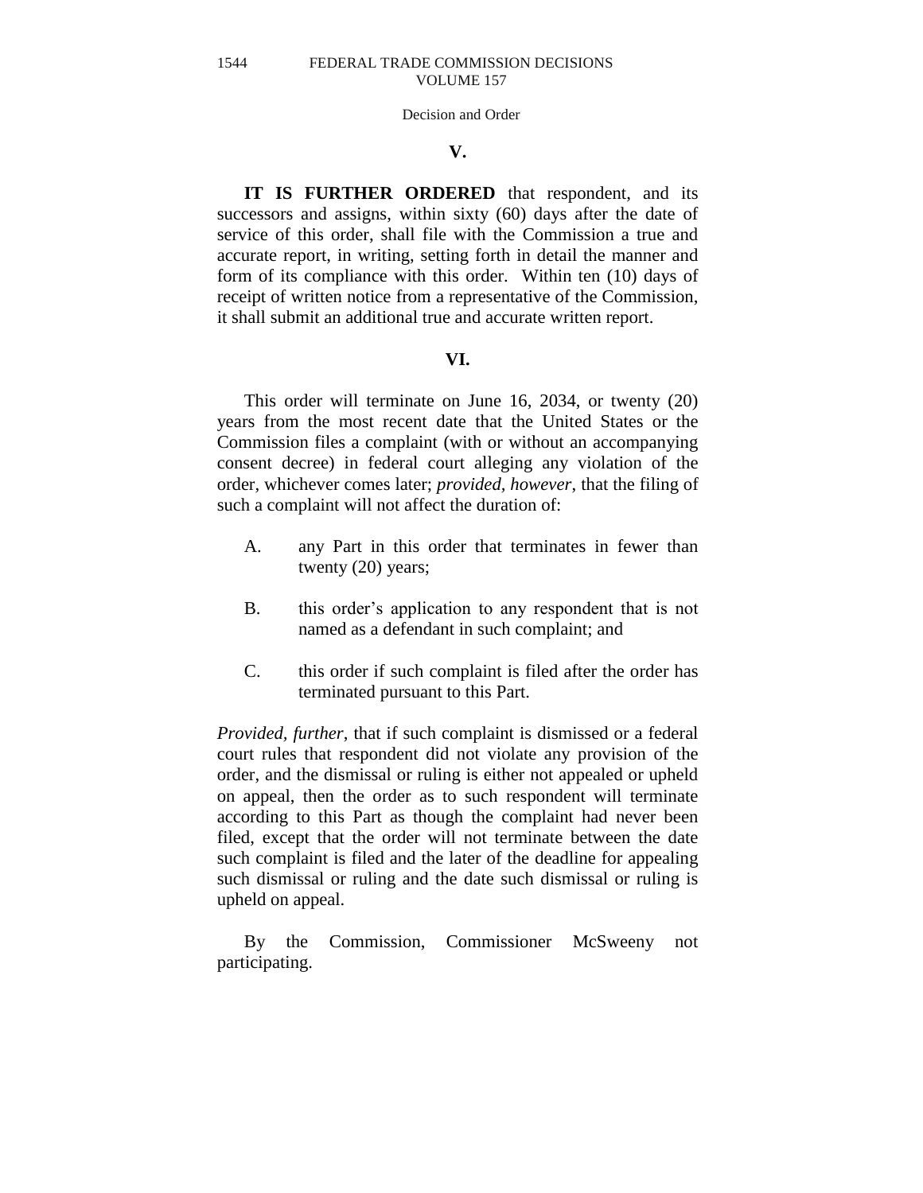## V.

**IT IS FURTHER ORDERED** that respondent, and its successors and assigns, within sixty (60) days after the date of service of this order, shall file with the Commission a true and accurate report, in writing, setting forth in detail the manner and form of its compliance with this order. Within ten (10) days of receipt of written notice from a representative of the Commission, it shall submit an additional true and accurate written report.

## VI.

This order will terminate on June 16, 2034, or twenty (20) years from the most recent date that the United States or the Commission files a complaint (with or without an accompanying consent decree) in federal court alleging any violation of the order, whichever comes later; *provided, however*, that the filing of such a complaint will not affect the duration of:

A. any Part in this order that terminates in fewer than twenty (20) years;

B. this order's application to any respondent that is not named as a defendant in such complaint; and

C. this order if such complaint is filed after the order has terminated pursuant to this Part.

*Provided, further*, that if such complaint is dismissed or a federal court rules that respondent did not violate any provision of the order, and the dismissal or ruling is either not appealed or upheld on appeal, then the order as to such respondent will terminate according to this Part as though the complaint had never been filed, except that the order will not terminate between the date such complaint is filed and the later of the deadline for appealing such dismissal or ruling and the date such dismissal or ruling is upheld on appeal.

By the Commission, Commissioner McSweeny not participating.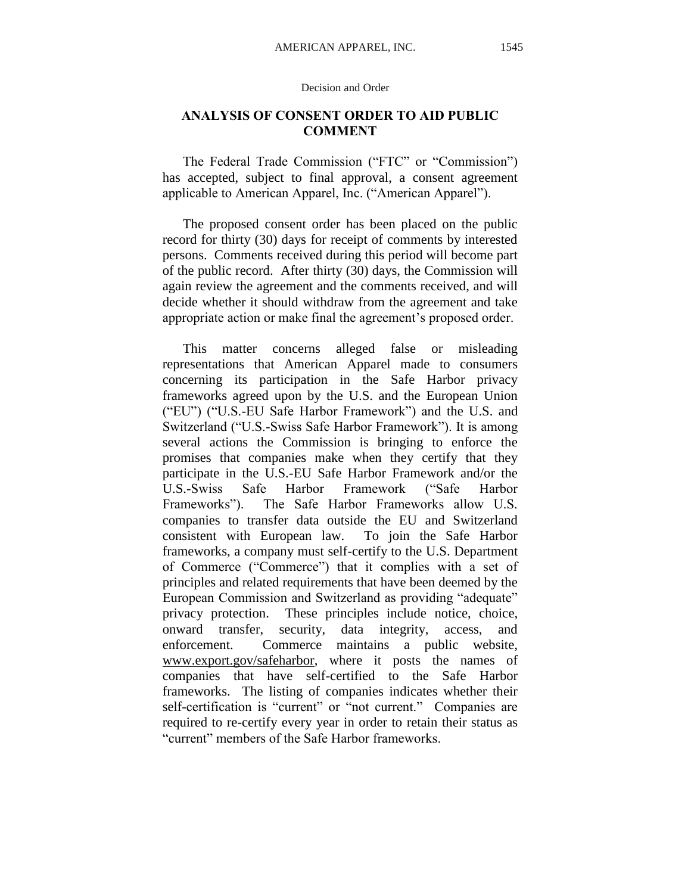## ANALYSIS OF CONSENT ORDER TO AID PUBLIC COMMENT

The Federal Trade Commission ("FTC" or "Commission") has accepted, subject to final approval, a consent agreement applicable to American Apparel, Inc. ("American Apparel").

The proposed consent order has been placed on the public record for thirty (30) days for receipt of comments by interested persons. Comments received during this period will become part of the public record. After thirty (30) days, the Commission will again review the agreement and the comments received, and will decide whether it should withdraw from the agreement and take appropriate action or make final the agreement's proposed order.

This matter concerns alleged false or misleading representations that American Apparel made to consumers concerning its participation in the Safe Harbor privacy frameworks agreed upon by the U.S. and the European Union ("EU") ("U.S.-EU Safe Harbor Framework") and the U.S. and Switzerland ("U.S.-Swiss Safe Harbor Framework"). It is among several actions the Commission is bringing to enforce the promises that companies make when they certify that they participate in the U.S.-EU Safe Harbor Framework and/or the U.S.-Swiss Safe Harbor Framework ("Safe Harbor Frameworks"). The Safe Harbor Frameworks allow U.S. companies to transfer data outside the EU and Switzerland consistent with European law. To join the Safe Harbor frameworks, a company must self-certify to the U.S. Department of Commerce ("Commerce") that it complies with a set of principles and related requirements that have been deemed by the European Commission and Switzerland as providing "adequate" privacy protection. These principles include notice, choice, onward transfer, security, data integrity, access, and enforcement. Commerce maintains a public website, www.export.gov/safeharbor, where it posts the names of companies that have self-certified to the Safe Harbor frameworks. The listing of companies indicates whether their self-certification is "current" or "not current." Companies are required to re-certify every year in order to retain their status as "current" members of the Safe Harbor frameworks.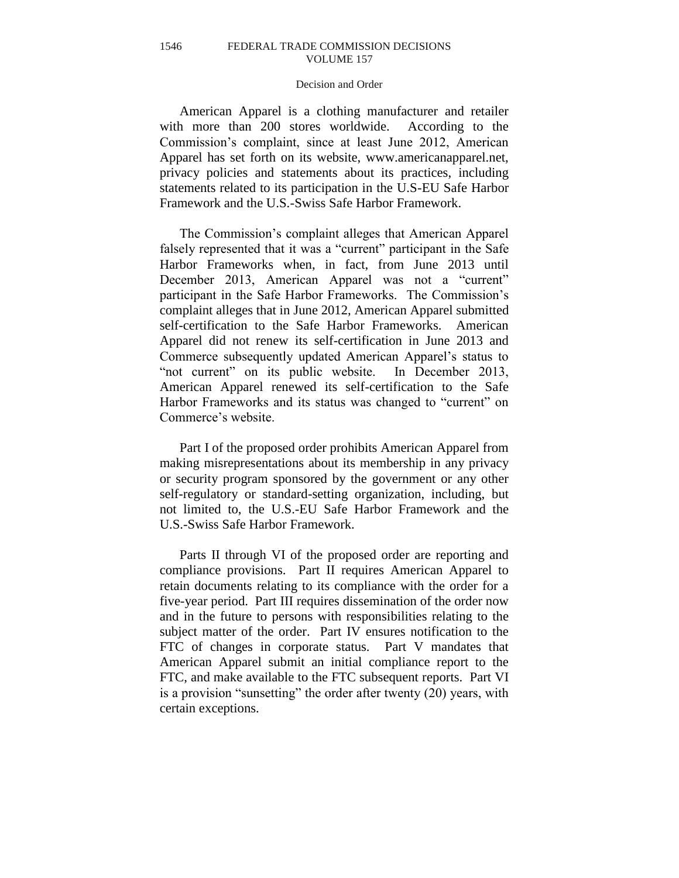American Apparel is a clothing manufacturer and retailer with more than 200 stores worldwide. According to the Commission's complaint, since at least June 2012, American Apparel has set forth on its website, www.americanapparel.net, privacy policies and statements about its practices, including statements related to its participation in the U.S-EU Safe Harbor Framework and the U.S.-Swiss Safe Harbor Framework.

The Commission's complaint alleges that American Apparel falsely represented that it was a "current" participant in the Safe Harbor Frameworks when, in fact, from June 2013 until December 2013, American Apparel was not a "current" participant in the Safe Harbor Frameworks. The Commission's complaint alleges that in June 2012, American Apparel submitted self-certification to the Safe Harbor Frameworks. American Apparel did not renew its self-certification in June 2013 and Commerce subsequently updated American Apparel's status to "not current" on its public website. In December 2013, American Apparel renewed its self-certification to the Safe Harbor Frameworks and its status was changed to "current" on Commerce's website.

Part I of the proposed order prohibits American Apparel from making misrepresentations about its membership in any privacy or security program sponsored by the government or any other self-regulatory or standard-setting organization, including, but not limited to, the U.S.-EU Safe Harbor Framework and the U.S.-Swiss Safe Harbor Framework.

Parts II through VI of the proposed order are reporting and compliance provisions. Part II requires American Apparel to retain documents relating to its compliance with the order for a five-year period. Part III requires dissemination of the order now and in the future to persons with responsibilities relating to the subject matter of the order. Part IV ensures notification to the FTC of changes in corporate status. Part V mandates that American Apparel submit an initial compliance report to the FTC, and make available to the FTC subsequent reports. Part VI is a provision "sunsetting" the order after twenty (20) years, with certain exceptions.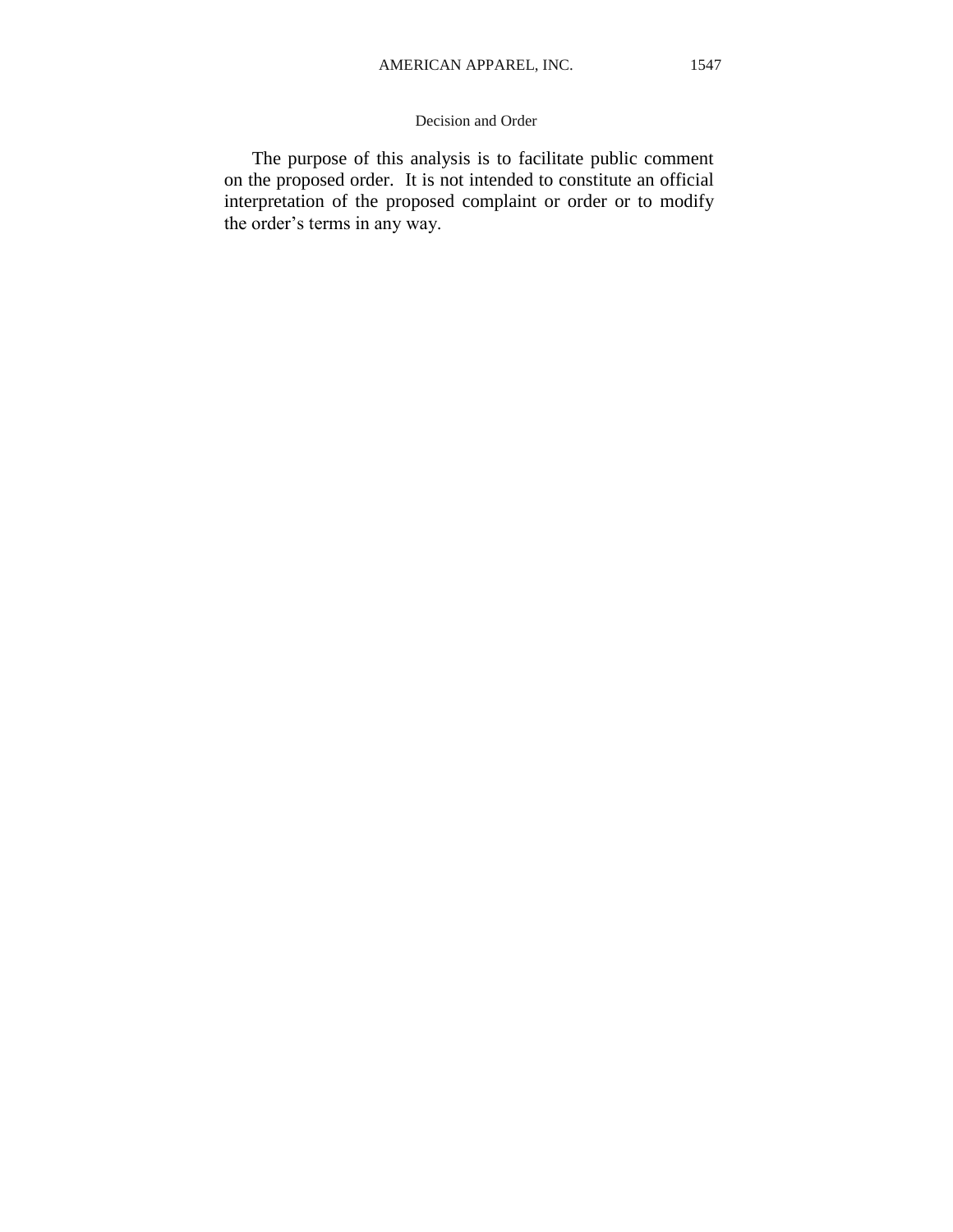The purpose of this analysis is to facilitate public comment on the proposed order. It is not intended to constitute an official interpretation of the proposed complaint or order or to modify the order's terms in any way.